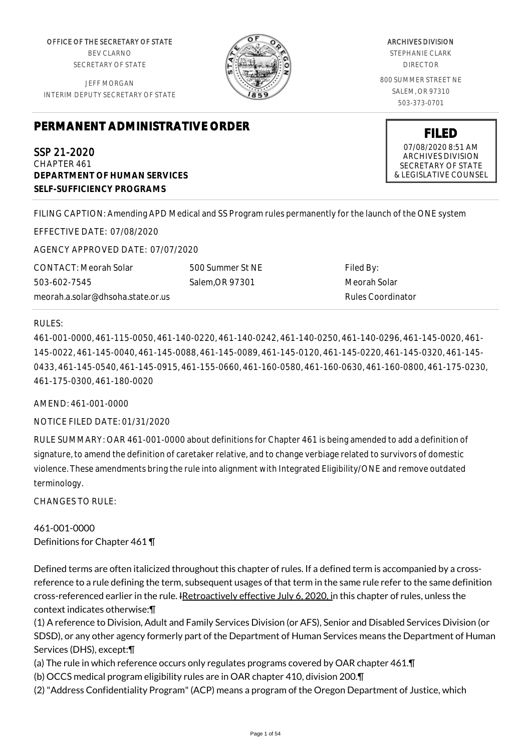OFFICE OF THE SECRETARY OF STATE
BEV CLARNO
SECRETARY OF STATE

JEFF MORGAN
INTERIM DEPUTY SECRETARY OF STATE

ARCHIVES DIVISION
STEPHANIE CLARK
DIRECTOR

800 SUMMER STREET NE
SALEM, OR 97310
503-373-0701

# PERMANENT ADMINISTRATIVE ORDER

**FILED**
07/08/2020 8:51 AM
ARCHIVES DIVISION
SECRETARY OF STATE
& LEGISLATIVE COUNSEL

SSP 21-2020
CHAPTER 461
**DEPARTMENT OF HUMAN SERVICES**
**SELF-SUFFICIENCY PROGRAMS**

FILING CAPTION: Amending APD Medical and SS Program rules permanently for the launch of the ONE system

EFFECTIVE DATE: 07/08/2020

AGENCY APPROVED DATE: 07/07/2020

CONTACT: Meorah Solar
503-602-7545
meorah.a.solar@dhsoha.state.or.us

500 Summer St NE
Salem,OR 97301

Filed By:
Meorah Solar
Rules Coordinator

RULES:

461-001-0000, 461-115-0050, 461-140-0220, 461-140-0242, 461-140-0250, 461-140-0296, 461-145-0020, 461-145-0022, 461-145-0040, 461-145-0088, 461-145-0089, 461-145-0120, 461-145-0220, 461-145-0320, 461-145-0433, 461-145-0540, 461-145-0915, 461-155-0660, 461-160-0580, 461-160-0630, 461-160-0800, 461-175-0230, 461-175-0300, 461-180-0020

AMEND: 461-001-0000

NOTICE FILED DATE: 01/31/2020

RULE SUMMARY: OAR 461-001-0000 about definitions for Chapter 461 is being amended to add a definition of signature, to amend the definition of caretaker relative, and to change verbiage related to survivors of domestic violence. These amendments bring the rule into alignment with Integrated Eligibility/ONE and remove outdated terminology.

CHANGES TO RULE:

461-001-0000
Definitions for Chapter 461 ¶

Defined terms are often italicized throughout this chapter of rules. If a defined term is accompanied by a cross-reference to a rule defining the term, subsequent usages of that term in the same rule refer to the same definition cross-referenced earlier in the rule. IRetroactively effective July 6, 2020, in this chapter of rules, unless the context indicates otherwise:¶

(1) A reference to Division, Adult and Family Services Division (or AFS), Senior and Disabled Services Division (or SDSD), or any other agency formerly part of the Department of Human Services means the Department of Human Services (DHS), except:¶

(a) The rule in which reference occurs only regulates programs covered by OAR chapter 461.¶

(b) OCCS medical program eligibility rules are in OAR chapter 410, division 200.¶

(2) "Address Confidentiality Program" (ACP) means a program of the Oregon Department of Justice, which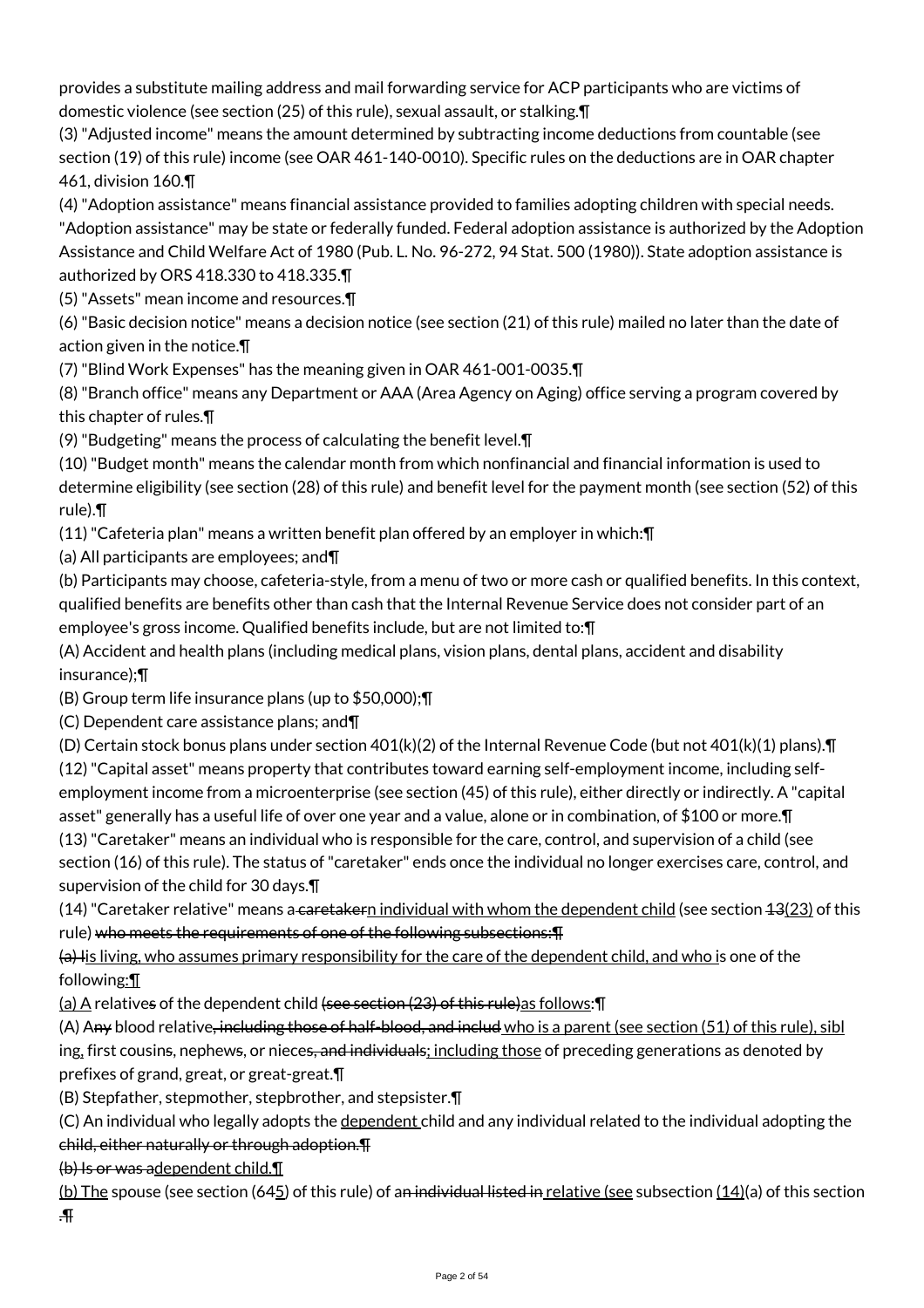provides a substitute mailing address and mail forwarding service for ACP participants who are victims of domestic violence (see section (25) of this rule), sexual assault, or stalking.¶

(3) "Adjusted income" means the amount determined by subtracting income deductions from countable (see section (19) of this rule) income (see OAR 461-140-0010). Specific rules on the deductions are in OAR chapter 461, division 160.¶

(4) "Adoption assistance" means financial assistance provided to families adopting children with special needs. "Adoption assistance" may be state or federally funded. Federal adoption assistance is authorized by the Adoption Assistance and Child Welfare Act of 1980 (Pub. L. No. 96-272, 94 Stat. 500 (1980)). State adoption assistance is authorized by ORS 418.330 to 418.335.¶

(5) "Assets" mean income and resources.¶

(6) "Basic decision notice" means a decision notice (see section (21) of this rule) mailed no later than the date of action given in the notice.¶

(7) "Blind Work Expenses" has the meaning given in OAR 461-001-0035.¶

(8) "Branch office" means any Department or AAA (Area Agency on Aging) office serving a program covered by this chapter of rules.¶

(9) "Budgeting" means the process of calculating the benefit level.¶

(10) "Budget month" means the calendar month from which nonfinancial and financial information is used to determine eligibility (see section (28) of this rule) and benefit level for the payment month (see section (52) of this rule).¶

(11) "Cafeteria plan" means a written benefit plan offered by an employer in which:¶

(a) All participants are employees; and¶

(b) Participants may choose, cafeteria-style, from a menu of two or more cash or qualified benefits. In this context, qualified benefits are benefits other than cash that the Internal Revenue Service does not consider part of an employee's gross income. Qualified benefits include, but are not limited to:¶

(A) Accident and health plans (including medical plans, vision plans, dental plans, accident and disability insurance);¶

(B) Group term life insurance plans (up to $50,000);¶

(C) Dependent care assistance plans; and¶

(D) Certain stock bonus plans under section 401(k)(2) of the Internal Revenue Code (but not 401(k)(1) plans).¶

(12) "Capital asset" means property that contributes toward earning self-employment income, including self-employment income from a microenterprise (see section (45) of this rule), either directly or indirectly. A "capital asset" generally has a useful life of over one year and a value, alone or in combination, of $100 or more.¶

(13) "Caretaker" means an individual who is responsible for the care, control, and supervision of a child (see section (16) of this rule). The status of "caretaker" ends once the individual no longer exercises care, control, and supervision of the child for 30 days.¶

(14) "Caretaker relative" means a ~~caretaker~~n individual with whom the dependent child (see section ~~13~~(23) of this rule) ~~who meets the requirements of one of the following subsections:¶~~

~~(a) I~~is living, who assumes primary responsibility for the care of the dependent child, and who is one of the following:¶

(a) A relative~~s~~ of the dependent child ~~(see section (23) of this rule)~~as follows:¶

(A) A~~ny~~ blood relative~~, including those of half-blood, and includ~~ who is a parent (see section (51) of this rule), sibling, first cousin~~s~~, nephew~~s~~, or niece~~s, and individuals~~; including those of preceding generations as denoted by prefixes of grand, great, or great-great.¶

(B) Stepfather, stepmother, stepbrother, and stepsister.¶

(C) An individual who legally adopts the dependent child and any individual related to the individual adopting the ~~child, either naturally or through adoption.¶~~

~~(b) Is or was a~~dependent child.¶

(b) The spouse (see section (64~~5~~) of this rule) of a~~n individual listed in~~ relative (see subsection (14)(a) of this section ~~.¶~~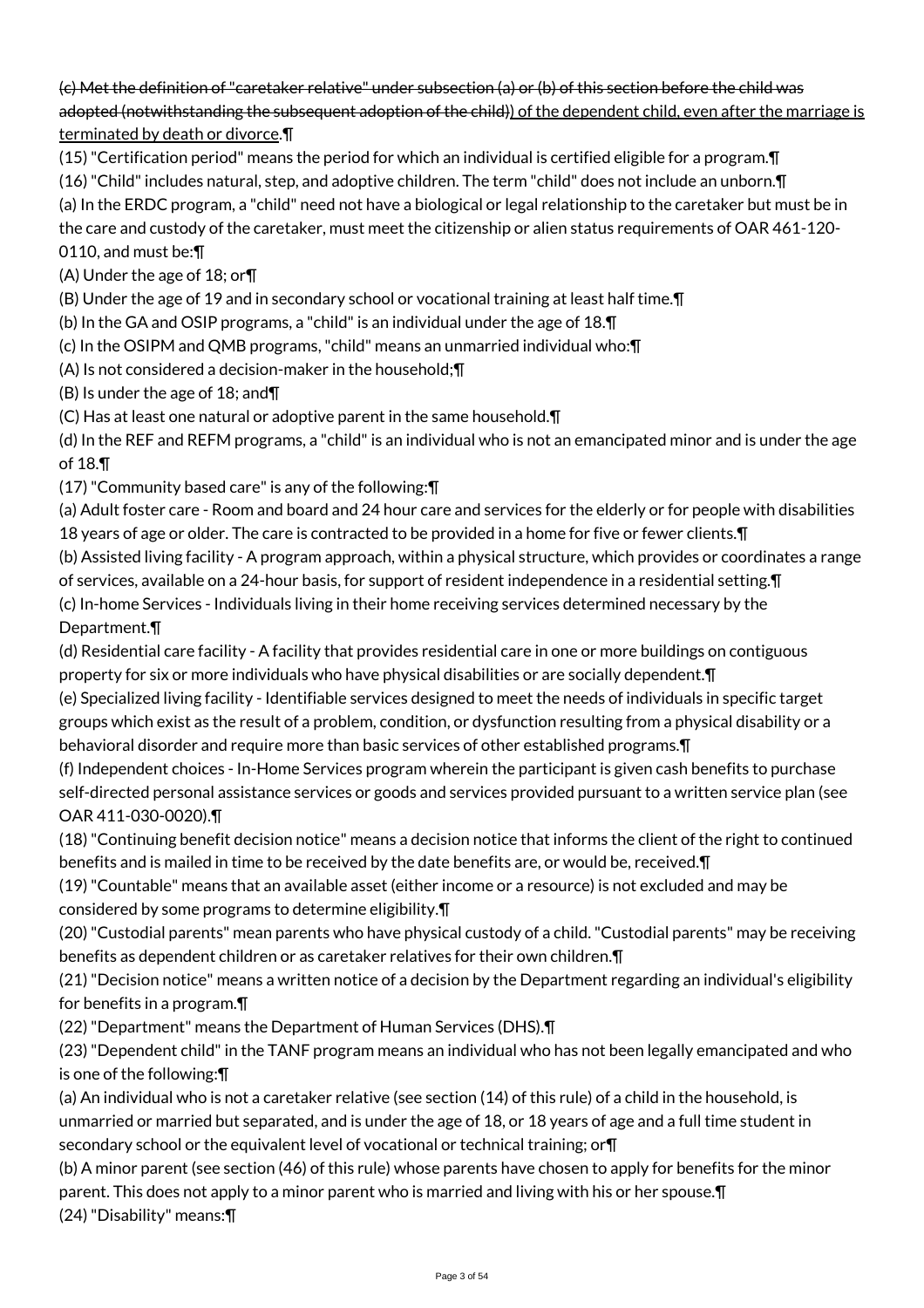~~(c) Met the definition of "caretaker relative" under subsection (a) or (b) of this section before the child was adopted (notwithstanding the subsequent adoption of the child)~~) of the dependent child, even after the marriage is terminated by death or divorce.¶

(15) "Certification period" means the period for which an individual is certified eligible for a program.¶

(16) "Child" includes natural, step, and adoptive children. The term "child" does not include an unborn.¶

(a) In the ERDC program, a "child" need not have a biological or legal relationship to the caretaker but must be in the care and custody of the caretaker, must meet the citizenship or alien status requirements of OAR 461-120-0110, and must be:¶

(A) Under the age of 18; or¶

(B) Under the age of 19 and in secondary school or vocational training at least half time.¶

(b) In the GA and OSIP programs, a "child" is an individual under the age of 18.¶

(c) In the OSIPM and QMB programs, "child" means an unmarried individual who:¶

(A) Is not considered a decision-maker in the household;¶

(B) Is under the age of 18; and¶

(C) Has at least one natural or adoptive parent in the same household.¶

(d) In the REF and REFM programs, a "child" is an individual who is not an emancipated minor and is under the age of 18.¶

(17) "Community based care" is any of the following:¶

(a) Adult foster care - Room and board and 24 hour care and services for the elderly or for people with disabilities 18 years of age or older. The care is contracted to be provided in a home for five or fewer clients.¶

(b) Assisted living facility - A program approach, within a physical structure, which provides or coordinates a range of services, available on a 24-hour basis, for support of resident independence in a residential setting.¶

(c) In-home Services - Individuals living in their home receiving services determined necessary by the Department.¶

(d) Residential care facility - A facility that provides residential care in one or more buildings on contiguous property for six or more individuals who have physical disabilities or are socially dependent.¶

(e) Specialized living facility - Identifiable services designed to meet the needs of individuals in specific target groups which exist as the result of a problem, condition, or dysfunction resulting from a physical disability or a behavioral disorder and require more than basic services of other established programs.¶

(f) Independent choices - In-Home Services program wherein the participant is given cash benefits to purchase self-directed personal assistance services or goods and services provided pursuant to a written service plan (see OAR 411-030-0020).¶

(18) "Continuing benefit decision notice" means a decision notice that informs the client of the right to continued benefits and is mailed in time to be received by the date benefits are, or would be, received.¶

(19) "Countable" means that an available asset (either income or a resource) is not excluded and may be considered by some programs to determine eligibility.¶

(20) "Custodial parents" mean parents who have physical custody of a child. "Custodial parents" may be receiving benefits as dependent children or as caretaker relatives for their own children.¶

(21) "Decision notice" means a written notice of a decision by the Department regarding an individual's eligibility for benefits in a program.¶

(22) "Department" means the Department of Human Services (DHS).¶

(23) "Dependent child" in the TANF program means an individual who has not been legally emancipated and who is one of the following:¶

(a) An individual who is not a caretaker relative (see section (14) of this rule) of a child in the household, is unmarried or married but separated, and is under the age of 18, or 18 years of age and a full time student in secondary school or the equivalent level of vocational or technical training; or¶

(b) A minor parent (see section (46) of this rule) whose parents have chosen to apply for benefits for the minor parent. This does not apply to a minor parent who is married and living with his or her spouse.¶

(24) "Disability" means:¶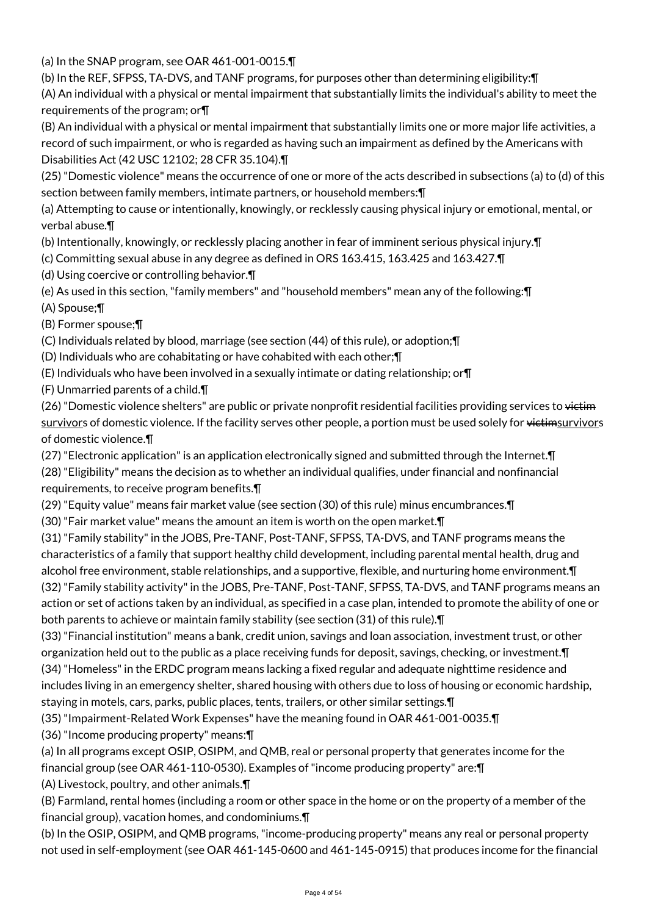(a) In the SNAP program, see OAR 461-001-0015.¶

(b) In the REF, SFPSS, TA-DVS, and TANF programs, for purposes other than determining eligibility:¶

(A) An individual with a physical or mental impairment that substantially limits the individual's ability to meet the requirements of the program; or¶

(B) An individual with a physical or mental impairment that substantially limits one or more major life activities, a record of such impairment, or who is regarded as having such an impairment as defined by the Americans with Disabilities Act (42 USC 12102; 28 CFR 35.104).¶

(25) "Domestic violence" means the occurrence of one or more of the acts described in subsections (a) to (d) of this section between family members, intimate partners, or household members:¶

(a) Attempting to cause or intentionally, knowingly, or recklessly causing physical injury or emotional, mental, or verbal abuse.¶

(b) Intentionally, knowingly, or recklessly placing another in fear of imminent serious physical injury.¶

(c) Committing sexual abuse in any degree as defined in ORS 163.415, 163.425 and 163.427.¶

(d) Using coercive or controlling behavior.¶

(e) As used in this section, "family members" and "household members" mean any of the following:¶

(A) Spouse;¶

(B) Former spouse;¶

(C) Individuals related by blood, marriage (see section (44) of this rule), or adoption;¶

(D) Individuals who are cohabitating or have cohabited with each other;¶

(E) Individuals who have been involved in a sexually intimate or dating relationship; or¶

(F) Unmarried parents of a child.¶

(26) "Domestic violence shelters" are public or private nonprofit residential facilities providing services to ~~victim~~ survivors of domestic violence. If the facility serves other people, a portion must be used solely for ~~victim~~survivors of domestic violence.¶

(27) "Electronic application" is an application electronically signed and submitted through the Internet.¶

(28) "Eligibility" means the decision as to whether an individual qualifies, under financial and nonfinancial requirements, to receive program benefits.¶

(29) "Equity value" means fair market value (see section (30) of this rule) minus encumbrances.¶

(30) "Fair market value" means the amount an item is worth on the open market.¶

(31) "Family stability" in the JOBS, Pre-TANF, Post-TANF, SFPSS, TA-DVS, and TANF programs means the characteristics of a family that support healthy child development, including parental mental health, drug and alcohol free environment, stable relationships, and a supportive, flexible, and nurturing home environment.¶

(32) "Family stability activity" in the JOBS, Pre-TANF, Post-TANF, SFPSS, TA-DVS, and TANF programs means an action or set of actions taken by an individual, as specified in a case plan, intended to promote the ability of one or both parents to achieve or maintain family stability (see section (31) of this rule).¶

(33) "Financial institution" means a bank, credit union, savings and loan association, investment trust, or other organization held out to the public as a place receiving funds for deposit, savings, checking, or investment.¶

(34) "Homeless" in the ERDC program means lacking a fixed regular and adequate nighttime residence and includes living in an emergency shelter, shared housing with others due to loss of housing or economic hardship, staying in motels, cars, parks, public places, tents, trailers, or other similar settings.¶

(35) "Impairment-Related Work Expenses" have the meaning found in OAR 461-001-0035.¶

(36) "Income producing property" means:¶

(a) In all programs except OSIP, OSIPM, and QMB, real or personal property that generates income for the financial group (see OAR 461-110-0530). Examples of "income producing property" are:¶

(A) Livestock, poultry, and other animals.¶

(B) Farmland, rental homes (including a room or other space in the home or on the property of a member of the financial group), vacation homes, and condominiums.¶

(b) In the OSIP, OSIPM, and QMB programs, "income-producing property" means any real or personal property not used in self-employment (see OAR 461-145-0600 and 461-145-0915) that produces income for the financial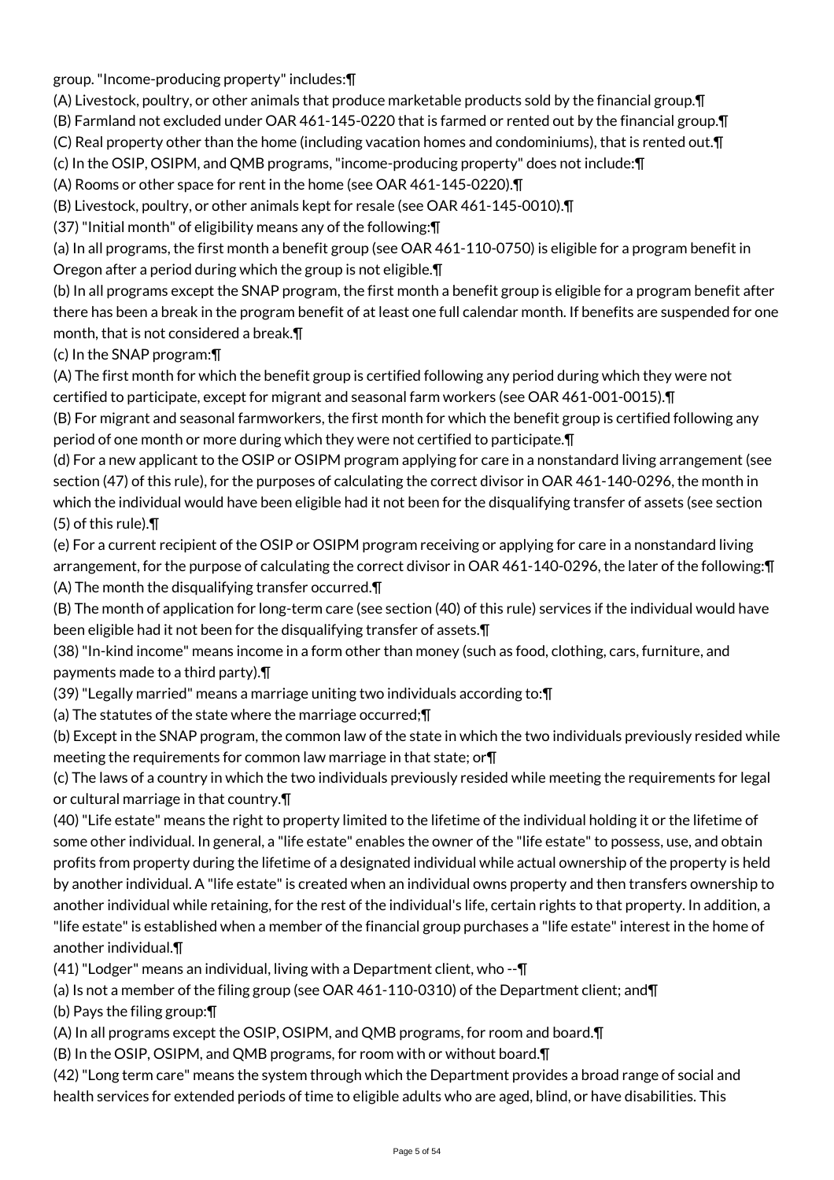group. "Income-producing property" includes:¶

(A) Livestock, poultry, or other animals that produce marketable products sold by the financial group.¶

(B) Farmland not excluded under OAR 461-145-0220 that is farmed or rented out by the financial group.¶

(C) Real property other than the home (including vacation homes and condominiums), that is rented out.¶

(c) In the OSIP, OSIPM, and QMB programs, "income-producing property" does not include:¶

(A) Rooms or other space for rent in the home (see OAR 461-145-0220).¶

(B) Livestock, poultry, or other animals kept for resale (see OAR 461-145-0010).¶

(37) "Initial month" of eligibility means any of the following:¶

(a) In all programs, the first month a benefit group (see OAR 461-110-0750) is eligible for a program benefit in Oregon after a period during which the group is not eligible.¶

(b) In all programs except the SNAP program, the first month a benefit group is eligible for a program benefit after there has been a break in the program benefit of at least one full calendar month. If benefits are suspended for one month, that is not considered a break.¶

(c) In the SNAP program:¶

(A) The first month for which the benefit group is certified following any period during which they were not certified to participate, except for migrant and seasonal farm workers (see OAR 461-001-0015).¶

(B) For migrant and seasonal farmworkers, the first month for which the benefit group is certified following any period of one month or more during which they were not certified to participate.¶

(d) For a new applicant to the OSIP or OSIPM program applying for care in a nonstandard living arrangement (see section (47) of this rule), for the purposes of calculating the correct divisor in OAR 461-140-0296, the month in which the individual would have been eligible had it not been for the disqualifying transfer of assets (see section (5) of this rule).¶

(e) For a current recipient of the OSIP or OSIPM program receiving or applying for care in a nonstandard living arrangement, for the purpose of calculating the correct divisor in OAR 461-140-0296, the later of the following:¶

(A) The month the disqualifying transfer occurred.¶

(B) The month of application for long-term care (see section (40) of this rule) services if the individual would have been eligible had it not been for the disqualifying transfer of assets.¶

(38) "In-kind income" means income in a form other than money (such as food, clothing, cars, furniture, and payments made to a third party).¶

(39) "Legally married" means a marriage uniting two individuals according to:¶

(a) The statutes of the state where the marriage occurred;¶

(b) Except in the SNAP program, the common law of the state in which the two individuals previously resided while meeting the requirements for common law marriage in that state; or¶

(c) The laws of a country in which the two individuals previously resided while meeting the requirements for legal or cultural marriage in that country.¶

(40) "Life estate" means the right to property limited to the lifetime of the individual holding it or the lifetime of some other individual. In general, a "life estate" enables the owner of the "life estate" to possess, use, and obtain profits from property during the lifetime of a designated individual while actual ownership of the property is held by another individual. A "life estate" is created when an individual owns property and then transfers ownership to another individual while retaining, for the rest of the individual's life, certain rights to that property. In addition, a "life estate" is established when a member of the financial group purchases a "life estate" interest in the home of another individual.¶

(41) "Lodger" means an individual, living with a Department client, who --¶

(a) Is not a member of the filing group (see OAR 461-110-0310) of the Department client; and¶

(b) Pays the filing group:¶

(A) In all programs except the OSIP, OSIPM, and QMB programs, for room and board.¶

(B) In the OSIP, OSIPM, and QMB programs, for room with or without board.¶

(42) "Long term care" means the system through which the Department provides a broad range of social and health services for extended periods of time to eligible adults who are aged, blind, or have disabilities. This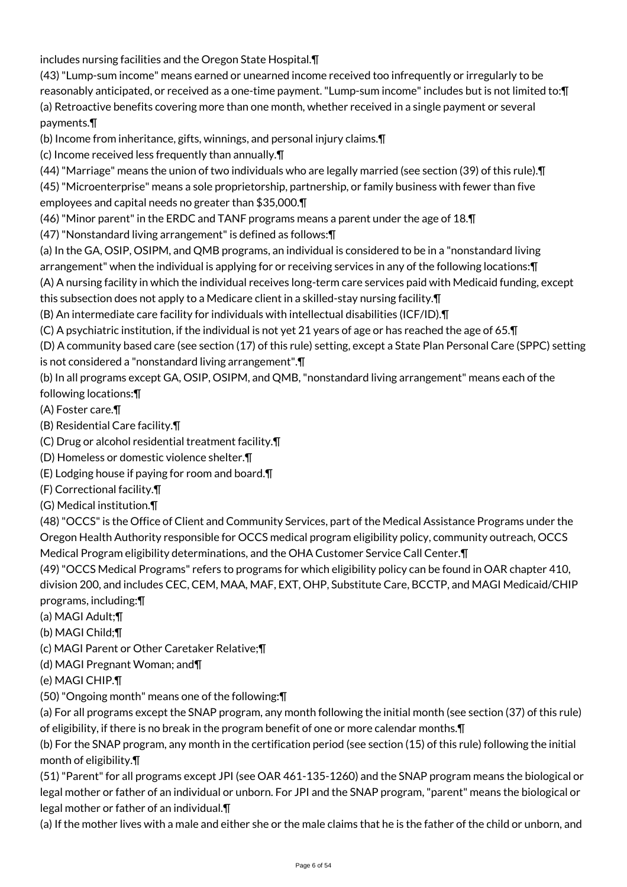includes nursing facilities and the Oregon State Hospital.¶

(43) "Lump-sum income" means earned or unearned income received too infrequently or irregularly to be reasonably anticipated, or received as a one-time payment. "Lump-sum income" includes but is not limited to:¶

(a) Retroactive benefits covering more than one month, whether received in a single payment or several payments.¶

(b) Income from inheritance, gifts, winnings, and personal injury claims.¶

(c) Income received less frequently than annually.¶

(44) "Marriage" means the union of two individuals who are legally married (see section (39) of this rule).¶

(45) "Microenterprise" means a sole proprietorship, partnership, or family business with fewer than five employees and capital needs no greater than $35,000.¶

(46) "Minor parent" in the ERDC and TANF programs means a parent under the age of 18.¶

(47) "Nonstandard living arrangement" is defined as follows:¶

(a) In the GA, OSIP, OSIPM, and QMB programs, an individual is considered to be in a "nonstandard living arrangement" when the individual is applying for or receiving services in any of the following locations:¶

(A) A nursing facility in which the individual receives long-term care services paid with Medicaid funding, except this subsection does not apply to a Medicare client in a skilled-stay nursing facility.¶

(B) An intermediate care facility for individuals with intellectual disabilities (ICF/ID).¶

(C) A psychiatric institution, if the individual is not yet 21 years of age or has reached the age of 65.¶

(D) A community based care (see section (17) of this rule) setting, except a State Plan Personal Care (SPPC) setting is not considered a "nonstandard living arrangement".¶

(b) In all programs except GA, OSIP, OSIPM, and QMB, "nonstandard living arrangement" means each of the following locations:¶

(A) Foster care.¶

(B) Residential Care facility.¶

(C) Drug or alcohol residential treatment facility.¶

(D) Homeless or domestic violence shelter.¶

(E) Lodging house if paying for room and board.¶

(F) Correctional facility.¶

(G) Medical institution.¶

(48) "OCCS" is the Office of Client and Community Services, part of the Medical Assistance Programs under the Oregon Health Authority responsible for OCCS medical program eligibility policy, community outreach, OCCS Medical Program eligibility determinations, and the OHA Customer Service Call Center.¶

(49) "OCCS Medical Programs" refers to programs for which eligibility policy can be found in OAR chapter 410, division 200, and includes CEC, CEM, MAA, MAF, EXT, OHP, Substitute Care, BCCTP, and MAGI Medicaid/CHIP programs, including:¶

(a) MAGI Adult;¶

(b) MAGI Child;¶

(c) MAGI Parent or Other Caretaker Relative;¶

(d) MAGI Pregnant Woman; and¶

(e) MAGI CHIP.¶

(50) "Ongoing month" means one of the following:¶

(a) For all programs except the SNAP program, any month following the initial month (see section (37) of this rule) of eligibility, if there is no break in the program benefit of one or more calendar months.¶

(b) For the SNAP program, any month in the certification period (see section (15) of this rule) following the initial month of eligibility.¶

(51) "Parent" for all programs except JPI (see OAR 461-135-1260) and the SNAP program means the biological or legal mother or father of an individual or unborn. For JPI and the SNAP program, "parent" means the biological or legal mother or father of an individual.¶

(a) If the mother lives with a male and either she or the male claims that he is the father of the child or unborn, and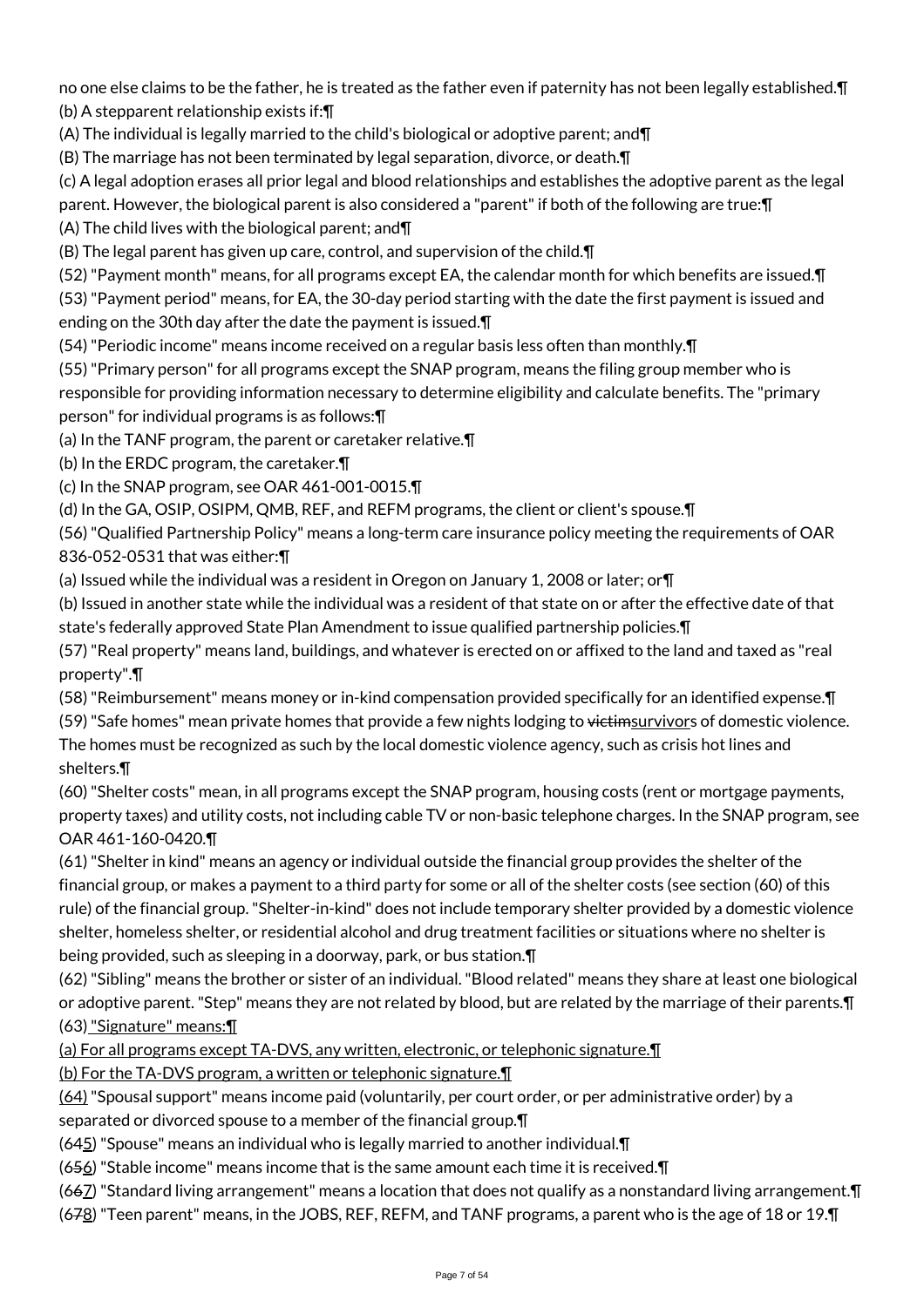no one else claims to be the father, he is treated as the father even if paternity has not been legally established.¶
(b) A stepparent relationship exists if:¶
(A) The individual is legally married to the child's biological or adoptive parent; and¶
(B) The marriage has not been terminated by legal separation, divorce, or death.¶
(c) A legal adoption erases all prior legal and blood relationships and establishes the adoptive parent as the legal parent. However, the biological parent is also considered a "parent" if both of the following are true:¶
(A) The child lives with the biological parent; and¶
(B) The legal parent has given up care, control, and supervision of the child.¶
(52) "Payment month" means, for all programs except EA, the calendar month for which benefits are issued.¶
(53) "Payment period" means, for EA, the 30-day period starting with the date the first payment is issued and ending on the 30th day after the date the payment is issued.¶
(54) "Periodic income" means income received on a regular basis less often than monthly.¶
(55) "Primary person" for all programs except the SNAP program, means the filing group member who is responsible for providing information necessary to determine eligibility and calculate benefits. The "primary person" for individual programs is as follows:¶
(a) In the TANF program, the parent or caretaker relative.¶
(b) In the ERDC program, the caretaker.¶
(c) In the SNAP program, see OAR 461-001-0015.¶
(d) In the GA, OSIP, OSIPM, QMB, REF, and REFM programs, the client or client's spouse.¶
(56) "Qualified Partnership Policy" means a long-term care insurance policy meeting the requirements of OAR 836-052-0531 that was either:¶
(a) Issued while the individual was a resident in Oregon on January 1, 2008 or later; or¶
(b) Issued in another state while the individual was a resident of that state on or after the effective date of that state's federally approved State Plan Amendment to issue qualified partnership policies.¶
(57) "Real property" means land, buildings, and whatever is erected on or affixed to the land and taxed as "real property".¶
(58) "Reimbursement" means money or in-kind compensation provided specifically for an identified expense.¶
(59) "Safe homes" mean private homes that provide a few nights lodging to ~~victim~~survivors of domestic violence. The homes must be recognized as such by the local domestic violence agency, such as crisis hot lines and shelters.¶
(60) "Shelter costs" mean, in all programs except the SNAP program, housing costs (rent or mortgage payments, property taxes) and utility costs, not including cable TV or non-basic telephone charges. In the SNAP program, see OAR 461-160-0420.¶
(61) "Shelter in kind" means an agency or individual outside the financial group provides the shelter of the financial group, or makes a payment to a third party for some or all of the shelter costs (see section (60) of this rule) of the financial group. "Shelter-in-kind" does not include temporary shelter provided by a domestic violence shelter, homeless shelter, or residential alcohol and drug treatment facilities or situations where no shelter is being provided, such as sleeping in a doorway, park, or bus station.¶
(62) "Sibling" means the brother or sister of an individual. "Blood related" means they share at least one biological or adoptive parent. "Step" means they are not related by blood, but are related by the marriage of their parents.¶
(63) "Signature" means:¶
(a) For all programs except TA-DVS, any written, electronic, or telephonic signature.¶
(b) For the TA-DVS program, a written or telephonic signature.¶
(64) "Spousal support" means income paid (voluntarily, per court order, or per administrative order) by a separated or divorced spouse to a member of the financial group.¶
(6~~4~~5) "Spouse" means an individual who is legally married to another individual.¶
(6~~5~~6) "Stable income" means income that is the same amount each time it is received.¶
(6~~6~~7) "Standard living arrangement" means a location that does not qualify as a nonstandard living arrangement.¶
(6~~7~~8) "Teen parent" means, in the JOBS, REF, REFM, and TANF programs, a parent who is the age of 18 or 19.¶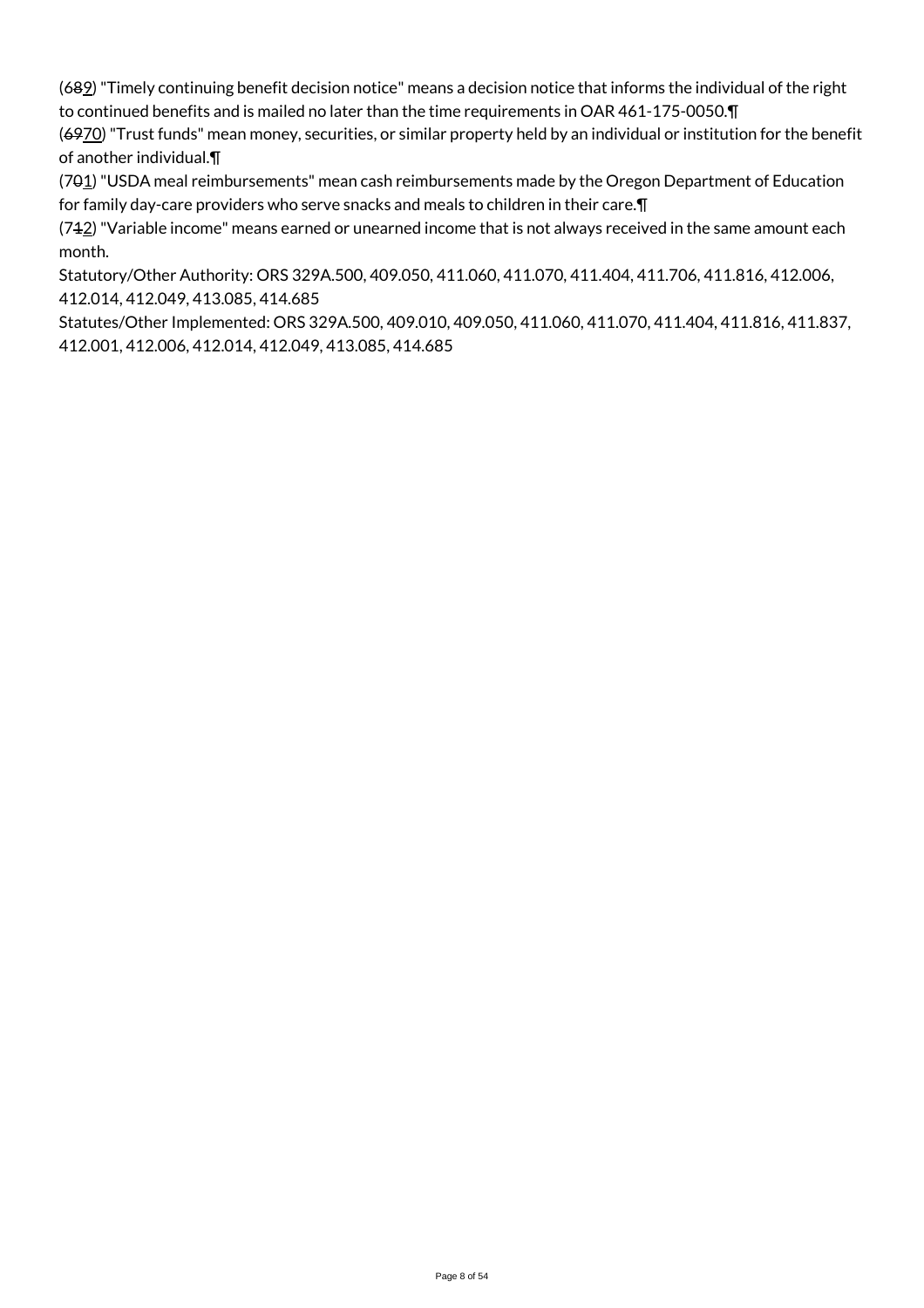(6~~8~~9) "Timely continuing benefit decision notice" means a decision notice that informs the individual of the right to continued benefits and is mailed no later than the time requirements in OAR 461-175-0050.¶

(~~69~~70) "Trust funds" mean money, securities, or similar property held by an individual or institution for the benefit of another individual.¶

(7~~0~~1) "USDA meal reimbursements" mean cash reimbursements made by the Oregon Department of Education for family day-care providers who serve snacks and meals to children in their care.¶

(7~~1~~2) "Variable income" means earned or unearned income that is not always received in the same amount each month.

Statutory/Other Authority: ORS 329A.500, 409.050, 411.060, 411.070, 411.404, 411.706, 411.816, 412.006, 412.014, 412.049, 413.085, 414.685

Statutes/Other Implemented: ORS 329A.500, 409.010, 409.050, 411.060, 411.070, 411.404, 411.816, 411.837, 412.001, 412.006, 412.014, 412.049, 413.085, 414.685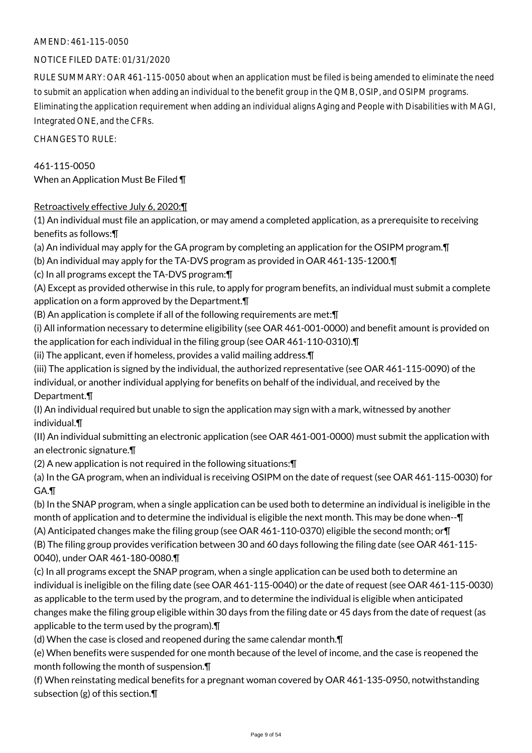AMEND: 461-115-0050

NOTICE FILED DATE: 01/31/2020

RULE SUMMARY: OAR 461-115-0050 about when an application must be filed is being amended to eliminate the need to submit an application when adding an individual to the benefit group in the QMB, OSIP, and OSIPM programs. Eliminating the application requirement when adding an individual aligns Aging and People with Disabilities with MAGI, Integrated ONE, and the CFRs.

CHANGES TO RULE:

461-115-0050
When an Application Must Be Filed ¶

Retroactively effective July 6, 2020:¶

(1) An individual must file an application, or may amend a completed application, as a prerequisite to receiving benefits as follows:¶

(a) An individual may apply for the GA program by completing an application for the OSIPM program.¶

(b) An individual may apply for the TA-DVS program as provided in OAR 461-135-1200.¶

(c) In all programs except the TA-DVS program:¶

(A) Except as provided otherwise in this rule, to apply for program benefits, an individual must submit a complete application on a form approved by the Department.¶

(B) An application is complete if all of the following requirements are met:¶

(i) All information necessary to determine eligibility (see OAR 461-001-0000) and benefit amount is provided on the application for each individual in the filing group (see OAR 461-110-0310).¶

(ii) The applicant, even if homeless, provides a valid mailing address.¶

(iii) The application is signed by the individual, the authorized representative (see OAR 461-115-0090) of the individual, or another individual applying for benefits on behalf of the individual, and received by the Department.¶

(I) An individual required but unable to sign the application may sign with a mark, witnessed by another individual.¶

(II) An individual submitting an electronic application (see OAR 461-001-0000) must submit the application with an electronic signature.¶

(2) A new application is not required in the following situations:¶

(a) In the GA program, when an individual is receiving OSIPM on the date of request (see OAR 461-115-0030) for GA.¶

(b) In the SNAP program, when a single application can be used both to determine an individual is ineligible in the month of application and to determine the individual is eligible the next month. This may be done when--¶

(A) Anticipated changes make the filing group (see OAR 461-110-0370) eligible the second month; or¶

(B) The filing group provides verification between 30 and 60 days following the filing date (see OAR 461-115-0040), under OAR 461-180-0080.¶

(c) In all programs except the SNAP program, when a single application can be used both to determine an individual is ineligible on the filing date (see OAR 461-115-0040) or the date of request (see OAR 461-115-0030) as applicable to the term used by the program, and to determine the individual is eligible when anticipated changes make the filing group eligible within 30 days from the filing date or 45 days from the date of request (as applicable to the term used by the program).¶

(d) When the case is closed and reopened during the same calendar month.¶

(e) When benefits were suspended for one month because of the level of income, and the case is reopened the month following the month of suspension.¶

(f) When reinstating medical benefits for a pregnant woman covered by OAR 461-135-0950, notwithstanding subsection (g) of this section.¶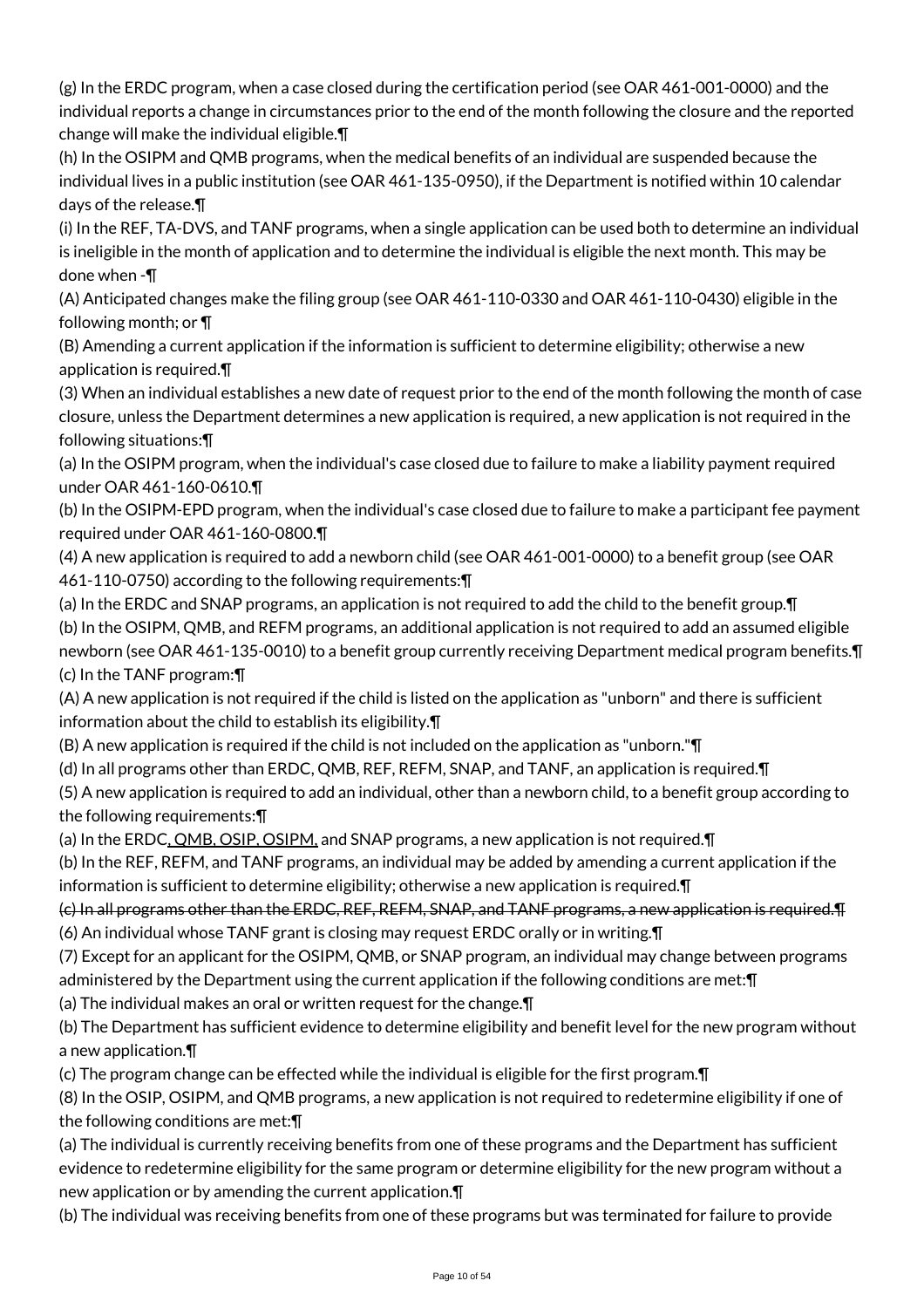(g) In the ERDC program, when a case closed during the certification period (see OAR 461-001-0000) and the individual reports a change in circumstances prior to the end of the month following the closure and the reported change will make the individual eligible.¶

(h) In the OSIPM and QMB programs, when the medical benefits of an individual are suspended because the individual lives in a public institution (see OAR 461-135-0950), if the Department is notified within 10 calendar days of the release.¶

(i) In the REF, TA-DVS, and TANF programs, when a single application can be used both to determine an individual is ineligible in the month of application and to determine the individual is eligible the next month. This may be done when -¶

(A) Anticipated changes make the filing group (see OAR 461-110-0330 and OAR 461-110-0430) eligible in the following month; or ¶

(B) Amending a current application if the information is sufficient to determine eligibility; otherwise a new application is required.¶

(3) When an individual establishes a new date of request prior to the end of the month following the month of case closure, unless the Department determines a new application is required, a new application is not required in the following situations:¶

(a) In the OSIPM program, when the individual's case closed due to failure to make a liability payment required under OAR 461-160-0610.¶

(b) In the OSIPM-EPD program, when the individual's case closed due to failure to make a participant fee payment required under OAR 461-160-0800.¶

(4) A new application is required to add a newborn child (see OAR 461-001-0000) to a benefit group (see OAR 461-110-0750) according to the following requirements:¶

(a) In the ERDC and SNAP programs, an application is not required to add the child to the benefit group.¶

(b) In the OSIPM, QMB, and REFM programs, an additional application is not required to add an assumed eligible newborn (see OAR 461-135-0010) to a benefit group currently receiving Department medical program benefits.¶

(c) In the TANF program:¶

(A) A new application is not required if the child is listed on the application as "unborn" and there is sufficient information about the child to establish its eligibility.¶

(B) A new application is required if the child is not included on the application as "unborn."¶

(d) In all programs other than ERDC, QMB, REF, REFM, SNAP, and TANF, an application is required.¶

(5) A new application is required to add an individual, other than a newborn child, to a benefit group according to the following requirements:¶

(a) In the ERDC<u>, QMB, OSIP, OSIPM,</u> and SNAP programs, a new application is not required.¶

(b) In the REF, REFM, and TANF programs, an individual may be added by amending a current application if the information is sufficient to determine eligibility; otherwise a new application is required.¶

~~(c) In all programs other than the ERDC, REF, REFM, SNAP, and TANF programs, a new application is required.¶~~

(6) An individual whose TANF grant is closing may request ERDC orally or in writing.¶

(7) Except for an applicant for the OSIPM, QMB, or SNAP program, an individual may change between programs administered by the Department using the current application if the following conditions are met:¶

(a) The individual makes an oral or written request for the change.¶

(b) The Department has sufficient evidence to determine eligibility and benefit level for the new program without a new application.¶

(c) The program change can be effected while the individual is eligible for the first program.¶

(8) In the OSIP, OSIPM, and QMB programs, a new application is not required to redetermine eligibility if one of the following conditions are met:¶

(a) The individual is currently receiving benefits from one of these programs and the Department has sufficient evidence to redetermine eligibility for the same program or determine eligibility for the new program without a new application or by amending the current application.¶

(b) The individual was receiving benefits from one of these programs but was terminated for failure to provide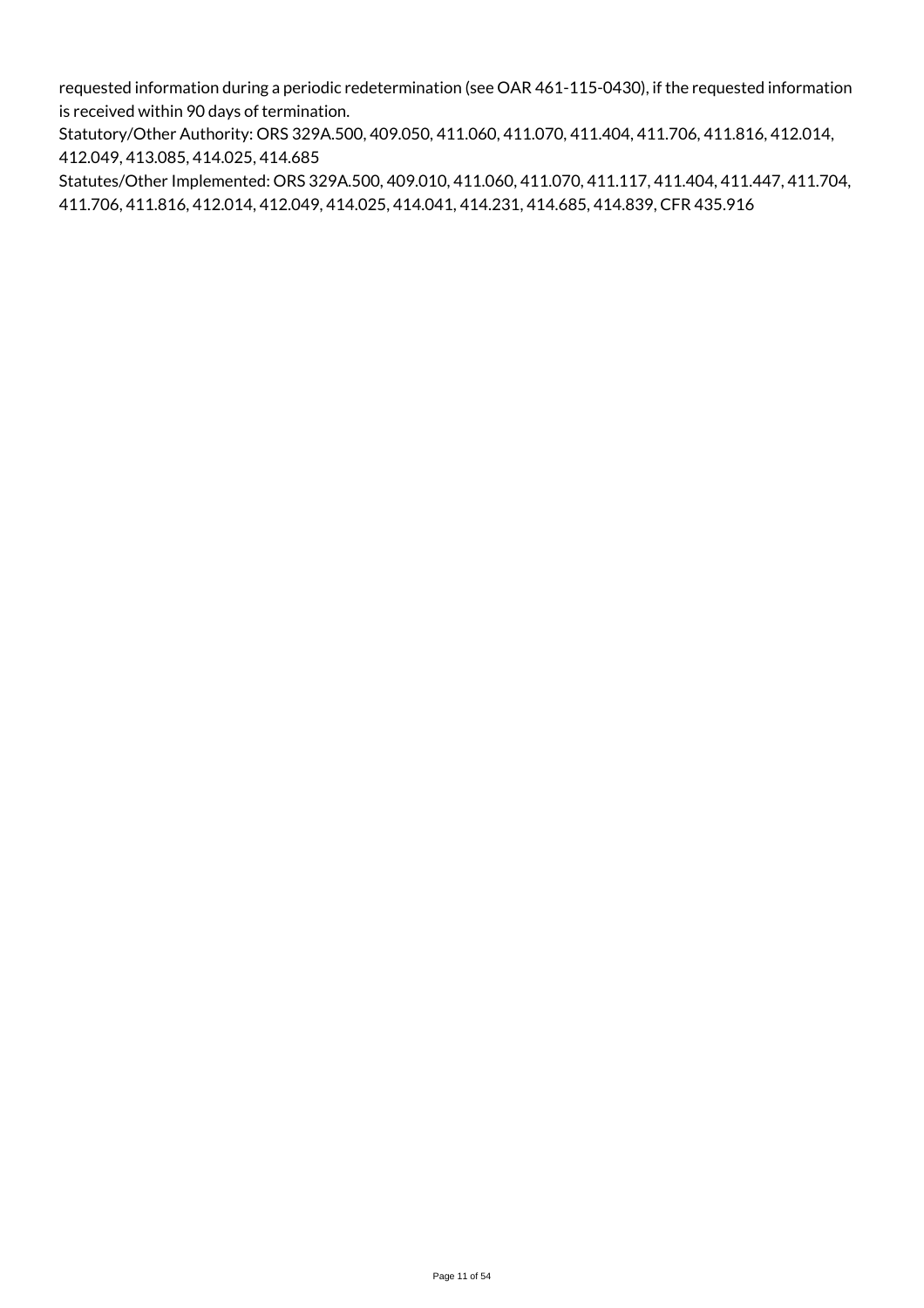requested information during a periodic redetermination (see OAR 461-115-0430), if the requested information is received within 90 days of termination.

Statutory/Other Authority: ORS 329A.500, 409.050, 411.060, 411.070, 411.404, 411.706, 411.816, 412.014, 412.049, 413.085, 414.025, 414.685

Statutes/Other Implemented: ORS 329A.500, 409.010, 411.060, 411.070, 411.117, 411.404, 411.447, 411.704, 411.706, 411.816, 412.014, 412.049, 414.025, 414.041, 414.231, 414.685, 414.839, CFR 435.916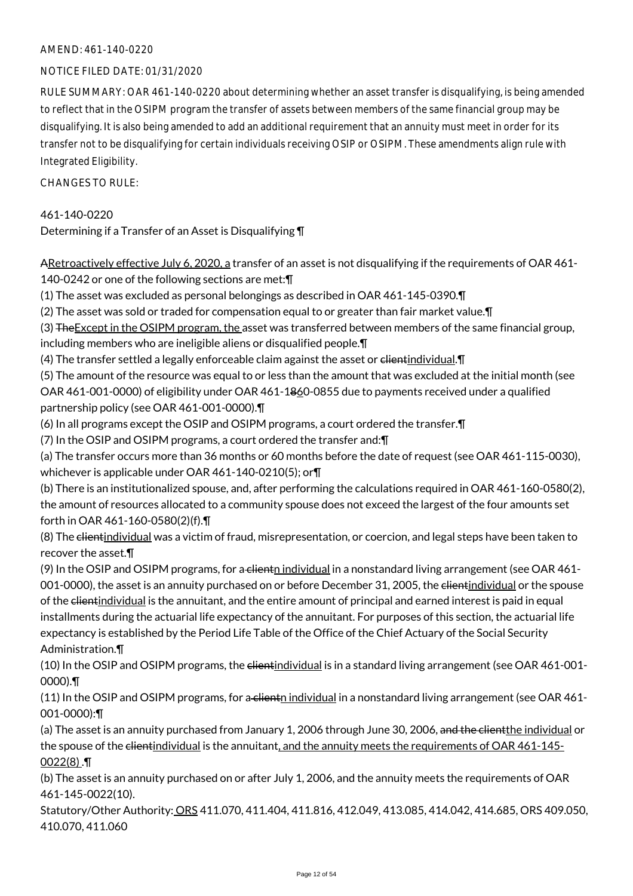AMEND: 461-140-0220

NOTICE FILED DATE: 01/31/2020

RULE SUMMARY: OAR 461-140-0220 about determining whether an asset transfer is disqualifying, is being amended to reflect that in the OSIPM program the transfer of assets between members of the same financial group may be disqualifying. It is also being amended to add an additional requirement that an annuity must meet in order for its transfer not to be disqualifying for certain individuals receiving OSIP or OSIPM. These amendments align rule with Integrated Eligibility.

CHANGES TO RULE:

461-140-0220
Determining if a Transfer of an Asset is Disqualifying ¶

ARetroactively effective July 6, 2020, a transfer of an asset is not disqualifying if the requirements of OAR 461-140-0242 or one of the following sections are met:¶

(1) The asset was excluded as personal belongings as described in OAR 461-145-0390.¶

(2) The asset was sold or traded for compensation equal to or greater than fair market value.¶

(3) TheExcept in the OSIPM program, the asset was transferred between members of the same financial group, including members who are ineligible aliens or disqualified people.¶

(4) The transfer settled a legally enforceable claim against the asset or clientindividual.¶

(5) The amount of the resource was equal to or less than the amount that was excluded at the initial month (see OAR 461-001-0000) of eligibility under OAR 461-1860-0855 due to payments received under a qualified partnership policy (see OAR 461-001-0000).¶

(6) In all programs except the OSIP and OSIPM programs, a court ordered the transfer.¶

(7) In the OSIP and OSIPM programs, a court ordered the transfer and:¶

(a) The transfer occurs more than 36 months or 60 months before the date of request (see OAR 461-115-0030), whichever is applicable under OAR 461-140-0210(5); or¶

(b) There is an institutionalized spouse, and, after performing the calculations required in OAR 461-160-0580(2), the amount of resources allocated to a community spouse does not exceed the largest of the four amounts set forth in OAR 461-160-0580(2)(f).¶

(8) The clientindividual was a victim of fraud, misrepresentation, or coercion, and legal steps have been taken to recover the asset.¶

(9) In the OSIP and OSIPM programs, for a clientn individual in a nonstandard living arrangement (see OAR 461-001-0000), the asset is an annuity purchased on or before December 31, 2005, the clientindividual or the spouse of the clientindividual is the annuitant, and the entire amount of principal and earned interest is paid in equal installments during the actuarial life expectancy of the annuitant. For purposes of this section, the actuarial life expectancy is established by the Period Life Table of the Office of the Chief Actuary of the Social Security Administration.¶

(10) In the OSIP and OSIPM programs, the clientindividual is in a standard living arrangement (see OAR 461-001-0000).¶

(11) In the OSIP and OSIPM programs, for a clientn individual in a nonstandard living arrangement (see OAR 461-001-0000):¶

(a) The asset is an annuity purchased from January 1, 2006 through June 30, 2006, and the clientthe individual or the spouse of the clientindividual is the annuitant, and the annuity meets the requirements of OAR 461-145-0022(8) .¶

(b) The asset is an annuity purchased on or after July 1, 2006, and the annuity meets the requirements of OAR 461-145-0022(10).

Statutory/Other Authority: ORS 411.070, 411.404, 411.816, 412.049, 413.085, 414.042, 414.685, ORS 409.050, 410.070, 411.060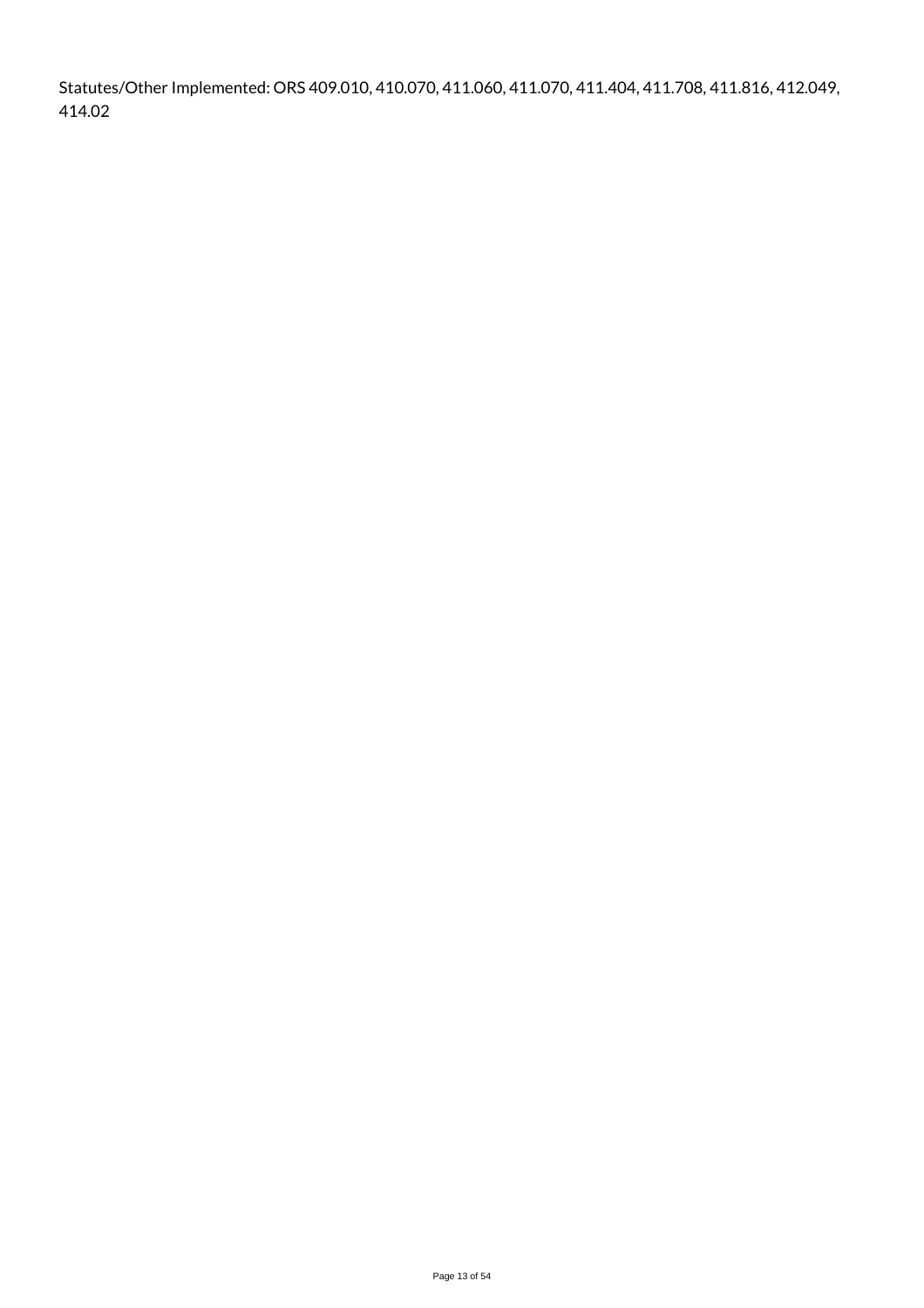Statutes/Other Implemented: ORS 409.010, 410.070, 411.060, 411.070, 411.404, 411.708, 411.816, 412.049, 414.02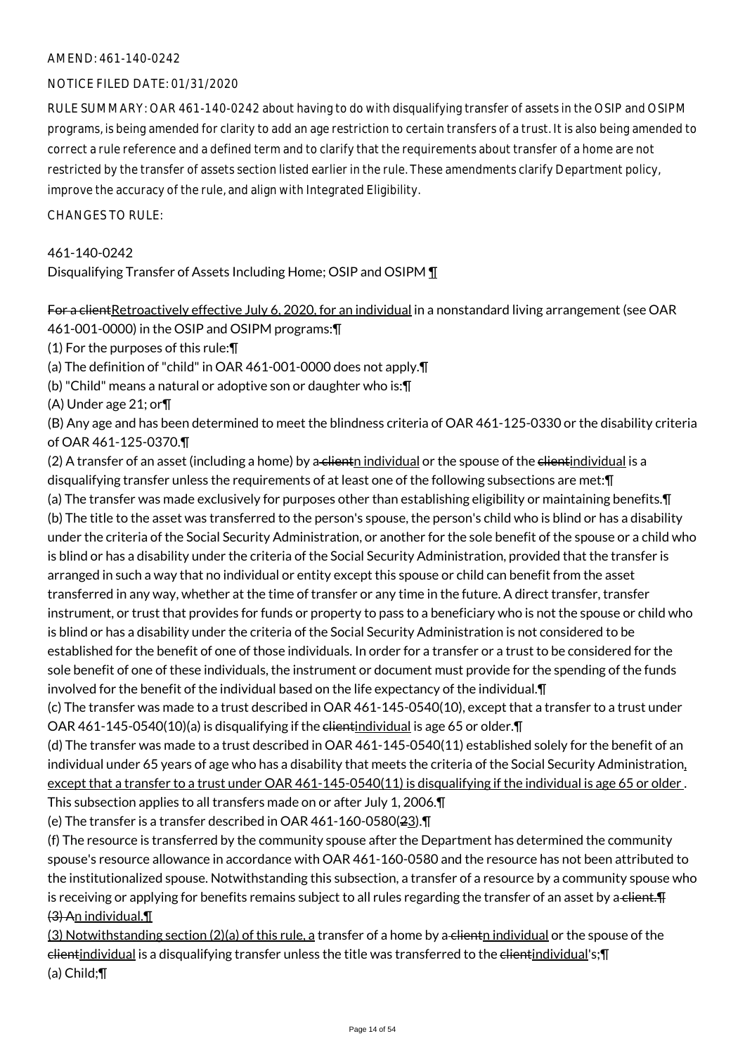AMEND: 461-140-0242

NOTICE FILED DATE: 01/31/2020

RULE SUMMARY: OAR 461-140-0242 about having to do with disqualifying transfer of assets in the OSIP and OSIPM programs, is being amended for clarity to add an age restriction to certain transfers of a trust. It is also being amended to correct a rule reference and a defined term and to clarify that the requirements about transfer of a home are not restricted by the transfer of assets section listed earlier in the rule. These amendments clarify Department policy, improve the accuracy of the rule, and align with Integrated Eligibility.

CHANGES TO RULE:

461-140-0242

Disqualifying Transfer of Assets Including Home; OSIP and OSIPM ¶

For a clientRetroactively effective July 6, 2020, for an individual in a nonstandard living arrangement (see OAR 461-001-0000) in the OSIP and OSIPM programs:¶

(1) For the purposes of this rule:¶

(a) The definition of "child" in OAR 461-001-0000 does not apply.¶

(b) "Child" means a natural or adoptive son or daughter who is:¶

(A) Under age 21; or¶

(B) Any age and has been determined to meet the blindness criteria of OAR 461-125-0330 or the disability criteria of OAR 461-125-0370.¶

(2) A transfer of an asset (including a home) by a clientn individual or the spouse of the clientindividual is a disqualifying transfer unless the requirements of at least one of the following subsections are met:¶

(a) The transfer was made exclusively for purposes other than establishing eligibility or maintaining benefits.¶

(b) The title to the asset was transferred to the person's spouse, the person's child who is blind or has a disability under the criteria of the Social Security Administration, or another for the sole benefit of the spouse or a child who is blind or has a disability under the criteria of the Social Security Administration, provided that the transfer is arranged in such a way that no individual or entity except this spouse or child can benefit from the asset transferred in any way, whether at the time of transfer or any time in the future. A direct transfer, transfer instrument, or trust that provides for funds or property to pass to a beneficiary who is not the spouse or child who is blind or has a disability under the criteria of the Social Security Administration is not considered to be established for the benefit of one of those individuals. In order for a transfer or a trust to be considered for the sole benefit of one of these individuals, the instrument or document must provide for the spending of the funds involved for the benefit of the individual based on the life expectancy of the individual.¶

(c) The transfer was made to a trust described in OAR 461-145-0540(10), except that a transfer to a trust under OAR 461-145-0540(10)(a) is disqualifying if the clientindividual is age 65 or older.¶

(d) The transfer was made to a trust described in OAR 461-145-0540(11) established solely for the benefit of an individual under 65 years of age who has a disability that meets the criteria of the Social Security Administration, except that a transfer to a trust under OAR 461-145-0540(11) is disqualifying if the individual is age 65 or older . This subsection applies to all transfers made on or after July 1, 2006.¶

(e) The transfer is a transfer described in OAR 461-160-0580(23).¶

(f) The resource is transferred by the community spouse after the Department has determined the community spouse's resource allowance in accordance with OAR 461-160-0580 and the resource has not been attributed to the institutionalized spouse. Notwithstanding this subsection, a transfer of a resource by a community spouse who is receiving or applying for benefits remains subject to all rules regarding the transfer of an asset by a client.¶
(3) An individual.¶

(3) Notwithstanding section (2)(a) of this rule, a transfer of a home by a clientn individual or the spouse of the clientindividual is a disqualifying transfer unless the title was transferred to the clientindividual's;¶

(a) Child;¶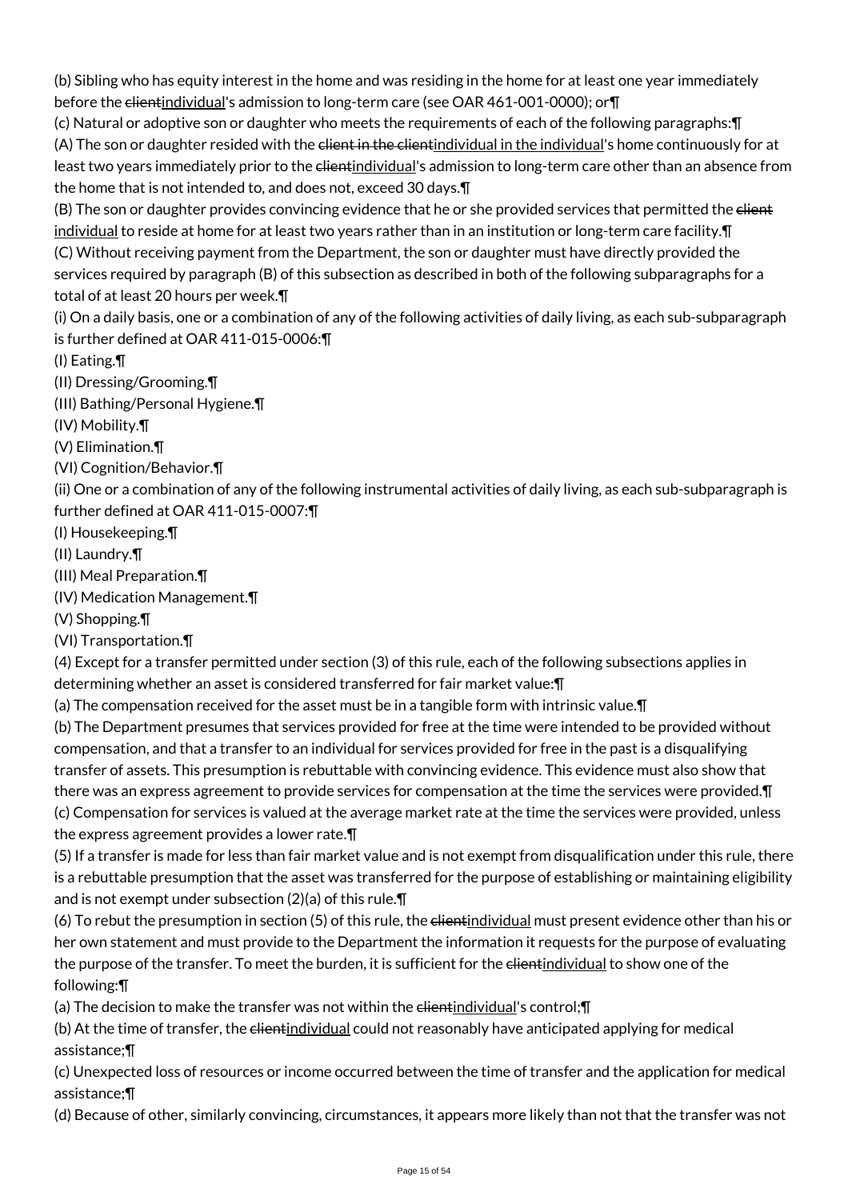(b) Sibling who has equity interest in the home and was residing in the home for at least one year immediately before the ~~client~~individual's admission to long-term care (see OAR 461-001-0000); or¶

(c) Natural or adoptive son or daughter who meets the requirements of each of the following paragraphs:¶

(A) The son or daughter resided with the ~~client in the client~~individual in the individual's home continuously for at least two years immediately prior to the ~~client~~individual's admission to long-term care other than an absence from the home that is not intended to, and does not, exceed 30 days.¶

(B) The son or daughter provides convincing evidence that he or she provided services that permitted the ~~client~~ individual to reside at home for at least two years rather than in an institution or long-term care facility.¶

(C) Without receiving payment from the Department, the son or daughter must have directly provided the services required by paragraph (B) of this subsection as described in both of the following subparagraphs for a total of at least 20 hours per week.¶

(i) On a daily basis, one or a combination of any of the following activities of daily living, as each sub-subparagraph is further defined at OAR 411-015-0006:¶

(I) Eating.¶

(II) Dressing/Grooming.¶

(III) Bathing/Personal Hygiene.¶

(IV) Mobility.¶

(V) Elimination.¶

(VI) Cognition/Behavior.¶

(ii) One or a combination of any of the following instrumental activities of daily living, as each sub-subparagraph is further defined at OAR 411-015-0007:¶

(I) Housekeeping.¶

(II) Laundry.¶

(III) Meal Preparation.¶

(IV) Medication Management.¶

(V) Shopping.¶

(VI) Transportation.¶

(4) Except for a transfer permitted under section (3) of this rule, each of the following subsections applies in determining whether an asset is considered transferred for fair market value:¶

(a) The compensation received for the asset must be in a tangible form with intrinsic value.¶

(b) The Department presumes that services provided for free at the time were intended to be provided without compensation, and that a transfer to an individual for services provided for free in the past is a disqualifying transfer of assets. This presumption is rebuttable with convincing evidence. This evidence must also show that there was an express agreement to provide services for compensation at the time the services were provided.¶

(c) Compensation for services is valued at the average market rate at the time the services were provided, unless the express agreement provides a lower rate.¶

(5) If a transfer is made for less than fair market value and is not exempt from disqualification under this rule, there is a rebuttable presumption that the asset was transferred for the purpose of establishing or maintaining eligibility and is not exempt under subsection (2)(a) of this rule.¶

(6) To rebut the presumption in section (5) of this rule, the ~~client~~individual must present evidence other than his or her own statement and must provide to the Department the information it requests for the purpose of evaluating the purpose of the transfer. To meet the burden, it is sufficient for the ~~client~~individual to show one of the following:¶

(a) The decision to make the transfer was not within the ~~client~~individual's control;¶

(b) At the time of transfer, the ~~client~~individual could not reasonably have anticipated applying for medical assistance;¶

(c) Unexpected loss of resources or income occurred between the time of transfer and the application for medical assistance;¶

(d) Because of other, similarly convincing, circumstances, it appears more likely than not that the transfer was not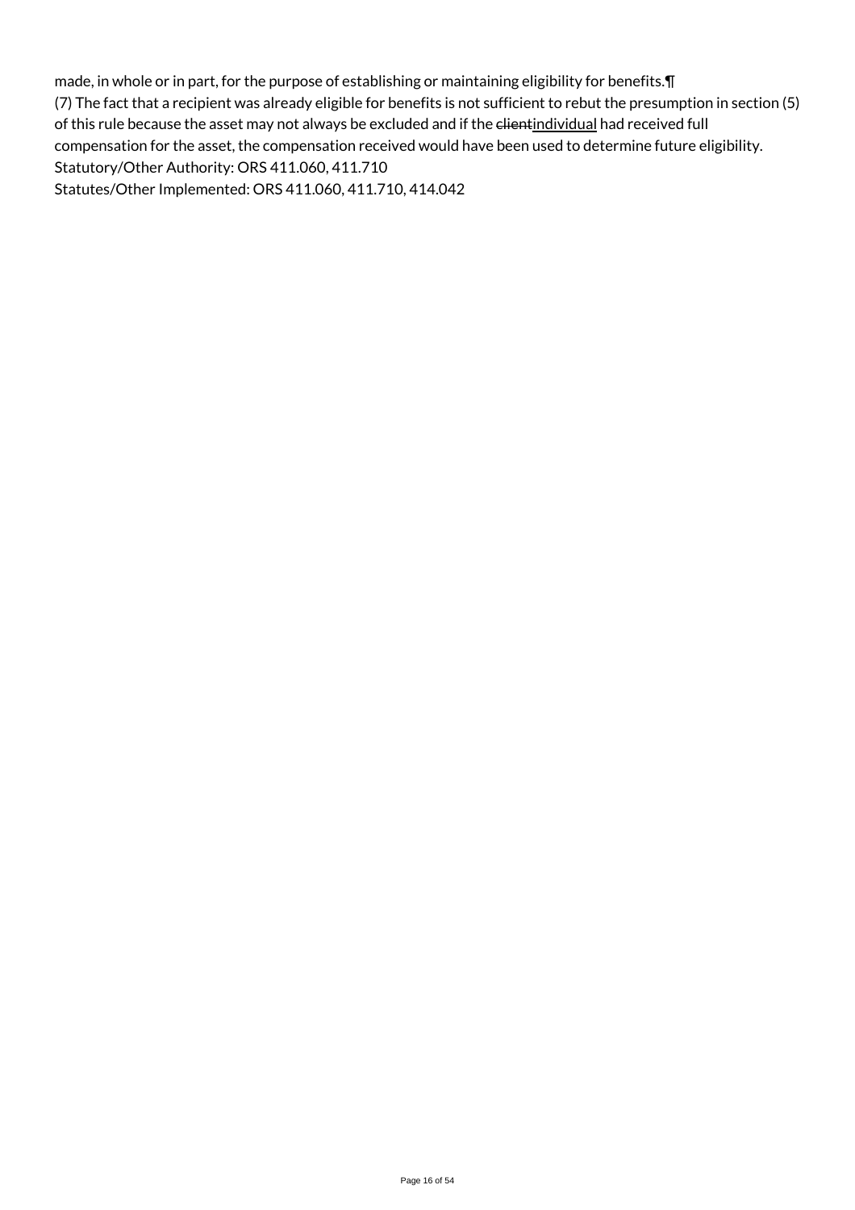made, in whole or in part, for the purpose of establishing or maintaining eligibility for benefits.¶

(7) The fact that a recipient was already eligible for benefits is not sufficient to rebut the presumption in section (5) of this rule because the asset may not always be excluded and if the ~~client~~<u>individual</u> had received full compensation for the asset, the compensation received would have been used to determine future eligibility.

Statutory/Other Authority: ORS 411.060, 411.710

Statutes/Other Implemented: ORS 411.060, 411.710, 414.042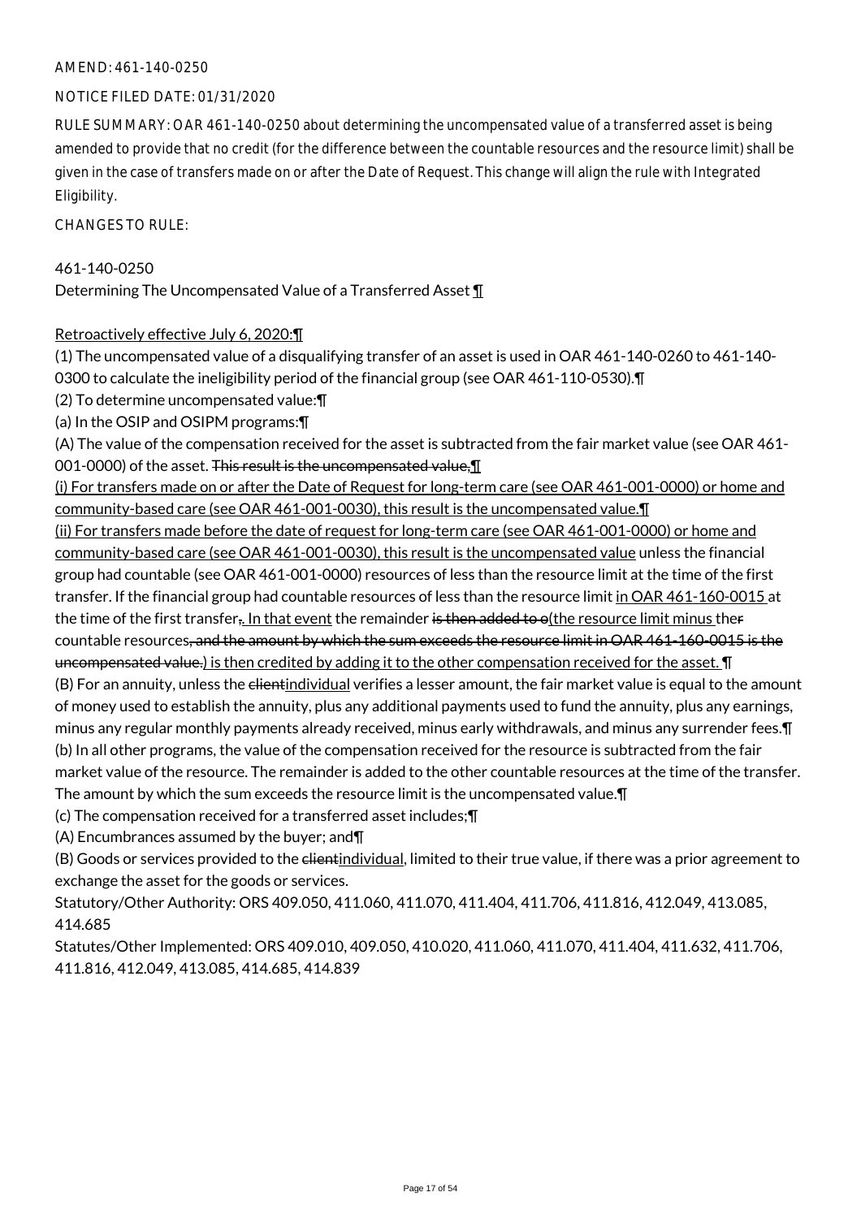AMEND: 461-140-0250

NOTICE FILED DATE: 01/31/2020

RULE SUMMARY: OAR 461-140-0250 about determining the uncompensated value of a transferred asset is being amended to provide that no credit (for the difference between the countable resources and the resource limit) shall be given in the case of transfers made on or after the Date of Request. This change will align the rule with Integrated Eligibility.

CHANGES TO RULE:

461-140-0250
Determining The Uncompensated Value of a Transferred Asset ¶

<u>Retroactively effective July 6, 2020:</u>¶

(1) The uncompensated value of a disqualifying transfer of an asset is used in OAR 461-140-0260 to 461-140-0300 to calculate the ineligibility period of the financial group (see OAR 461-110-0530).¶

(2) To determine uncompensated value:¶

(a) In the OSIP and OSIPM programs:¶

(A) The value of the compensation received for the asset is subtracted from the fair market value (see OAR 461-001-0000) of the asset. ~~This result is the uncompensated value,~~¶

<u>(i) For transfers made on or after the Date of Request for long-term care (see OAR 461-001-0000) or home and community-based care (see OAR 461-001-0030), this result is the uncompensated value.</u>¶

<u>(ii) For transfers made before the date of request for long-term care (see OAR 461-001-0000) or home and community-based care (see OAR 461-001-0030), this result is the uncompensated value</u> unless the financial group had countable (see OAR 461-001-0000) resources of less than the resource limit at the time of the first transfer. If the financial group had countable resources of less than the resource limit <u>in OAR 461-160-0015</u> at the time of the first transfer~~,~~<u>. In that event</u> the remainder ~~is then added to o~~<u>(the resource limit minus </u>the~~r~~ countable resources~~, and the amount by which the sum exceeds the resource limit in OAR 461-160-0015 is the uncompensated value.~~<u>) is then credited by adding it to the other compensation received for the asset.</u> ¶

(B) For an annuity, unless the ~~client~~<u>individual</u> verifies a lesser amount, the fair market value is equal to the amount of money used to establish the annuity, plus any additional payments used to fund the annuity, plus any earnings, minus any regular monthly payments already received, minus early withdrawals, and minus any surrender fees.¶

(b) In all other programs, the value of the compensation received for the resource is subtracted from the fair market value of the resource. The remainder is added to the other countable resources at the time of the transfer. The amount by which the sum exceeds the resource limit is the uncompensated value.¶

(c) The compensation received for a transferred asset includes;¶

(A) Encumbrances assumed by the buyer; and¶

(B) Goods or services provided to the ~~client~~<u>individual</u>, limited to their true value, if there was a prior agreement to exchange the asset for the goods or services.

Statutory/Other Authority: ORS 409.050, 411.060, 411.070, 411.404, 411.706, 411.816, 412.049, 413.085, 414.685

Statutes/Other Implemented: ORS 409.010, 409.050, 410.020, 411.060, 411.070, 411.404, 411.632, 411.706, 411.816, 412.049, 413.085, 414.685, 414.839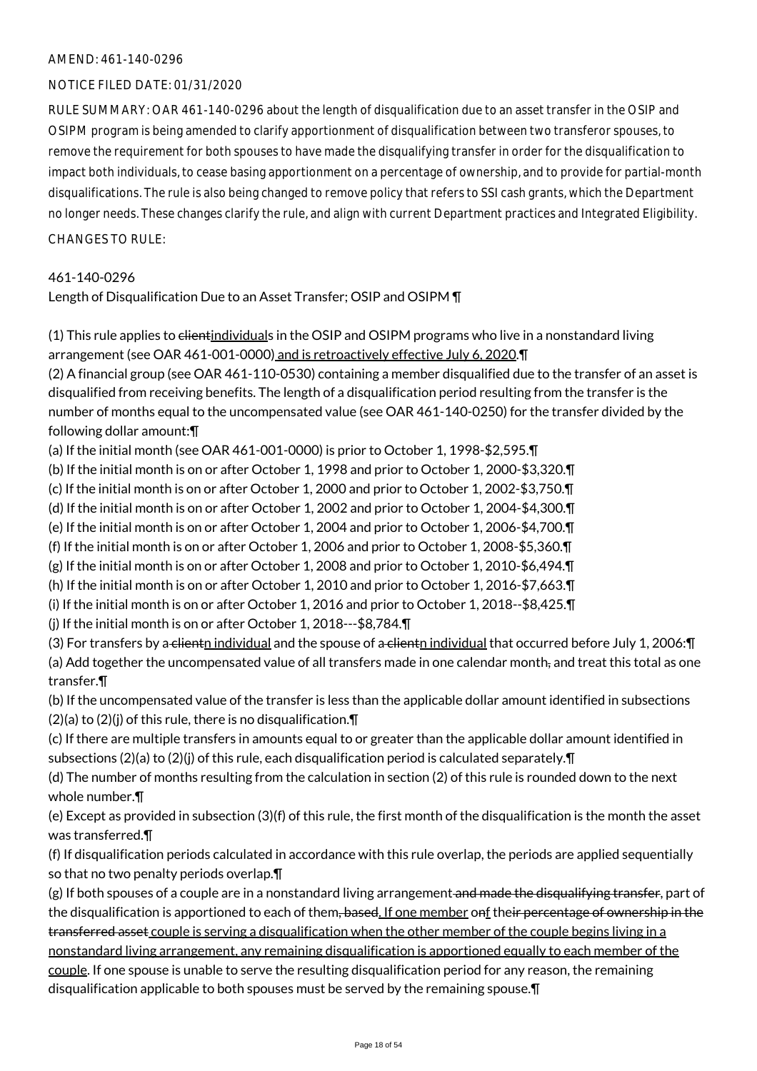AMEND: 461-140-0296

NOTICE FILED DATE: 01/31/2020

RULE SUMMARY: OAR 461-140-0296 about the length of disqualification due to an asset transfer in the OSIP and OSIPM program is being amended to clarify apportionment of disqualification between two transferor spouses, to remove the requirement for both spouses to have made the disqualifying transfer in order for the disqualification to impact both individuals, to cease basing apportionment on a percentage of ownership, and to provide for partial-month disqualifications. The rule is also being changed to remove policy that refers to SSI cash grants, which the Department no longer needs. These changes clarify the rule, and align with current Department practices and Integrated Eligibility.

CHANGES TO RULE:

461-140-0296

Length of Disqualification Due to an Asset Transfer; OSIP and OSIPM ¶

(1) This rule applies to ~~client~~individuals in the OSIP and OSIPM programs who live in a nonstandard living arrangement (see OAR 461-001-0000) and is retroactively effective July 6, 2020.¶

(2) A financial group (see OAR 461-110-0530) containing a member disqualified due to the transfer of an asset is disqualified from receiving benefits. The length of a disqualification period resulting from the transfer is the number of months equal to the uncompensated value (see OAR 461-140-0250) for the transfer divided by the following dollar amount:¶

(a) If the initial month (see OAR 461-001-0000) is prior to October 1, 1998-$2,595.¶

(b) If the initial month is on or after October 1, 1998 and prior to October 1, 2000-$3,320.¶

(c) If the initial month is on or after October 1, 2000 and prior to October 1, 2002-$3,750.¶

(d) If the initial month is on or after October 1, 2002 and prior to October 1, 2004-$4,300.¶

(e) If the initial month is on or after October 1, 2004 and prior to October 1, 2006-$4,700.¶

(f) If the initial month is on or after October 1, 2006 and prior to October 1, 2008-$5,360.¶

(g) If the initial month is on or after October 1, 2008 and prior to October 1, 2010-$6,494.¶

(h) If the initial month is on or after October 1, 2010 and prior to October 1, 2016-$7,663.¶

(i) If the initial month is on or after October 1, 2016 and prior to October 1, 2018--$8,425.¶

(j) If the initial month is on or after October 1, 2018---$8,784.¶

(3) For transfers by a ~~client~~n individual and the spouse of a ~~client~~n individual that occurred before July 1, 2006:¶

(a) Add together the uncompensated value of all transfers made in one calendar month~~,~~ and treat this total as one transfer.¶

(b) If the uncompensated value of the transfer is less than the applicable dollar amount identified in subsections (2)(a) to (2)(j) of this rule, there is no disqualification.¶

(c) If there are multiple transfers in amounts equal to or greater than the applicable dollar amount identified in subsections (2)(a) to (2)(j) of this rule, each disqualification period is calculated separately.¶

(d) The number of months resulting from the calculation in section (2) of this rule is rounded down to the next whole number.¶

(e) Except as provided in subsection (3)(f) of this rule, the first month of the disqualification is the month the asset was transferred.¶

(f) If disqualification periods calculated in accordance with this rule overlap, the periods are applied sequentially so that no two penalty periods overlap.¶

(g) If both spouses of a couple are in a nonstandard living arrangement ~~and made the disqualifying transfer~~, part of the disqualification is apportioned to each of them~~, based~~. If one member o~~n~~f the~~ir percentage of ownership in the transferred asset~~ couple is serving a disqualification when the other member of the couple begins living in a nonstandard living arrangement, any remaining disqualification is apportioned equally to each member of the couple. If one spouse is unable to serve the resulting disqualification period for any reason, the remaining disqualification applicable to both spouses must be served by the remaining spouse.¶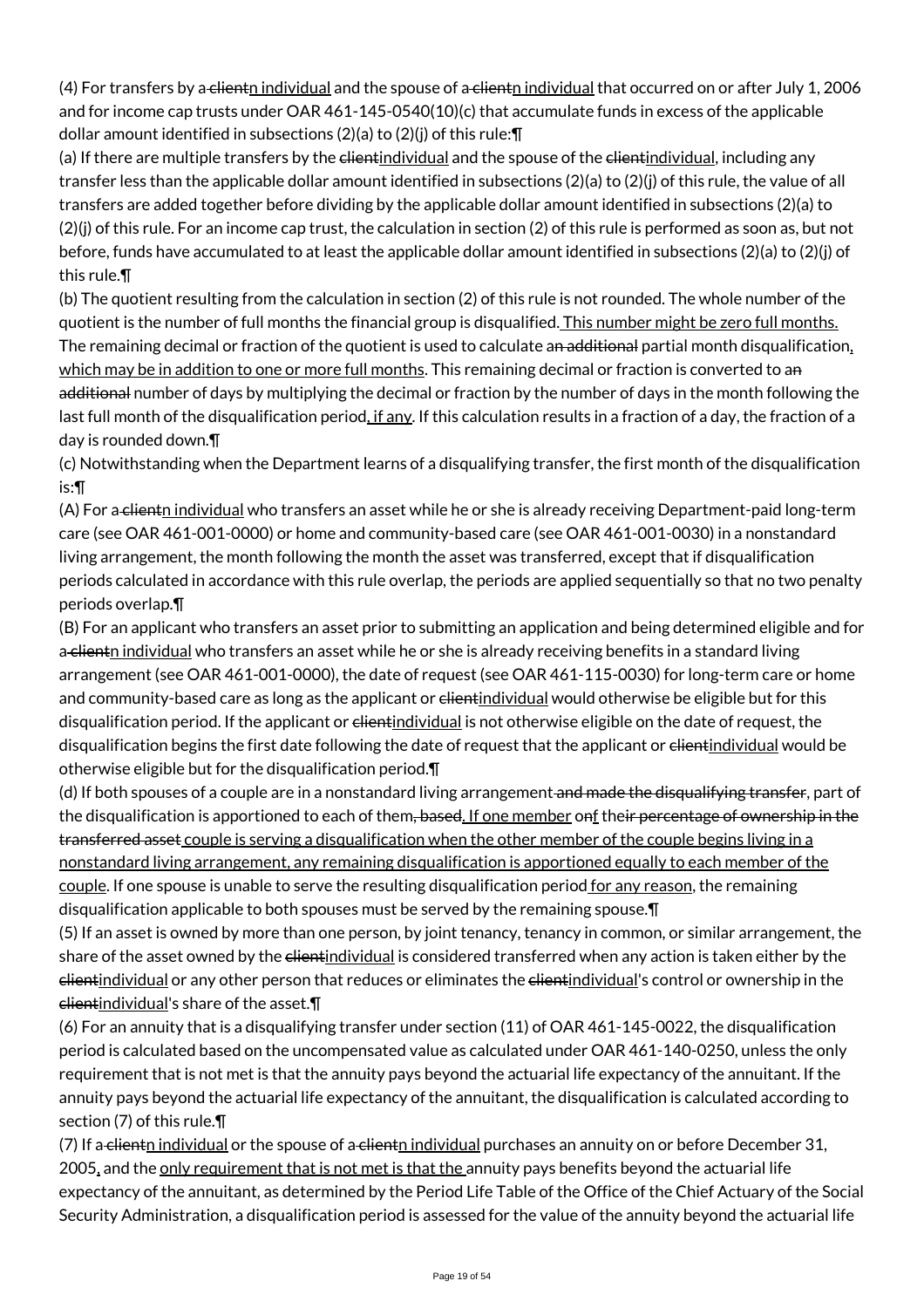(4) For transfers by a~~ client~~<u>n individual</u> and the spouse of a~~ client~~<u>n individual</u> that occurred on or after July 1, 2006 and for income cap trusts under OAR 461-145-0540(10)(c) that accumulate funds in excess of the applicable dollar amount identified in subsections (2)(a) to (2)(j) of this rule:¶

(a) If there are multiple transfers by the ~~client~~<u>individual</u> and the spouse of the ~~client~~<u>individual</u>, including any transfer less than the applicable dollar amount identified in subsections (2)(a) to (2)(j) of this rule, the value of all transfers are added together before dividing by the applicable dollar amount identified in subsections (2)(a) to (2)(j) of this rule. For an income cap trust, the calculation in section (2) of this rule is performed as soon as, but not before, funds have accumulated to at least the applicable dollar amount identified in subsections (2)(a) to (2)(j) of this rule.¶

(b) The quotient resulting from the calculation in section (2) of this rule is not rounded. The whole number of the quotient is the number of full months the financial group is disqualified.<u> This number might be zero full months.</u> The remaining decimal or fraction of the quotient is used to calculate a~~n additional~~ partial month disqualification<u>, which may be in addition to one or more full months</u>. This remaining decimal or fraction is converted to a~~n additional~~ number of days by multiplying the decimal or fraction by the number of days in the month following the last full month of the disqualification period<u>, if any</u>. If this calculation results in a fraction of a day, the fraction of a day is rounded down.¶

(c) Notwithstanding when the Department learns of a disqualifying transfer, the first month of the disqualification is:¶

(A) For a~~ client~~<u>n individual</u> who transfers an asset while he or she is already receiving Department-paid long-term care (see OAR 461-001-0000) or home and community-based care (see OAR 461-001-0030) in a nonstandard living arrangement, the month following the month the asset was transferred, except that if disqualification periods calculated in accordance with this rule overlap, the periods are applied sequentially so that no two penalty periods overlap.¶

(B) For an applicant who transfers an asset prior to submitting an application and being determined eligible and for a~~ client~~<u>n individual</u> who transfers an asset while he or she is already receiving benefits in a standard living arrangement (see OAR 461-001-0000), the date of request (see OAR 461-115-0030) for long-term care or home and community-based care as long as the applicant or ~~client~~<u>individual</u> would otherwise be eligible but for this disqualification period. If the applicant or ~~client~~<u>individual</u> is not otherwise eligible on the date of request, the disqualification begins the first date following the date of request that the applicant or ~~client~~<u>individual</u> would be otherwise eligible but for the disqualification period.¶

(d) If both spouses of a couple are in a nonstandard living arrangement~~ and made the disqualifying transfer~~, part of the disqualification is apportioned to each of them~~, based~~<u>. If one member</u> o~~n~~<u>f</u> the~~ir percentage of ownership in the transferred asset~~<u> couple is serving a disqualification when the other member of the couple begins living in a nonstandard living arrangement, any remaining disqualification is apportioned equally to each member of the couple</u>. If one spouse is unable to serve the resulting disqualification period<u> for any reason</u>, the remaining disqualification applicable to both spouses must be served by the remaining spouse.¶

(5) If an asset is owned by more than one person, by joint tenancy, tenancy in common, or similar arrangement, the share of the asset owned by the ~~client~~<u>individual</u> is considered transferred when any action is taken either by the ~~client~~<u>individual</u> or any other person that reduces or eliminates the ~~client~~<u>individual</u>'s control or ownership in the ~~client~~<u>individual</u>'s share of the asset.¶

(6) For an annuity that is a disqualifying transfer under section (11) of OAR 461-145-0022, the disqualification period is calculated based on the uncompensated value as calculated under OAR 461-140-0250, unless the only requirement that is not met is that the annuity pays beyond the actuarial life expectancy of the annuitant. If the annuity pays beyond the actuarial life expectancy of the annuitant, the disqualification is calculated according to section (7) of this rule.¶

(7) If a~~ client~~<u>n individual</u> or the spouse of a~~ client~~<u>n individual</u> purchases an annuity on or before December 31, 2005<u>,</u> and the <u>only requirement that is not met is that the </u>annuity pays benefits beyond the actuarial life expectancy of the annuitant, as determined by the Period Life Table of the Office of the Chief Actuary of the Social Security Administration, a disqualification period is assessed for the value of the annuity beyond the actuarial life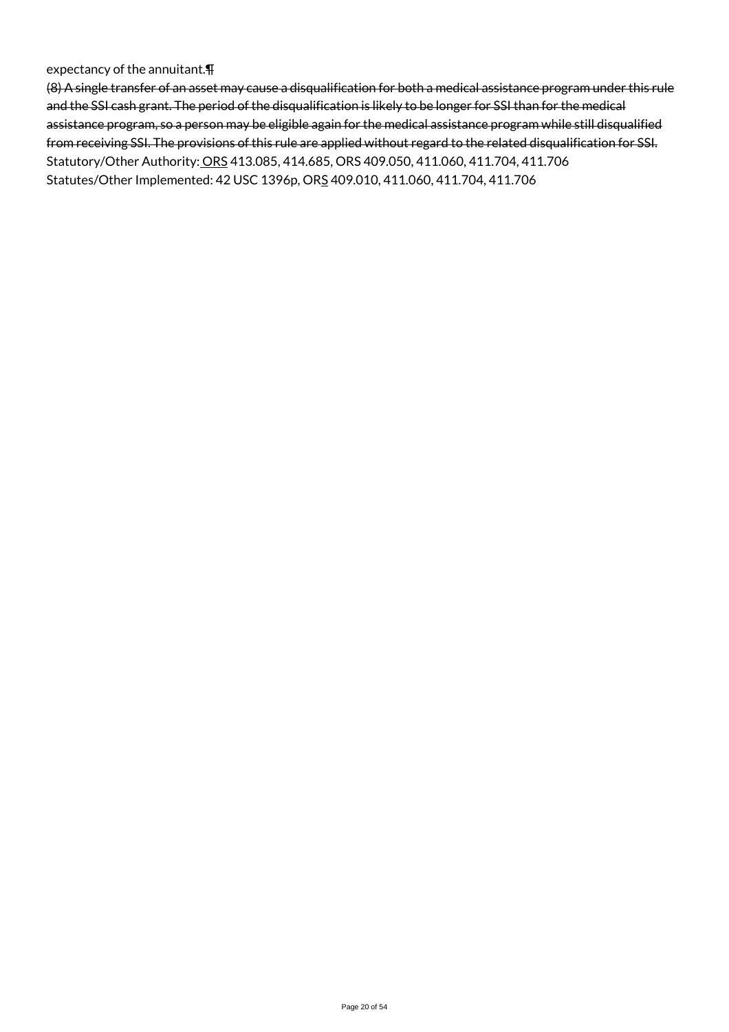expectancy of the annuitant.¶

~~(8) A single transfer of an asset may cause a disqualification for both a medical assistance program under this rule and the SSI cash grant. The period of the disqualification is likely to be longer for SSI than for the medical assistance program, so a person may be eligible again for the medical assistance program while still disqualified from receiving SSI. The provisions of this rule are applied without regard to the related disqualification for SSI.~~

Statutory/Other Authority: ORS 413.085, 414.685, ORS 409.050, 411.060, 411.704, 411.706

Statutes/Other Implemented: 42 USC 1396p, ORS 409.010, 411.060, 411.704, 411.706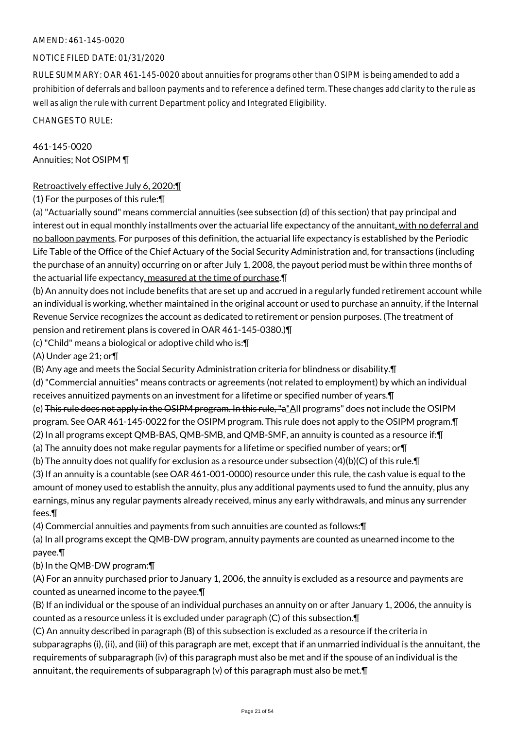AMEND: 461-145-0020

NOTICE FILED DATE: 01/31/2020

RULE SUMMARY: OAR 461-145-0020 about annuities for programs other than OSIPM is being amended to add a prohibition of deferrals and balloon payments and to reference a defined term. These changes add clarity to the rule as well as align the rule with current Department policy and Integrated Eligibility.

CHANGES TO RULE:

461-145-0020
Annuities; Not OSIPM ¶

Retroactively effective July 6, 2020:¶
(1) For the purposes of this rule:¶
(a) "Actuarially sound" means commercial annuities (see subsection (d) of this section) that pay principal and interest out in equal monthly installments over the actuarial life expectancy of the annuitant, with no deferral and no balloon payments. For purposes of this definition, the actuarial life expectancy is established by the Periodic Life Table of the Office of the Chief Actuary of the Social Security Administration and, for transactions (including the purchase of an annuity) occurring on or after July 1, 2008, the payout period must be within three months of the actuarial life expectancy, measured at the time of purchase.¶
(b) An annuity does not include benefits that are set up and accrued in a regularly funded retirement account while an individual is working, whether maintained in the original account or used to purchase an annuity, if the Internal Revenue Service recognizes the account as dedicated to retirement or pension purposes. (The treatment of pension and retirement plans is covered in OAR 461-145-0380.)¶
(c) "Child" means a biological or adoptive child who is:¶
(A) Under age 21; or¶
(B) Any age and meets the Social Security Administration criteria for blindness or disability.¶
(d) "Commercial annuities" means contracts or agreements (not related to employment) by which an individual receives annuitized payments on an investment for a lifetime or specified number of years.¶
(e) ~~This rule does not apply in the OSIPM program. In this rule, "a"~~All programs" does not include the OSIPM program. See OAR 461-145-0022 for the OSIPM program. This rule does not apply to the OSIPM program.¶
(2) In all programs except QMB-BAS, QMB-SMB, and QMB-SMF, an annuity is counted as a resource if:¶
(a) The annuity does not make regular payments for a lifetime or specified number of years; or¶
(b) The annuity does not qualify for exclusion as a resource under subsection (4)(b)(C) of this rule.¶
(3) If an annuity is a countable (see OAR 461-001-0000) resource under this rule, the cash value is equal to the amount of money used to establish the annuity, plus any additional payments used to fund the annuity, plus any earnings, minus any regular payments already received, minus any early withdrawals, and minus any surrender fees.¶
(4) Commercial annuities and payments from such annuities are counted as follows:¶
(a) In all programs except the QMB-DW program, annuity payments are counted as unearned income to the payee.¶
(b) In the QMB-DW program:¶
(A) For an annuity purchased prior to January 1, 2006, the annuity is excluded as a resource and payments are counted as unearned income to the payee.¶
(B) If an individual or the spouse of an individual purchases an annuity on or after January 1, 2006, the annuity is counted as a resource unless it is excluded under paragraph (C) of this subsection.¶
(C) An annuity described in paragraph (B) of this subsection is excluded as a resource if the criteria in subparagraphs (i), (ii), and (iii) of this paragraph are met, except that if an unmarried individual is the annuitant, the requirements of subparagraph (iv) of this paragraph must also be met and if the spouse of an individual is the annuitant, the requirements of subparagraph (v) of this paragraph must also be met.¶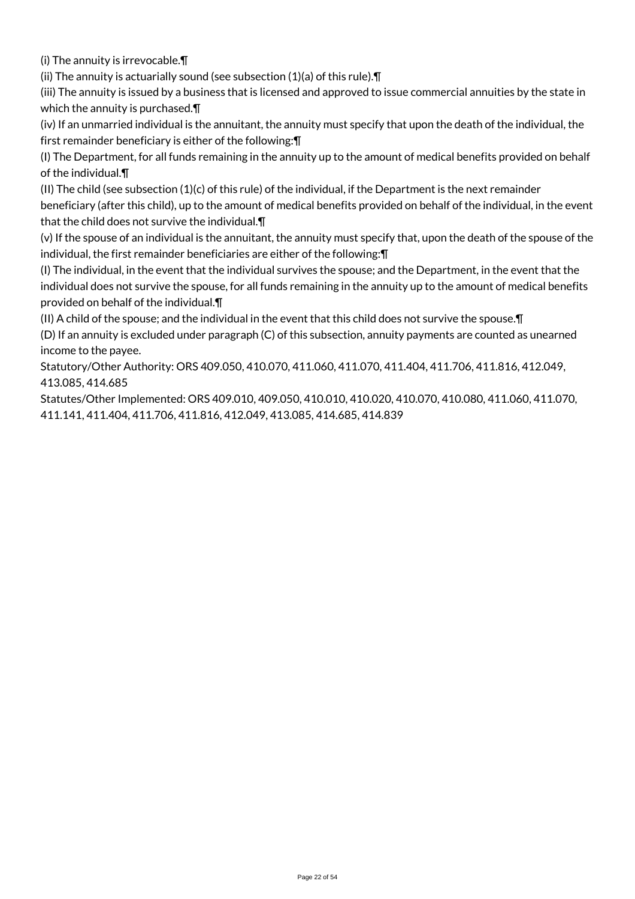(i) The annuity is irrevocable.¶

(ii) The annuity is actuarially sound (see subsection (1)(a) of this rule).¶

(iii) The annuity is issued by a business that is licensed and approved to issue commercial annuities by the state in which the annuity is purchased.¶

(iv) If an unmarried individual is the annuitant, the annuity must specify that upon the death of the individual, the first remainder beneficiary is either of the following:¶

(I) The Department, for all funds remaining in the annuity up to the amount of medical benefits provided on behalf of the individual.¶

(II) The child (see subsection (1)(c) of this rule) of the individual, if the Department is the next remainder beneficiary (after this child), up to the amount of medical benefits provided on behalf of the individual, in the event that the child does not survive the individual.¶

(v) If the spouse of an individual is the annuitant, the annuity must specify that, upon the death of the spouse of the individual, the first remainder beneficiaries are either of the following:¶

(I) The individual, in the event that the individual survives the spouse; and the Department, in the event that the individual does not survive the spouse, for all funds remaining in the annuity up to the amount of medical benefits provided on behalf of the individual.¶

(II) A child of the spouse; and the individual in the event that this child does not survive the spouse.¶

(D) If an annuity is excluded under paragraph (C) of this subsection, annuity payments are counted as unearned income to the payee.

Statutory/Other Authority: ORS 409.050, 410.070, 411.060, 411.070, 411.404, 411.706, 411.816, 412.049, 413.085, 414.685

Statutes/Other Implemented: ORS 409.010, 409.050, 410.010, 410.020, 410.070, 410.080, 411.060, 411.070, 411.141, 411.404, 411.706, 411.816, 412.049, 413.085, 414.685, 414.839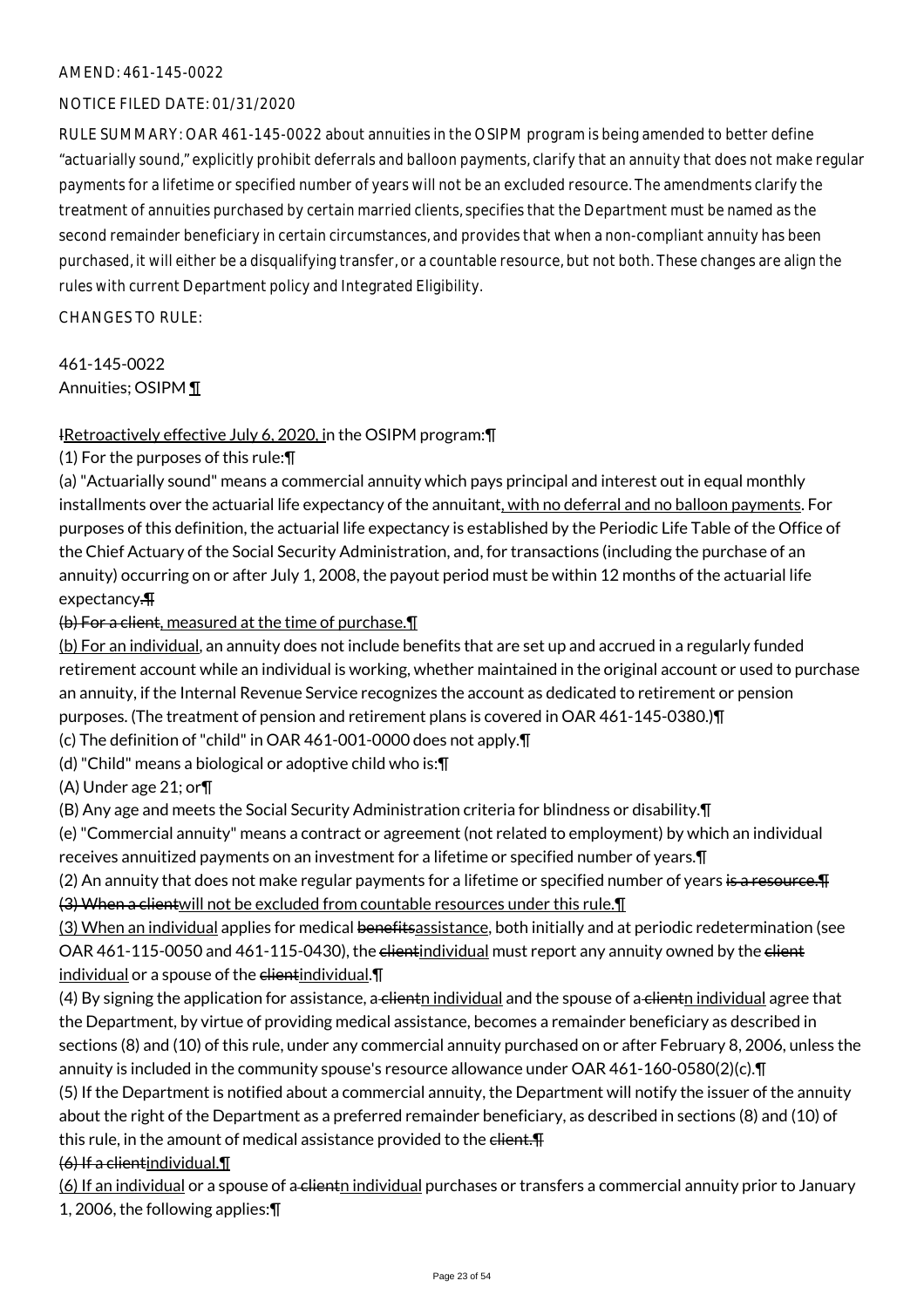AMEND: 461-145-0022

NOTICE FILED DATE: 01/31/2020

RULE SUMMARY: OAR 461-145-0022 about annuities in the OSIPM program is being amended to better define "actuarially sound," explicitly prohibit deferrals and balloon payments, clarify that an annuity that does not make regular payments for a lifetime or specified number of years will not be an excluded resource. The amendments clarify the treatment of annuities purchased by certain married clients, specifies that the Department must be named as the second remainder beneficiary in certain circumstances, and provides that when a non-compliant annuity has been purchased, it will either be a disqualifying transfer, or a countable resource, but not both. These changes are align the rules with current Department policy and Integrated Eligibility.

CHANGES TO RULE:

461-145-0022
Annuities; OSIPM ¶

IRetroactively effective July 6, 2020, in the OSIPM program:¶

(1) For the purposes of this rule:¶

(a) "Actuarially sound" means a commercial annuity which pays principal and interest out in equal monthly installments over the actuarial life expectancy of the annuitant, with no deferral and no balloon payments. For purposes of this definition, the actuarial life expectancy is established by the Periodic Life Table of the Office of the Chief Actuary of the Social Security Administration, and, for transactions (including the purchase of an annuity) occurring on or after July 1, 2008, the payout period must be within 12 months of the actuarial life expectancy.¶

(b) For a client, measured at the time of purchase.¶

(b) For an individual, an annuity does not include benefits that are set up and accrued in a regularly funded retirement account while an individual is working, whether maintained in the original account or used to purchase an annuity, if the Internal Revenue Service recognizes the account as dedicated to retirement or pension purposes. (The treatment of pension and retirement plans is covered in OAR 461-145-0380.)¶

(c) The definition of "child" in OAR 461-001-0000 does not apply.¶

(d) "Child" means a biological or adoptive child who is:¶

(A) Under age 21; or¶

(B) Any age and meets the Social Security Administration criteria for blindness or disability.¶

(e) "Commercial annuity" means a contract or agreement (not related to employment) by which an individual receives annuitized payments on an investment for a lifetime or specified number of years.¶

(2) An annuity that does not make regular payments for a lifetime or specified number of years is a resource.¶

(3) When a clientwill not be excluded from countable resources under this rule.¶

(3) When an individual applies for medical benefitsassistance, both initially and at periodic redetermination (see OAR 461-115-0050 and 461-115-0430), the clientindividual must report any annuity owned by the client individual or a spouse of the clientindividual.¶

(4) By signing the application for assistance, a clientn individual and the spouse of a clientn individual agree that the Department, by virtue of providing medical assistance, becomes a remainder beneficiary as described in sections (8) and (10) of this rule, under any commercial annuity purchased on or after February 8, 2006, unless the annuity is included in the community spouse's resource allowance under OAR 461-160-0580(2)(c).¶

(5) If the Department is notified about a commercial annuity, the Department will notify the issuer of the annuity about the right of the Department as a preferred remainder beneficiary, as described in sections (8) and (10) of this rule, in the amount of medical assistance provided to the client.¶

(6) If a clientindividual.¶

(6) If an individual or a spouse of a clientn individual purchases or transfers a commercial annuity prior to January 1, 2006, the following applies:¶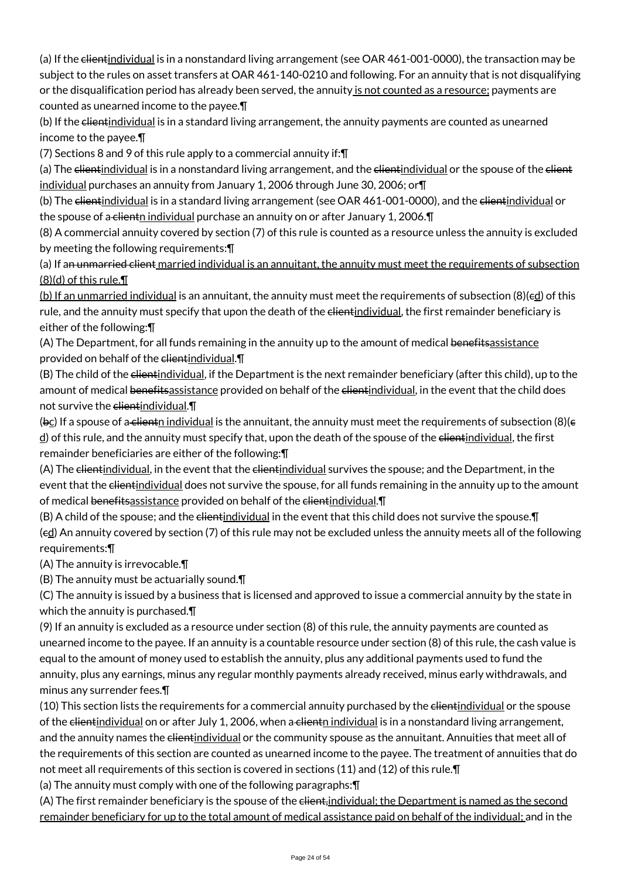(a) If the ~~client~~<u>individual</u> is in a nonstandard living arrangement (see OAR 461-001-0000), the transaction may be subject to the rules on asset transfers at OAR 461-140-0210 and following. For an annuity that is not disqualifying or the disqualification period has already been served, the annuity<u> is not counted as a resource;</u> payments are counted as unearned income to the payee.¶

(b) If the ~~client~~<u>individual</u> is in a standard living arrangement, the annuity payments are counted as unearned income to the payee.¶

(7) Sections 8 and 9 of this rule apply to a commercial annuity if:¶

(a) The ~~client~~<u>individual</u> is in a nonstandard living arrangement, and the ~~client~~<u>individual</u> or the spouse of the ~~client~~ <u>individual</u> purchases an annuity from January 1, 2006 through June 30, 2006; or¶

(b) The ~~client~~<u>individual</u> is in a standard living arrangement (see OAR 461-001-0000), and the ~~client~~<u>individual</u> or the spouse of a~~ client~~<u>n individual</u> purchase an annuity on or after January 1, 2006.¶

(8) A commercial annuity covered by section (7) of this rule is counted as a resource unless the annuity is excluded by meeting the following requirements:¶

(a) If a~~n unmarried client~~<u> married individual is an annuitant, the annuity must meet the requirements of subsection (8)(d) of this rule.¶</u>

<u>(b) If an unmarried individual</u> is an annuitant, the annuity must meet the requirements of subsection (8)(~~c~~<u>d</u>) of this rule, and the annuity must specify that upon the death of the ~~client~~<u>individual</u>, the first remainder beneficiary is either of the following:¶

(A) The Department, for all funds remaining in the annuity up to the amount of medical ~~benefits~~<u>assistance</u> provided on behalf of the ~~client~~<u>individual</u>.¶

(B) The child of the ~~client~~<u>individual</u>, if the Department is the next remainder beneficiary (after this child), up to the amount of medical ~~benefits~~<u>assistance</u> provided on behalf of the ~~client~~<u>individual</u>, in the event that the child does not survive the ~~client~~<u>individual</u>.¶

(~~b~~<u>c</u>) If a spouse of a~~ client~~<u>n individual</u> is the annuitant, the annuity must meet the requirements of subsection (8)(~~c~~ <u>d</u>) of this rule, and the annuity must specify that, upon the death of the spouse of the ~~client~~<u>individual</u>, the first remainder beneficiaries are either of the following:¶

(A) The ~~client~~<u>individual</u>, in the event that the ~~client~~<u>individual</u> survives the spouse; and the Department, in the event that the ~~client~~<u>individual</u> does not survive the spouse, for all funds remaining in the annuity up to the amount of medical ~~benefits~~<u>assistance</u> provided on behalf of the ~~client~~<u>individual</u>.¶

(B) A child of the spouse; and the ~~client~~<u>individual</u> in the event that this child does not survive the spouse.¶

(~~c~~<u>d</u>) An annuity covered by section (7) of this rule may not be excluded unless the annuity meets all of the following requirements:¶

(A) The annuity is irrevocable.¶

(B) The annuity must be actuarially sound.¶

(C) The annuity is issued by a business that is licensed and approved to issue a commercial annuity by the state in which the annuity is purchased.¶

(9) If an annuity is excluded as a resource under section (8) of this rule, the annuity payments are counted as unearned income to the payee. If an annuity is a countable resource under section (8) of this rule, the cash value is equal to the amount of money used to establish the annuity, plus any additional payments used to fund the annuity, plus any earnings, minus any regular monthly payments already received, minus early withdrawals, and minus any surrender fees.¶

(10) This section lists the requirements for a commercial annuity purchased by the ~~client~~<u>individual</u> or the spouse of the ~~client~~<u>individual</u> on or after July 1, 2006, when a~~ client~~<u>n individual</u> is in a nonstandard living arrangement, and the annuity names the ~~client~~<u>individual</u> or the community spouse as the annuitant. Annuities that meet all of the requirements of this section are counted as unearned income to the payee. The treatment of annuities that do not meet all requirements of this section is covered in sections (11) and (12) of this rule.¶

(a) The annuity must comply with one of the following paragraphs:¶

(A) The first remainder beneficiary is the spouse of the ~~client,~~<u>individual; the Department is named as the second remainder beneficiary for up to the total amount of medical assistance paid on behalf of the individual;</u> and in the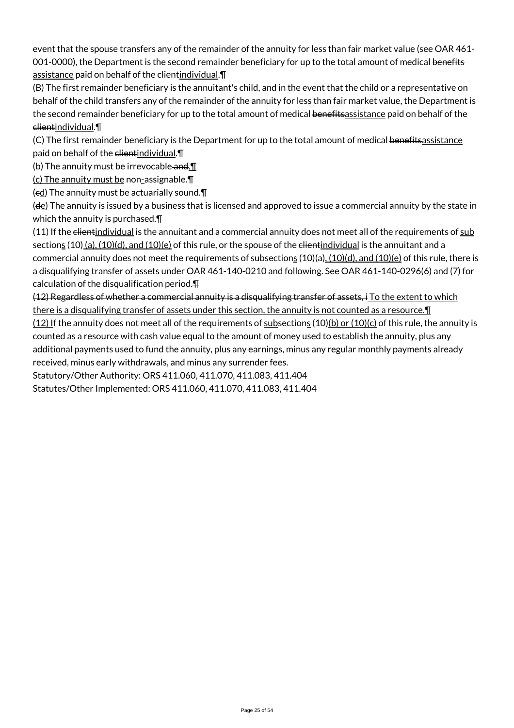event that the spouse transfers any of the remainder of the annuity for less than fair market value (see OAR 461-001-0000), the Department is the second remainder beneficiary for up to the total amount of medical ~~benefits~~ assistance paid on behalf of the ~~client~~individual.¶

(B) The first remainder beneficiary is the annuitant's child, and in the event that the child or a representative on behalf of the child transfers any of the remainder of the annuity for less than fair market value, the Department is the second remainder beneficiary for up to the total amount of medical ~~benefits~~assistance paid on behalf of the ~~client~~individual.¶

(C) The first remainder beneficiary is the Department for up to the total amount of medical ~~benefits~~assistance paid on behalf of the ~~client~~individual.¶

(b) The annuity must be irrevocable ~~and~~.¶

(c) The annuity must be non-assignable.¶

(~~c~~d) The annuity must be actuarially sound.¶

(~~d~~e) The annuity is issued by a business that is licensed and approved to issue a commercial annuity by the state in which the annuity is purchased.¶

(11) If the ~~client~~individual is the annuitant and a commercial annuity does not meet all of the requirements of subsections (10) (a), (10)(d), and (10)(e) of this rule, or the spouse of the ~~client~~individual is the annuitant and a commercial annuity does not meet the requirements of subsections (10)(a), (10)(d), and (10)(e) of this rule, there is a disqualifying transfer of assets under OAR 461-140-0210 and following. See OAR 461-140-0296(6) and (7) for calculation of the disqualification period.~~¶~~

~~(12) Regardless of whether a commercial annuity is a disqualifying transfer of assets, i~~ To the extent to which there is a disqualifying transfer of assets under this section, the annuity is not counted as a resource.¶

(12) If the annuity does not meet all of the requirements of subsections (10)(b) or (10)(c) of this rule, the annuity is counted as a resource with cash value equal to the amount of money used to establish the annuity, plus any additional payments used to fund the annuity, plus any earnings, minus any regular monthly payments already received, minus early withdrawals, and minus any surrender fees.

Statutory/Other Authority: ORS 411.060, 411.070, 411.083, 411.404

Statutes/Other Implemented: ORS 411.060, 411.070, 411.083, 411.404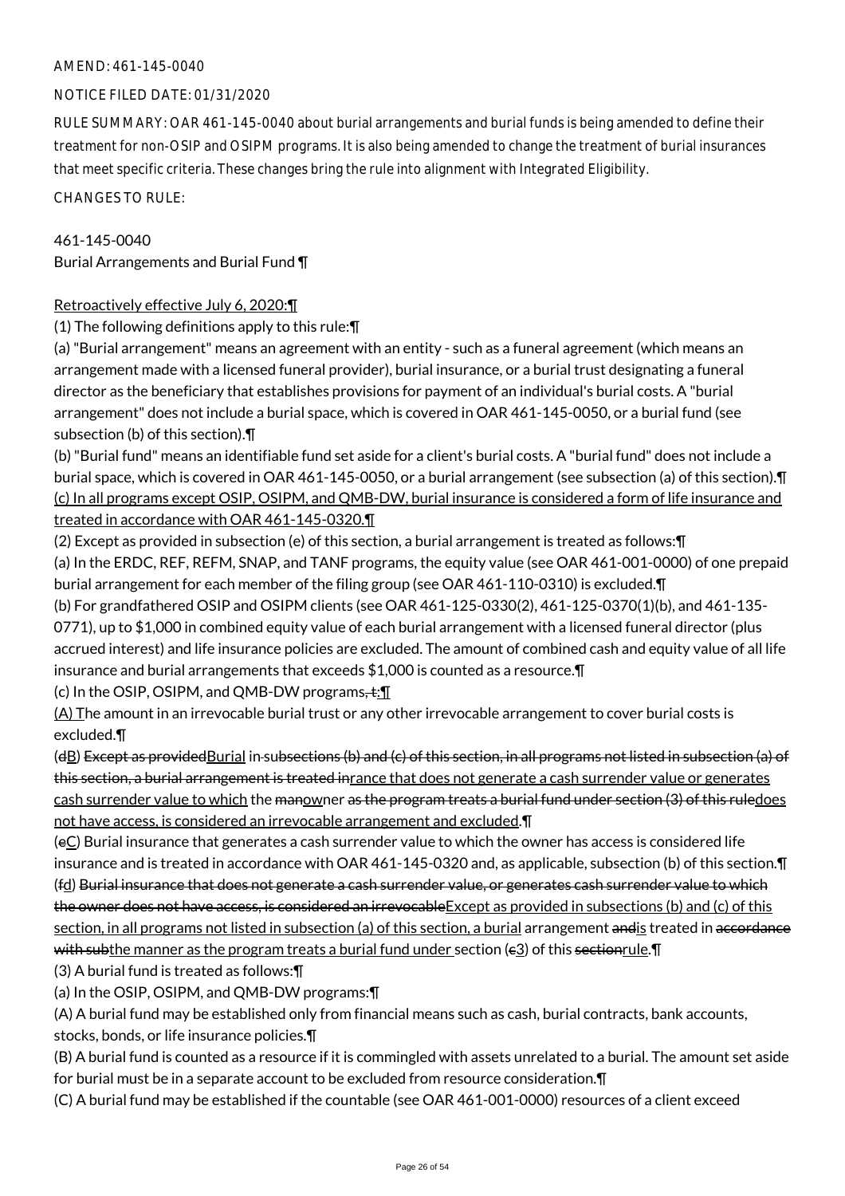AMEND: 461-145-0040

NOTICE FILED DATE: 01/31/2020

RULE SUMMARY: OAR 461-145-0040 about burial arrangements and burial funds is being amended to define their treatment for non-OSIP and OSIPM programs. It is also being amended to change the treatment of burial insurances that meet specific criteria. These changes bring the rule into alignment with Integrated Eligibility.

CHANGES TO RULE:

461-145-0040
Burial Arrangements and Burial Fund ¶

Retroactively effective July 6, 2020:¶
(1) The following definitions apply to this rule:¶
(a) "Burial arrangement" means an agreement with an entity - such as a funeral agreement (which means an arrangement made with a licensed funeral provider), burial insurance, or a burial trust designating a funeral director as the beneficiary that establishes provisions for payment of an individual's burial costs. A "burial arrangement" does not include a burial space, which is covered in OAR 461-145-0050, or a burial fund (see subsection (b) of this section).¶
(b) "Burial fund" means an identifiable fund set aside for a client's burial costs. A "burial fund" does not include a burial space, which is covered in OAR 461-145-0050, or a burial arrangement (see subsection (a) of this section).¶
(c) In all programs except OSIP, OSIPM, and QMB-DW, burial insurance is considered a form of life insurance and treated in accordance with OAR 461-145-0320.¶
(2) Except as provided in subsection (e) of this section, a burial arrangement is treated as follows:¶
(a) In the ERDC, REF, REFM, SNAP, and TANF programs, the equity value (see OAR 461-001-0000) of one prepaid burial arrangement for each member of the filing group (see OAR 461-110-0310) is excluded.¶
(b) For grandfathered OSIP and OSIPM clients (see OAR 461-125-0330(2), 461-125-0370(1)(b), and 461-135-0771), up to $1,000 in combined equity value of each burial arrangement with a licensed funeral director (plus accrued interest) and life insurance policies are excluded. The amount of combined cash and equity value of all life insurance and burial arrangements that exceeds $1,000 is counted as a resource.¶
(c) In the OSIP, OSIPM, and QMB-DW programs, t:¶
(A) The amount in an irrevocable burial trust or any other irrevocable arrangement to cover burial costs is excluded.¶
(dB) Except as providedBurial in subsections (b) and (c) of this section, in all programs not listed in subsection (a) of this section, a burial arrangement is treated inrance that does not generate a cash surrender value or generates cash surrender value to which the manowner as the program treats a burial fund under section (3) of this ruledoes not have access, is considered an irrevocable arrangement and excluded.¶
(eC) Burial insurance that generates a cash surrender value to which the owner has access is considered life insurance and is treated in accordance with OAR 461-145-0320 and, as applicable, subsection (b) of this section.¶
(fd) Burial insurance that does not generate a cash surrender value, or generates cash surrender value to which the owner does not have access, is considered an irrevocableExcept as provided in subsections (b) and (c) of this section, in all programs not listed in subsection (a) of this section, a burial arrangement andis treated in accordance with subthe manner as the program treats a burial fund under section (c3) of this sectionrule.¶
(3) A burial fund is treated as follows:¶
(a) In the OSIP, OSIPM, and QMB-DW programs:¶
(A) A burial fund may be established only from financial means such as cash, burial contracts, bank accounts, stocks, bonds, or life insurance policies.¶
(B) A burial fund is counted as a resource if it is commingled with assets unrelated to a burial. The amount set aside for burial must be in a separate account to be excluded from resource consideration.¶
(C) A burial fund may be established if the countable (see OAR 461-001-0000) resources of a client exceed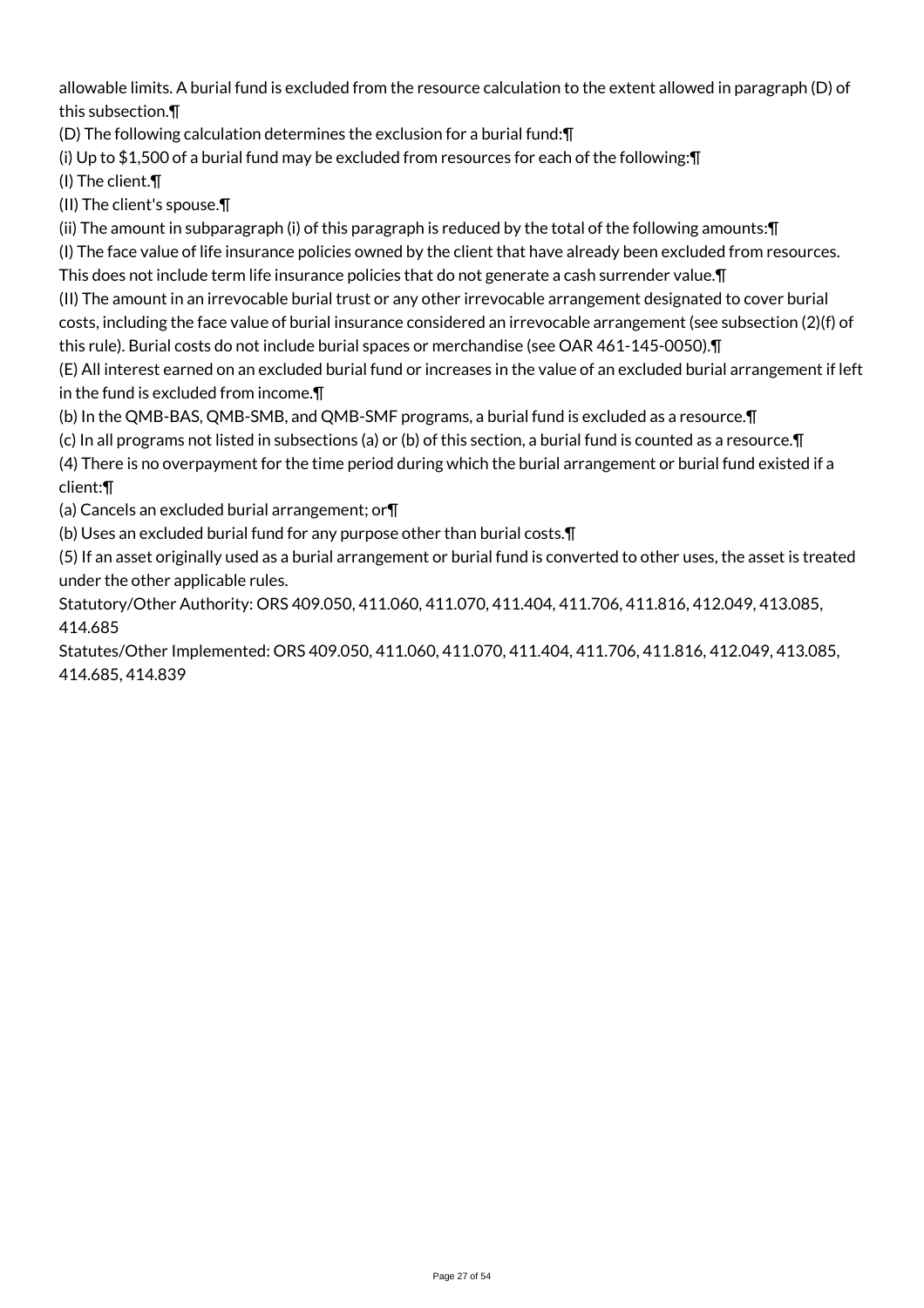allowable limits. A burial fund is excluded from the resource calculation to the extent allowed in paragraph (D) of this subsection.¶

(D) The following calculation determines the exclusion for a burial fund:¶

(i) Up to $1,500 of a burial fund may be excluded from resources for each of the following:¶

(I) The client.¶

(II) The client's spouse.¶

(ii) The amount in subparagraph (i) of this paragraph is reduced by the total of the following amounts:¶

(I) The face value of life insurance policies owned by the client that have already been excluded from resources. This does not include term life insurance policies that do not generate a cash surrender value.¶

(II) The amount in an irrevocable burial trust or any other irrevocable arrangement designated to cover burial costs, including the face value of burial insurance considered an irrevocable arrangement (see subsection (2)(f) of this rule). Burial costs do not include burial spaces or merchandise (see OAR 461-145-0050).¶

(E) All interest earned on an excluded burial fund or increases in the value of an excluded burial arrangement if left in the fund is excluded from income.¶

(b) In the QMB-BAS, QMB-SMB, and QMB-SMF programs, a burial fund is excluded as a resource.¶

(c) In all programs not listed in subsections (a) or (b) of this section, a burial fund is counted as a resource.¶

(4) There is no overpayment for the time period during which the burial arrangement or burial fund existed if a client:¶

(a) Cancels an excluded burial arrangement; or¶

(b) Uses an excluded burial fund for any purpose other than burial costs.¶

(5) If an asset originally used as a burial arrangement or burial fund is converted to other uses, the asset is treated under the other applicable rules.

Statutory/Other Authority: ORS 409.050, 411.060, 411.070, 411.404, 411.706, 411.816, 412.049, 413.085, 414.685

Statutes/Other Implemented: ORS 409.050, 411.060, 411.070, 411.404, 411.706, 411.816, 412.049, 413.085, 414.685, 414.839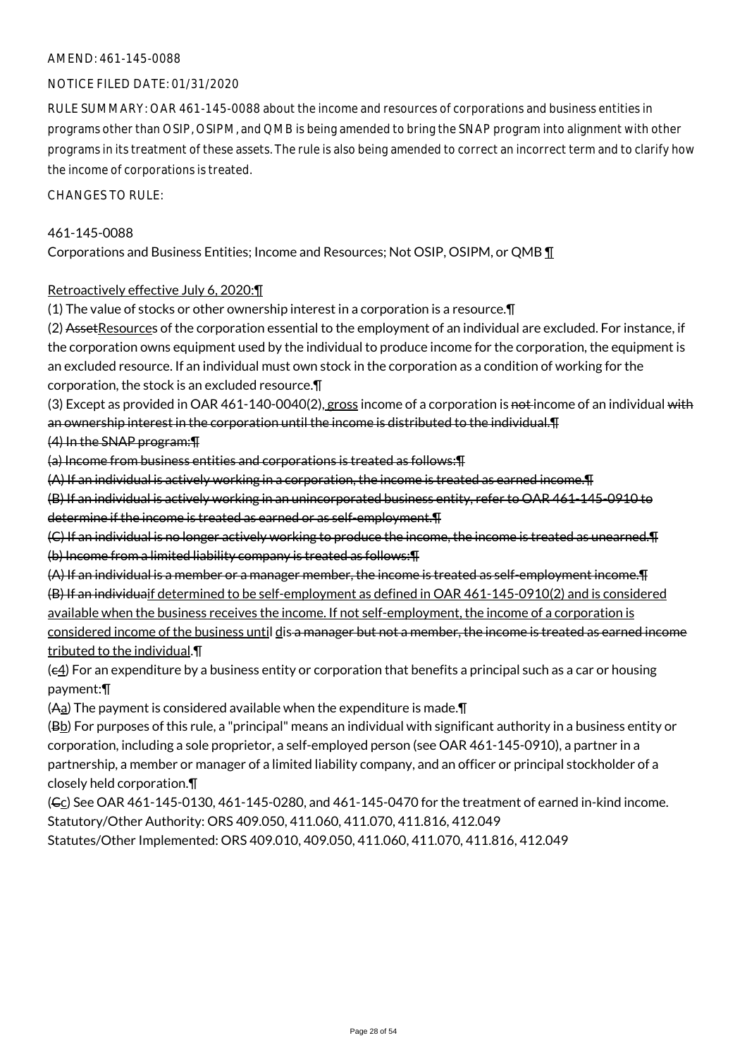AMEND: 461-145-0088

NOTICE FILED DATE: 01/31/2020

RULE SUMMARY: OAR 461-145-0088 about the income and resources of corporations and business entities in programs other than OSIP, OSIPM, and QMB is being amended to bring the SNAP program into alignment with other programs in its treatment of these assets. The rule is also being amended to correct an incorrect term and to clarify how the income of corporations is treated.

CHANGES TO RULE:

461-145-0088
Corporations and Business Entities; Income and Resources; Not OSIP, OSIPM, or QMB <u>¶</u>

<u>Retroactively effective July 6, 2020:</u>¶

(1) The value of stocks or other ownership interest in a corporation is a resource.¶

(2) ~~Asset~~<u>Resource</u>s of the corporation essential to the employment of an individual are excluded. For instance, if the corporation owns equipment used by the individual to produce income for the corporation, the equipment is an excluded resource. If an individual must own stock in the corporation as a condition of working for the corporation, the stock is an excluded resource.¶

(3) Except as provided in OAR 461-140-0040(2)<u>, gross</u> income of a corporation is ~~not~~ income of an individual ~~with an ownership interest in the corporation until the income is distributed to the individual.¶~~

~~(4) In the SNAP program:¶~~

~~(a) Income from business entities and corporations is treated as follows:¶~~

~~(A) If an individual is actively working in a corporation, the income is treated as earned income.¶~~

~~(B) If an individual is actively working in an unincorporated business entity, refer to OAR 461-145-0910 to determine if the income is treated as earned or as self-employment.¶~~

~~(C) If an individual is no longer actively working to produce the income, the income is treated as unearned.¶~~

~~(b) Income from a limited liability company is treated as follows:¶~~

~~(A) If an individual is a member or a manager member, the income is treated as self-employment income.¶~~

~~(B) If an individua~~<u>if determined to be self-employment as defined in OAR 461-145-0910(2) and is considered available when the business receives the income. If not self-employment, the income of a corporation is considered income of the business until d</u>is~~ a manager but not a member, the income is treated as earned income~~<u>tributed to the individual</u>.¶

(~~c~~<u>4</u>) For an expenditure by a business entity or corporation that benefits a principal such as a car or housing payment:¶

(~~A~~<u>a</u>) The payment is considered available when the expenditure is made.¶

(~~B~~<u>b</u>) For purposes of this rule, a "principal" means an individual with significant authority in a business entity or corporation, including a sole proprietor, a self-employed person (see OAR 461-145-0910), a partner in a partnership, a member or manager of a limited liability company, and an officer or principal stockholder of a closely held corporation.¶

(~~C~~<u>c</u>) See OAR 461-145-0130, 461-145-0280, and 461-145-0470 for the treatment of earned in-kind income.

Statutory/Other Authority: ORS 409.050, 411.060, 411.070, 411.816, 412.049

Statutes/Other Implemented: ORS 409.010, 409.050, 411.060, 411.070, 411.816, 412.049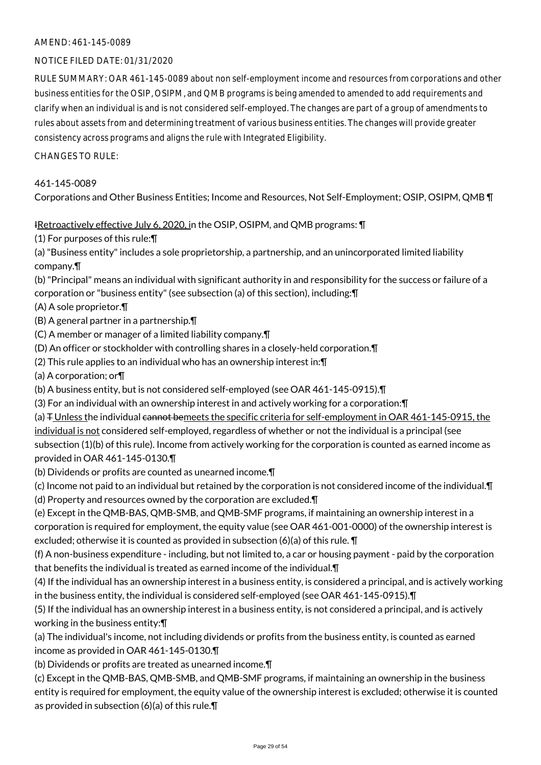AMEND: 461-145-0089

NOTICE FILED DATE: 01/31/2020

RULE SUMMARY: OAR 461-145-0089 about non self-employment income and resources from corporations and other business entities for the OSIP, OSIPM, and QMB programs is being amended to amended to add requirements and clarify when an individual is and is not considered self-employed. The changes are part of a group of amendments to rules about assets from and determining treatment of various business entities. The changes will provide greater consistency across programs and aligns the rule with Integrated Eligibility.

CHANGES TO RULE:

461-145-0089

Corporations and Other Business Entities; Income and Resources, Not Self-Employment; OSIP, OSIPM, QMB ¶

~~I~~Retroactively effective July 6, 2020, in the OSIP, OSIPM, and QMB programs: ¶

(1) For purposes of this rule:¶

(a) "Business entity" includes a sole proprietorship, a partnership, and an unincorporated limited liability company.¶

(b) "Principal" means an individual with significant authority in and responsibility for the success or failure of a corporation or "business entity" (see subsection (a) of this section), including:¶

(A) A sole proprietor.¶

(B) A general partner in a partnership.¶

(C) A member or manager of a limited liability company.¶

(D) An officer or stockholder with controlling shares in a closely-held corporation.¶

(2) This rule applies to an individual who has an ownership interest in:¶

(a) A corporation; or¶

(b) A business entity, but is not considered self-employed (see OAR 461-145-0915).¶

(3) For an individual with an ownership interest in and actively working for a corporation:¶

(a) ~~T~~ Unless the individual ~~cannot be~~meets the specific criteria for self-employment in OAR 461-145-0915, the individual is not considered self-employed, regardless of whether or not the individual is a principal (see subsection (1)(b) of this rule). Income from actively working for the corporation is counted as earned income as provided in OAR 461-145-0130.¶

(b) Dividends or profits are counted as unearned income.¶

(c) Income not paid to an individual but retained by the corporation is not considered income of the individual.¶

(d) Property and resources owned by the corporation are excluded.¶

(e) Except in the QMB-BAS, QMB-SMB, and QMB-SMF programs, if maintaining an ownership interest in a corporation is required for employment, the equity value (see OAR 461-001-0000) of the ownership interest is excluded; otherwise it is counted as provided in subsection (6)(a) of this rule. ¶

(f) A non-business expenditure - including, but not limited to, a car or housing payment - paid by the corporation that benefits the individual is treated as earned income of the individual.¶

(4) If the individual has an ownership interest in a business entity, is considered a principal, and is actively working in the business entity, the individual is considered self-employed (see OAR 461-145-0915).¶

(5) If the individual has an ownership interest in a business entity, is not considered a principal, and is actively working in the business entity:¶

(a) The individual's income, not including dividends or profits from the business entity, is counted as earned income as provided in OAR 461-145-0130.¶

(b) Dividends or profits are treated as unearned income.¶

(c) Except in the QMB-BAS, QMB-SMB, and QMB-SMF programs, if maintaining an ownership in the business entity is required for employment, the equity value of the ownership interest is excluded; otherwise it is counted as provided in subsection (6)(a) of this rule.¶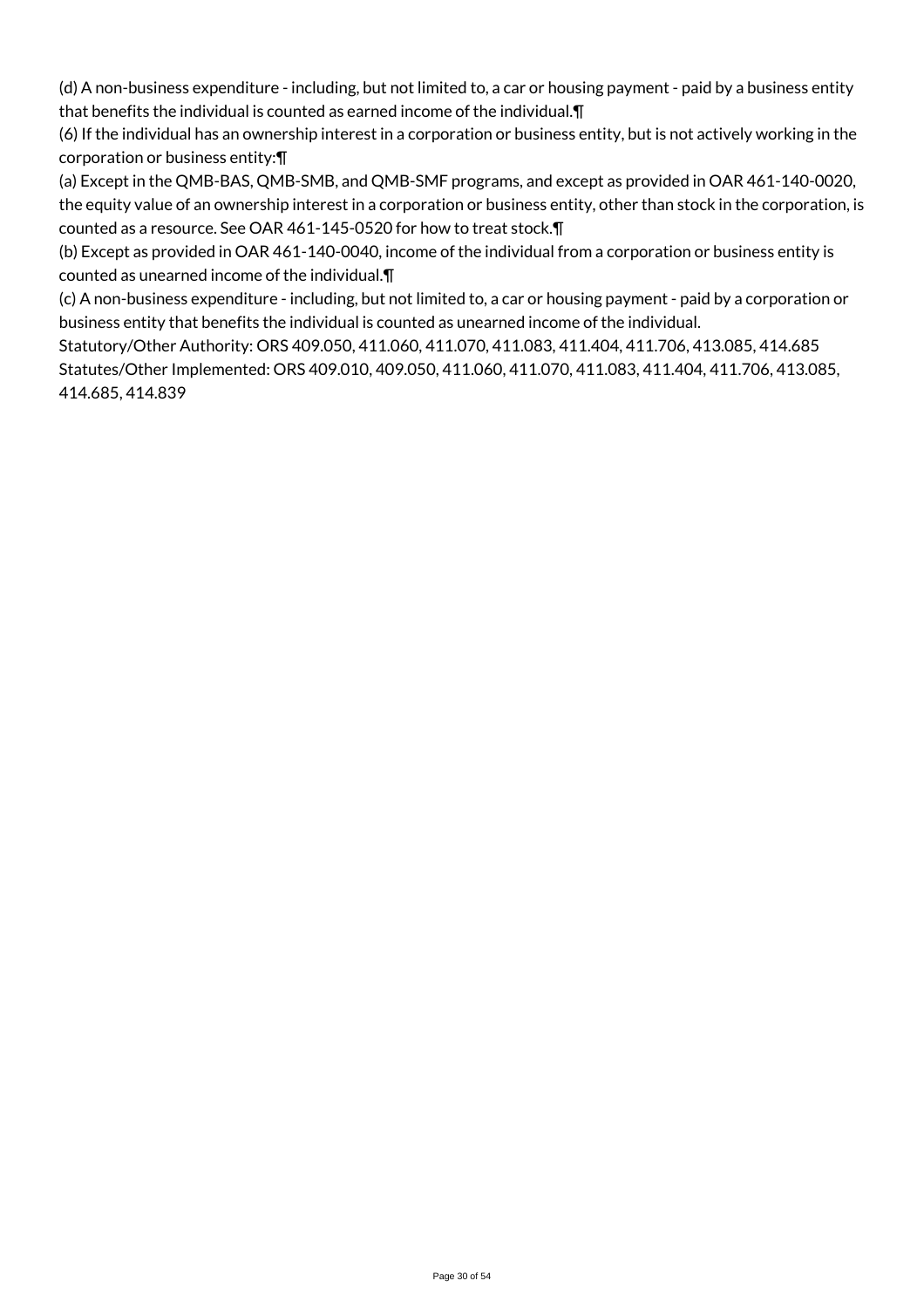(d) A non-business expenditure - including, but not limited to, a car or housing payment - paid by a business entity that benefits the individual is counted as earned income of the individual.¶

(6) If the individual has an ownership interest in a corporation or business entity, but is not actively working in the corporation or business entity:¶

(a) Except in the QMB-BAS, QMB-SMB, and QMB-SMF programs, and except as provided in OAR 461-140-0020, the equity value of an ownership interest in a corporation or business entity, other than stock in the corporation, is counted as a resource. See OAR 461-145-0520 for how to treat stock.¶

(b) Except as provided in OAR 461-140-0040, income of the individual from a corporation or business entity is counted as unearned income of the individual.¶

(c) A non-business expenditure - including, but not limited to, a car or housing payment - paid by a corporation or business entity that benefits the individual is counted as unearned income of the individual.

Statutory/Other Authority: ORS 409.050, 411.060, 411.070, 411.083, 411.404, 411.706, 413.085, 414.685

Statutes/Other Implemented: ORS 409.010, 409.050, 411.060, 411.070, 411.083, 411.404, 411.706, 413.085, 414.685, 414.839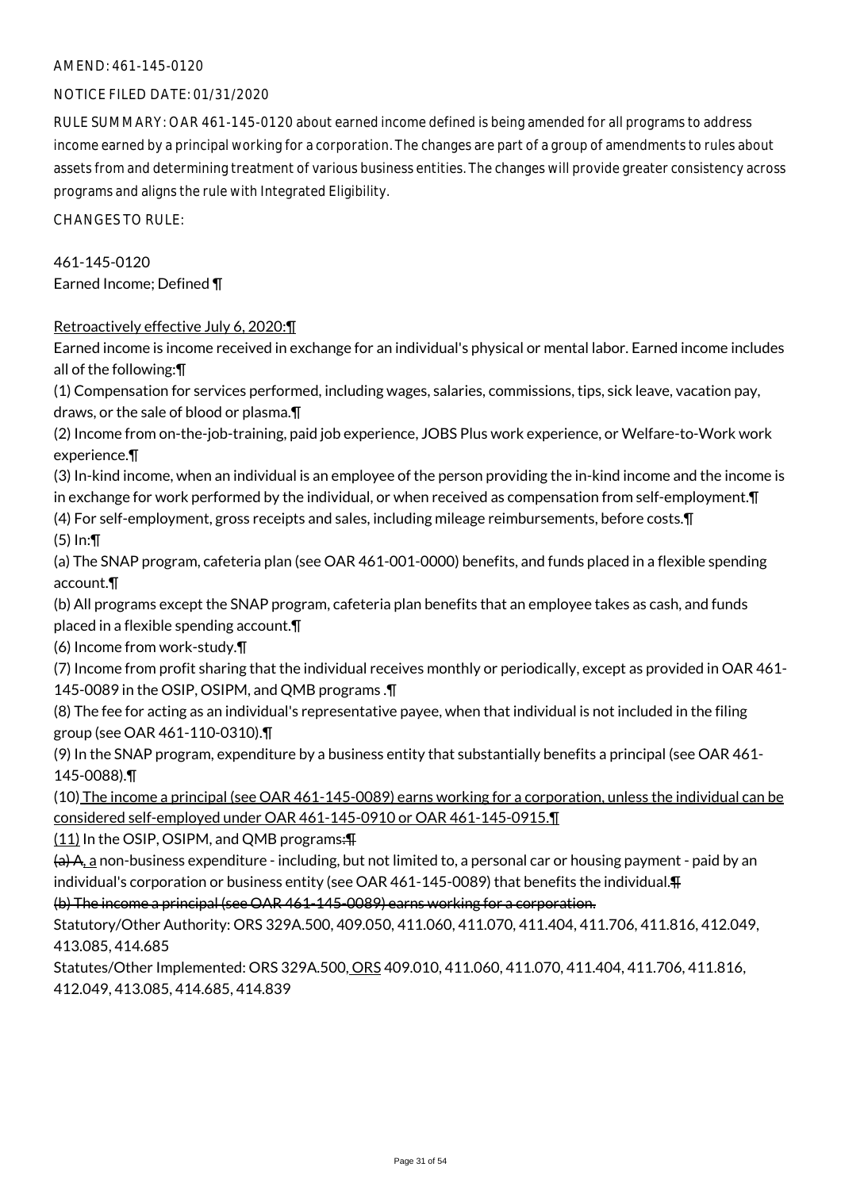AMEND: 461-145-0120

NOTICE FILED DATE: 01/31/2020

RULE SUMMARY: OAR 461-145-0120 about earned income defined is being amended for all programs to address income earned by a principal working for a corporation. The changes are part of a group of amendments to rules about assets from and determining treatment of various business entities. The changes will provide greater consistency across programs and aligns the rule with Integrated Eligibility.

CHANGES TO RULE:

461-145-0120
Earned Income; Defined ¶

Retroactively effective July 6, 2020:¶
Earned income is income received in exchange for an individual's physical or mental labor. Earned income includes all of the following:¶
(1) Compensation for services performed, including wages, salaries, commissions, tips, sick leave, vacation pay, draws, or the sale of blood or plasma.¶
(2) Income from on-the-job-training, paid job experience, JOBS Plus work experience, or Welfare-to-Work work experience.¶
(3) In-kind income, when an individual is an employee of the person providing the in-kind income and the income is in exchange for work performed by the individual, or when received as compensation from self-employment.¶
(4) For self-employment, gross receipts and sales, including mileage reimbursements, before costs.¶
(5) In:¶
(a) The SNAP program, cafeteria plan (see OAR 461-001-0000) benefits, and funds placed in a flexible spending account.¶
(b) All programs except the SNAP program, cafeteria plan benefits that an employee takes as cash, and funds placed in a flexible spending account.¶
(6) Income from work-study.¶
(7) Income from profit sharing that the individual receives monthly or periodically, except as provided in OAR 461-145-0089 in the OSIP, OSIPM, and QMB programs .¶
(8) The fee for acting as an individual's representative payee, when that individual is not included in the filing group (see OAR 461-110-0310).¶
(9) In the SNAP program, expenditure by a business entity that substantially benefits a principal (see OAR 461-145-0088).¶
(10) The income a principal (see OAR 461-145-0089) earns working for a corporation, unless the individual can be considered self-employed under OAR 461-145-0910 or OAR 461-145-0915.¶
(11) In the OSIP, OSIPM, and QMB programs:¶
~~(a) A,~~ a non-business expenditure - including, but not limited to, a personal car or housing payment - paid by an individual's corporation or business entity (see OAR 461-145-0089) that benefits the individual.~~¶~~
~~(b) The income a principal (see OAR 461-145-0089) earns working for a corporation.~~

Statutory/Other Authority: ORS 329A.500, 409.050, 411.060, 411.070, 411.404, 411.706, 411.816, 412.049, 413.085, 414.685
Statutes/Other Implemented: ORS 329A.500, ORS 409.010, 411.060, 411.070, 411.404, 411.706, 411.816, 412.049, 413.085, 414.685, 414.839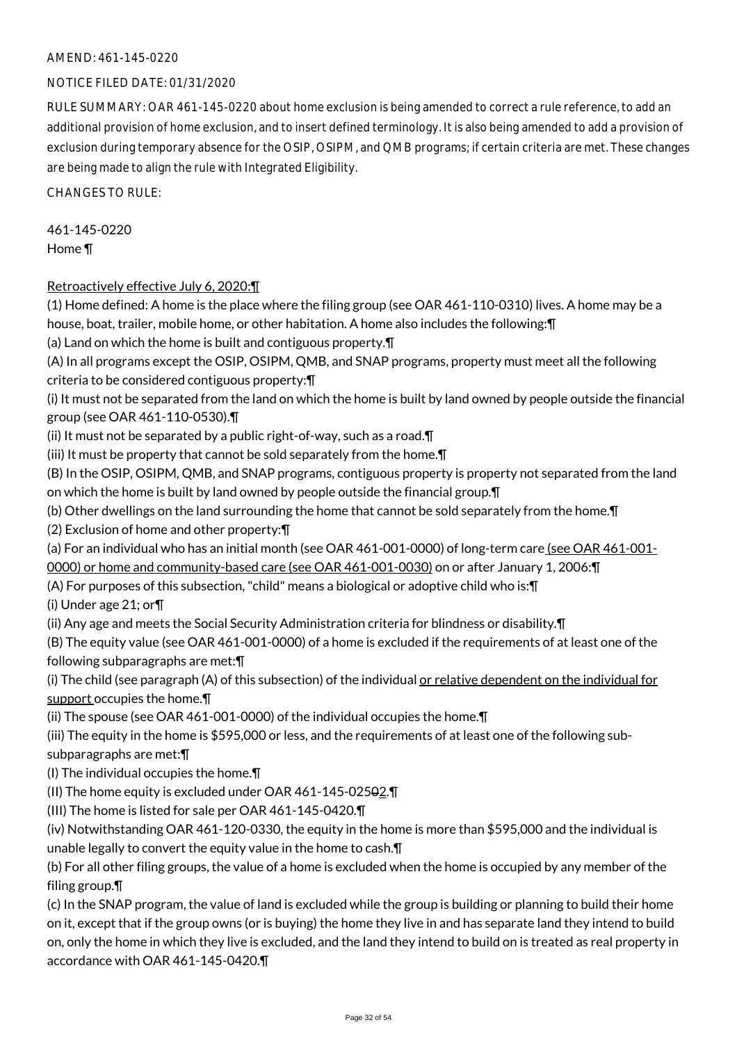AMEND: 461-145-0220

NOTICE FILED DATE: 01/31/2020

RULE SUMMARY: OAR 461-145-0220 about home exclusion is being amended to correct a rule reference, to add an additional provision of home exclusion, and to insert defined terminology. It is also being amended to add a provision of exclusion during temporary absence for the OSIP, OSIPM, and QMB programs; if certain criteria are met. These changes are being made to align the rule with Integrated Eligibility.

CHANGES TO RULE:

461-145-0220
Home ¶

Retroactively effective July 6, 2020:¶

(1) Home defined: A home is the place where the filing group (see OAR 461-110-0310) lives. A home may be a house, boat, trailer, mobile home, or other habitation. A home also includes the following:¶

(a) Land on which the home is built and contiguous property.¶

(A) In all programs except the OSIP, OSIPM, QMB, and SNAP programs, property must meet all the following criteria to be considered contiguous property:¶

(i) It must not be separated from the land on which the home is built by land owned by people outside the financial group (see OAR 461-110-0530).¶

(ii) It must not be separated by a public right-of-way, such as a road.¶

(iii) It must be property that cannot be sold separately from the home.¶

(B) In the OSIP, OSIPM, QMB, and SNAP programs, contiguous property is property not separated from the land on which the home is built by land owned by people outside the financial group.¶

(b) Other dwellings on the land surrounding the home that cannot be sold separately from the home.¶

(2) Exclusion of home and other property:¶

(a) For an individual who has an initial month (see OAR 461-001-0000) of long-term care (see OAR 461-001-0000) or home and community-based care (see OAR 461-001-0030) on or after January 1, 2006:¶

(A) For purposes of this subsection, "child" means a biological or adoptive child who is:¶

(i) Under age 21; or¶

(ii) Any age and meets the Social Security Administration criteria for blindness or disability.¶

(B) The equity value (see OAR 461-001-0000) of a home is excluded if the requirements of at least one of the following subparagraphs are met:¶

(i) The child (see paragraph (A) of this subsection) of the individual or relative dependent on the individual for support occupies the home.¶

(ii) The spouse (see OAR 461-001-0000) of the individual occupies the home.¶

(iii) The equity in the home is $595,000 or less, and the requirements of at least one of the following sub-subparagraphs are met:¶

(I) The individual occupies the home.¶

(II) The home equity is excluded under OAR 461-145-025~~0~~2.¶

(III) The home is listed for sale per OAR 461-145-0420.¶

(iv) Notwithstanding OAR 461-120-0330, the equity in the home is more than $595,000 and the individual is unable legally to convert the equity value in the home to cash.¶

(b) For all other filing groups, the value of a home is excluded when the home is occupied by any member of the filing group.¶

(c) In the SNAP program, the value of land is excluded while the group is building or planning to build their home on it, except that if the group owns (or is buying) the home they live in and has separate land they intend to build on, only the home in which they live is excluded, and the land they intend to build on is treated as real property in accordance with OAR 461-145-0420.¶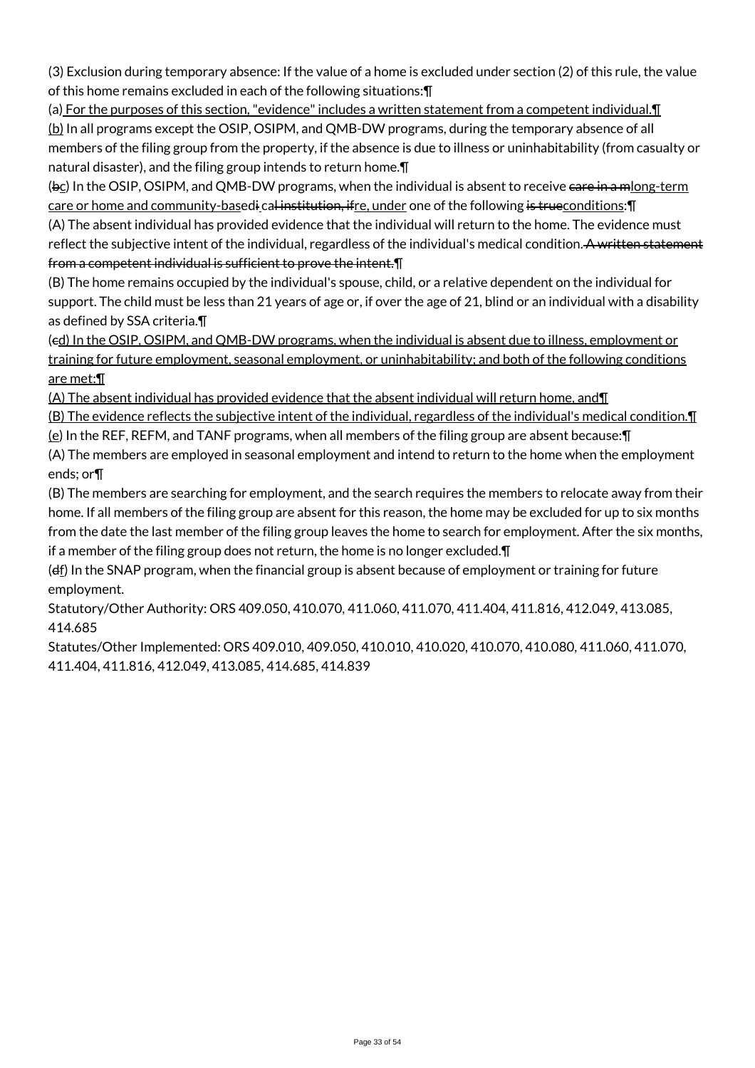(3) Exclusion during temporary absence: If the value of a home is excluded under section (2) of this rule, the value of this home remains excluded in each of the following situations:¶

(a) For the purposes of this section, "evidence" includes a written statement from a competent individual.¶

(b) In all programs except the OSIP, OSIPM, and QMB-DW programs, during the temporary absence of all members of the filing group from the property, if the absence is due to illness or uninhabitability (from casualty or natural disaster), and the filing group intends to return home.¶

(bc) In the OSIP, OSIPM, and QMB-DW programs, when the individual is absent to receive care in a mlong-term care or home and community-basedi cal institution, ifre, under one of the following is trueconditions:¶

(A) The absent individual has provided evidence that the individual will return to the home. The evidence must reflect the subjective intent of the individual, regardless of the individual's medical condition. A written statement from a competent individual is sufficient to prove the intent.¶

(B) The home remains occupied by the individual's spouse, child, or a relative dependent on the individual for support. The child must be less than 21 years of age or, if over the age of 21, blind or an individual with a disability as defined by SSA criteria.¶

(cd) In the OSIP, OSIPM, and QMB-DW programs, when the individual is absent due to illness, employment or training for future employment, seasonal employment, or uninhabitability; and both of the following conditions are met:¶

(A) The absent individual has provided evidence that the absent individual will return home, and¶

(B) The evidence reflects the subjective intent of the individual, regardless of the individual's medical condition.¶

(e) In the REF, REFM, and TANF programs, when all members of the filing group are absent because:¶

(A) The members are employed in seasonal employment and intend to return to the home when the employment ends; or¶

(B) The members are searching for employment, and the search requires the members to relocate away from their home. If all members of the filing group are absent for this reason, the home may be excluded for up to six months from the date the last member of the filing group leaves the home to search for employment. After the six months, if a member of the filing group does not return, the home is no longer excluded.¶

(df) In the SNAP program, when the financial group is absent because of employment or training for future employment.

Statutory/Other Authority: ORS 409.050, 410.070, 411.060, 411.070, 411.404, 411.816, 412.049, 413.085, 414.685

Statutes/Other Implemented: ORS 409.010, 409.050, 410.010, 410.020, 410.070, 410.080, 411.060, 411.070, 411.404, 411.816, 412.049, 413.085, 414.685, 414.839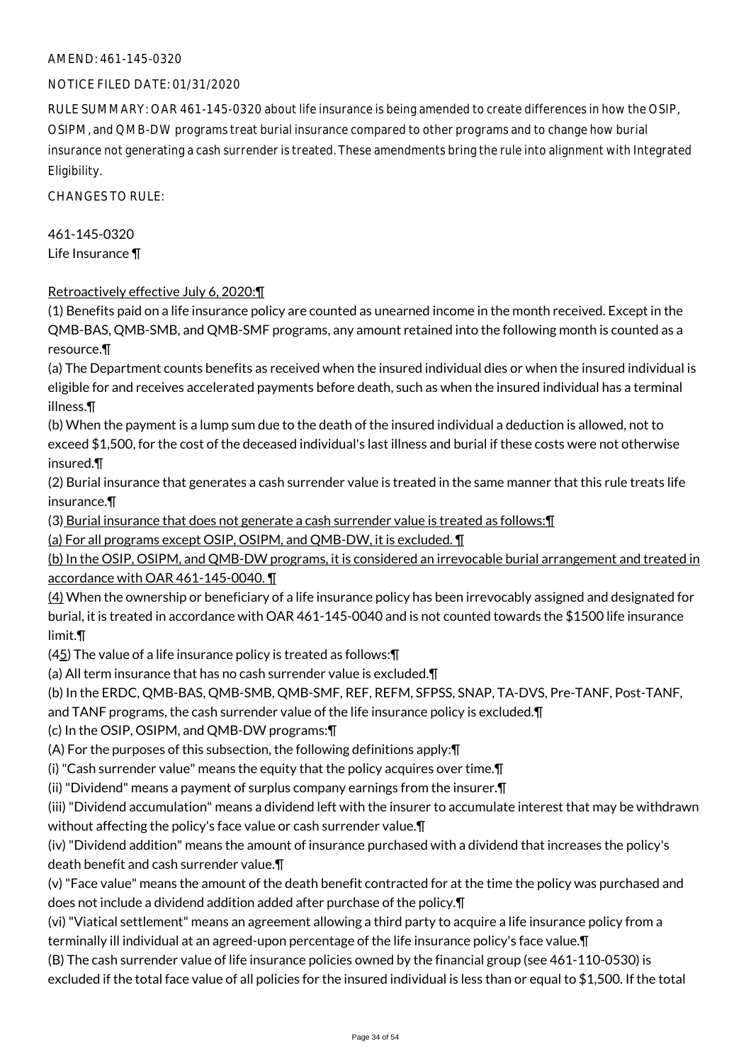AMEND: 461-145-0320

NOTICE FILED DATE: 01/31/2020

RULE SUMMARY: OAR 461-145-0320 about life insurance is being amended to create differences in how the OSIP, OSIPM, and QMB-DW programs treat burial insurance compared to other programs and to change how burial insurance not generating a cash surrender is treated. These amendments bring the rule into alignment with Integrated Eligibility.

CHANGES TO RULE:

461-145-0320
Life Insurance ¶

Retroactively effective July 6, 2020:¶
(1) Benefits paid on a life insurance policy are counted as unearned income in the month received. Except in the QMB-BAS, QMB-SMB, and QMB-SMF programs, any amount retained into the following month is counted as a resource.¶
(a) The Department counts benefits as received when the insured individual dies or when the insured individual is eligible for and receives accelerated payments before death, such as when the insured individual has a terminal illness.¶
(b) When the payment is a lump sum due to the death of the insured individual a deduction is allowed, not to exceed $1,500, for the cost of the deceased individual's last illness and burial if these costs were not otherwise insured.¶
(2) Burial insurance that generates a cash surrender value is treated in the same manner that this rule treats life insurance.¶
(3) Burial insurance that does not generate a cash surrender value is treated as follows:¶
(a) For all programs except OSIP, OSIPM, and QMB-DW, it is excluded. ¶
(b) In the OSIP, OSIPM, and QMB-DW programs, it is considered an irrevocable burial arrangement and treated in accordance with OAR 461-145-0040. ¶
(4) When the ownership or beneficiary of a life insurance policy has been irrevocably assigned and designated for burial, it is treated in accordance with OAR 461-145-0040 and is not counted towards the $1500 life insurance limit.¶
(45) The value of a life insurance policy is treated as follows:¶
(a) All term insurance that has no cash surrender value is excluded.¶
(b) In the ERDC, QMB-BAS, QMB-SMB, QMB-SMF, REF, REFM, SFPSS, SNAP, TA-DVS, Pre-TANF, Post-TANF, and TANF programs, the cash surrender value of the life insurance policy is excluded.¶
(c) In the OSIP, OSIPM, and QMB-DW programs:¶
(A) For the purposes of this subsection, the following definitions apply:¶
(i) "Cash surrender value" means the equity that the policy acquires over time.¶
(ii) "Dividend" means a payment of surplus company earnings from the insurer.¶
(iii) "Dividend accumulation" means a dividend left with the insurer to accumulate interest that may be withdrawn without affecting the policy's face value or cash surrender value.¶
(iv) "Dividend addition" means the amount of insurance purchased with a dividend that increases the policy's death benefit and cash surrender value.¶
(v) "Face value" means the amount of the death benefit contracted for at the time the policy was purchased and does not include a dividend addition added after purchase of the policy.¶
(vi) "Viatical settlement" means an agreement allowing a third party to acquire a life insurance policy from a terminally ill individual at an agreed-upon percentage of the life insurance policy's face value.¶
(B) The cash surrender value of life insurance policies owned by the financial group (see 461-110-0530) is excluded if the total face value of all policies for the insured individual is less than or equal to $1,500. If the total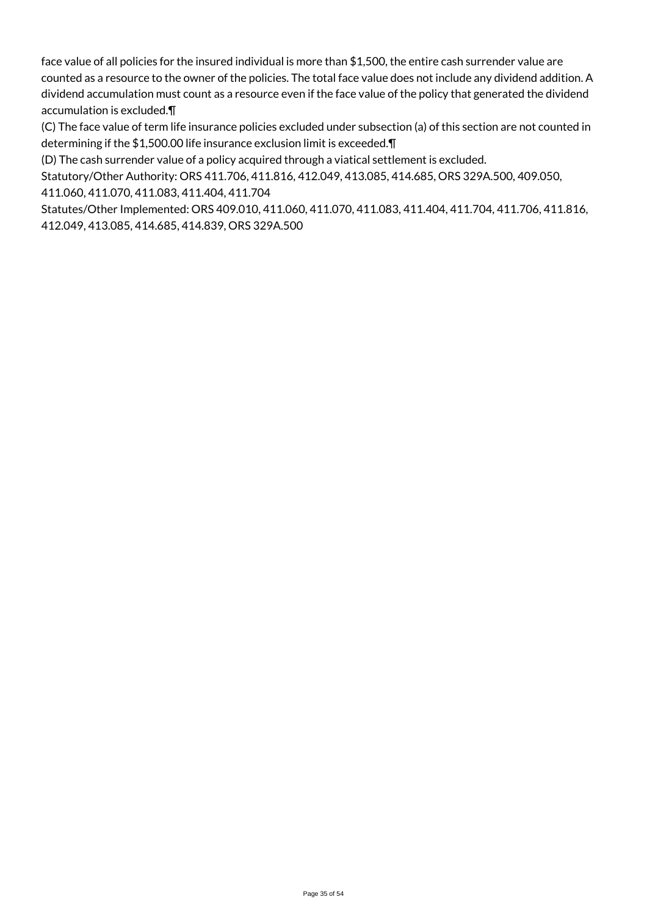face value of all policies for the insured individual is more than $1,500, the entire cash surrender value are counted as a resource to the owner of the policies. The total face value does not include any dividend addition. A dividend accumulation must count as a resource even if the face value of the policy that generated the dividend accumulation is excluded.¶

(C) The face value of term life insurance policies excluded under subsection (a) of this section are not counted in determining if the $1,500.00 life insurance exclusion limit is exceeded.¶

(D) The cash surrender value of a policy acquired through a viatical settlement is excluded.

Statutory/Other Authority: ORS 411.706, 411.816, 412.049, 413.085, 414.685, ORS 329A.500, 409.050, 411.060, 411.070, 411.083, 411.404, 411.704

Statutes/Other Implemented: ORS 409.010, 411.060, 411.070, 411.083, 411.404, 411.704, 411.706, 411.816, 412.049, 413.085, 414.685, 414.839, ORS 329A.500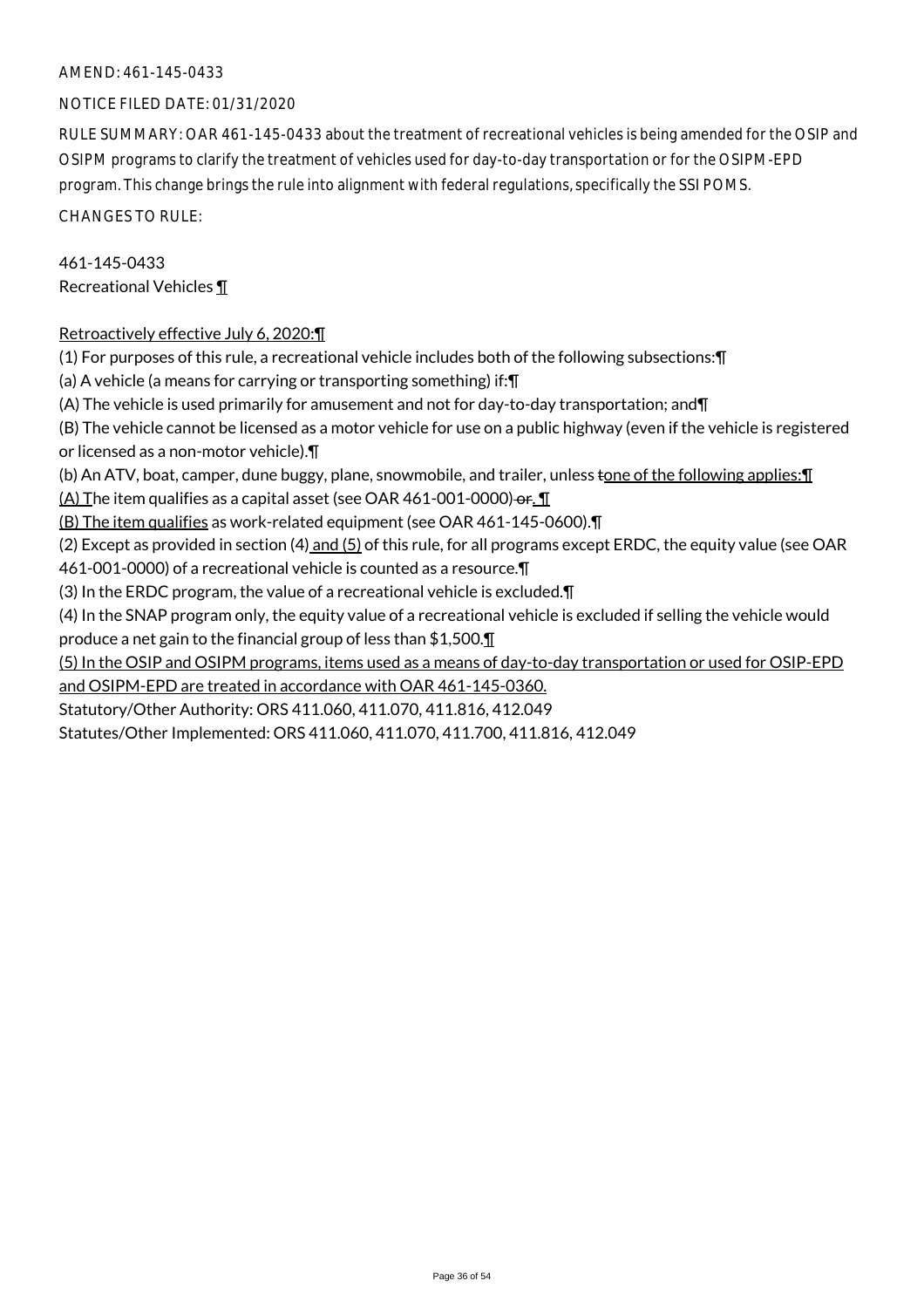AMEND: 461-145-0433

NOTICE FILED DATE: 01/31/2020

RULE SUMMARY: OAR 461-145-0433 about the treatment of recreational vehicles is being amended for the OSIP and OSIPM programs to clarify the treatment of vehicles used for day-to-day transportation or for the OSIPM-EPD program. This change brings the rule into alignment with federal regulations, specifically the SSI POMS.

CHANGES TO RULE:

461-145-0433
Recreational Vehicles ¶

<u>Retroactively effective July 6, 2020:¶</u>
(1) For purposes of this rule, a recreational vehicle includes both of the following subsections:¶
(a) A vehicle (a means for carrying or transporting something) if:¶
(A) The vehicle is used primarily for amusement and not for day-to-day transportation; and¶
(B) The vehicle cannot be licensed as a motor vehicle for use on a public highway (even if the vehicle is registered or licensed as a non-motor vehicle).¶
(b) An ATV, boat, camper, dune buggy, plane, snowmobile, and trailer, unless ~~t~~<u>one of the following applies:¶</u>
<u>(A) T</u>he item qualifies as a capital asset (see OAR 461-001-0000) ~~or~~<u>. ¶</u>
<u>(B) The item qualifies</u> as work-related equipment (see OAR 461-145-0600).¶
(2) Except as provided in section (4)<u> and (5)</u> of this rule, for all programs except ERDC, the equity value (see OAR 461-001-0000) of a recreational vehicle is counted as a resource.¶
(3) In the ERDC program, the value of a recreational vehicle is excluded.¶
(4) In the SNAP program only, the equity value of a recreational vehicle is excluded if selling the vehicle would produce a net gain to the financial group of less than $1,500.<u>¶</u>
<u>(5) In the OSIP and OSIPM programs, items used as a means of day-to-day transportation or used for OSIP-EPD and OSIPM-EPD are treated in accordance with OAR 461-145-0360.</u>
Statutory/Other Authority: ORS 411.060, 411.070, 411.816, 412.049
Statutes/Other Implemented: ORS 411.060, 411.070, 411.700, 411.816, 412.049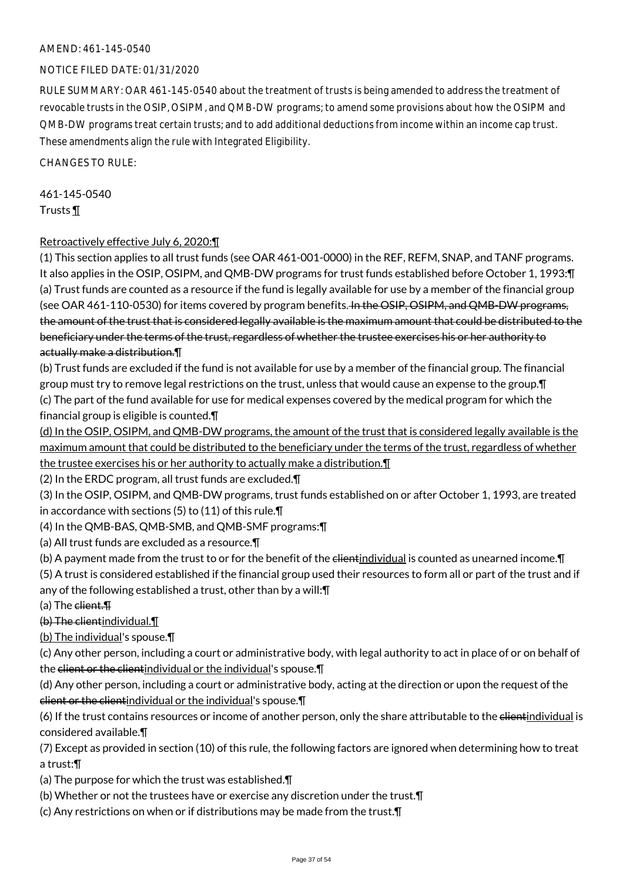AMEND: 461-145-0540

NOTICE FILED DATE: 01/31/2020

RULE SUMMARY: OAR 461-145-0540 about the treatment of trusts is being amended to address the treatment of revocable trusts in the OSIP, OSIPM, and QMB-DW programs; to amend some provisions about how the OSIPM and QMB-DW programs treat certain trusts; and to add additional deductions from income within an income cap trust. These amendments align the rule with Integrated Eligibility.

CHANGES TO RULE:

461-145-0540
Trusts ¶

Retroactively effective July 6, 2020:¶

(1) This section applies to all trust funds (see OAR 461-001-0000) in the REF, REFM, SNAP, and TANF programs. It also applies in the OSIP, OSIPM, and QMB-DW programs for trust funds established before October 1, 1993:¶
(a) Trust funds are counted as a resource if the fund is legally available for use by a member of the financial group (see OAR 461-110-0530) for items covered by program benefits. ~~In the OSIP, OSIPM, and QMB-DW programs, the amount of the trust that is considered legally available is the maximum amount that could be distributed to the beneficiary under the terms of the trust, regardless of whether the trustee exercises his or her authority to actually make a distribution.¶~~
(b) Trust funds are excluded if the fund is not available for use by a member of the financial group. The financial group must try to remove legal restrictions on the trust, unless that would cause an expense to the group.¶
(c) The part of the fund available for use for medical expenses covered by the medical program for which the financial group is eligible is counted.¶
(d) In the OSIP, OSIPM, and QMB-DW programs, the amount of the trust that is considered legally available is the maximum amount that could be distributed to the beneficiary under the terms of the trust, regardless of whether the trustee exercises his or her authority to actually make a distribution.¶
(2) In the ERDC program, all trust funds are excluded.¶
(3) In the OSIP, OSIPM, and QMB-DW programs, trust funds established on or after October 1, 1993, are treated in accordance with sections (5) to (11) of this rule.¶
(4) In the QMB-BAS, QMB-SMB, and QMB-SMF programs:¶
(a) All trust funds are excluded as a resource.¶
(b) A payment made from the trust to or for the benefit of the ~~client~~individual is counted as unearned income.¶
(5) A trust is considered established if the financial group used their resources to form all or part of the trust and if any of the following established a trust, other than by a will:¶
(a) The ~~client.¶~~
~~(b) The client~~individual.¶
(b) The individual's spouse.¶
(c) Any other person, including a court or administrative body, with legal authority to act in place of or on behalf of the ~~client or the client~~individual or the individual's spouse.¶
(d) Any other person, including a court or administrative body, acting at the direction or upon the request of the ~~client or the client~~individual or the individual's spouse.¶
(6) If the trust contains resources or income of another person, only the share attributable to the ~~client~~individual is considered available.¶
(7) Except as provided in section (10) of this rule, the following factors are ignored when determining how to treat a trust:¶
(a) The purpose for which the trust was established.¶
(b) Whether or not the trustees have or exercise any discretion under the trust.¶
(c) Any restrictions on when or if distributions may be made from the trust.¶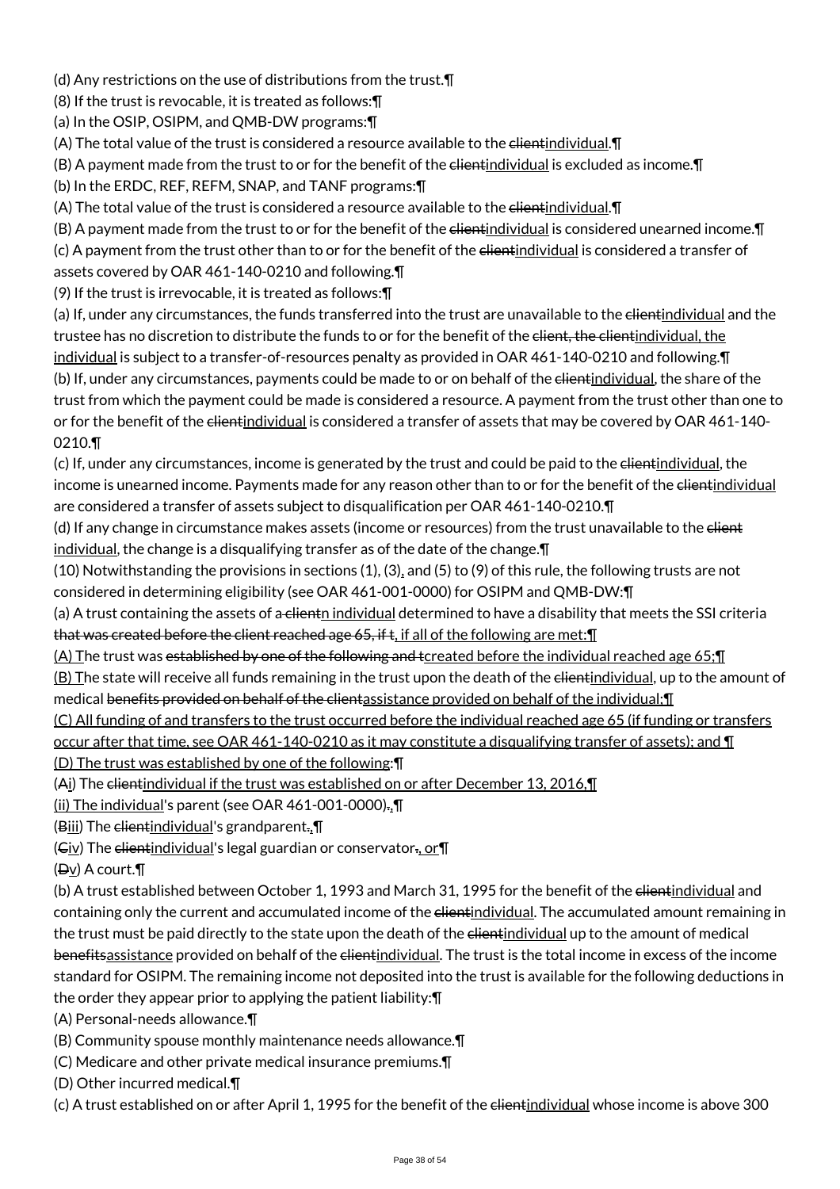(d) Any restrictions on the use of distributions from the trust.¶

(8) If the trust is revocable, it is treated as follows:¶

(a) In the OSIP, OSIPM, and QMB-DW programs:¶

(A) The total value of the trust is considered a resource available to the ~~client~~individual.¶

(B) A payment made from the trust to or for the benefit of the ~~client~~individual is excluded as income.¶

(b) In the ERDC, REF, REFM, SNAP, and TANF programs:¶

(A) The total value of the trust is considered a resource available to the ~~client~~individual.¶

(B) A payment made from the trust to or for the benefit of the ~~client~~individual is considered unearned income.¶

(c) A payment from the trust other than to or for the benefit of the ~~client~~individual is considered a transfer of assets covered by OAR 461-140-0210 and following.¶

(9) If the trust is irrevocable, it is treated as follows:¶

(a) If, under any circumstances, the funds transferred into the trust are unavailable to the ~~client~~individual and the trustee has no discretion to distribute the funds to or for the benefit of the ~~client, the client~~individual, the individual is subject to a transfer-of-resources penalty as provided in OAR 461-140-0210 and following.¶

(b) If, under any circumstances, payments could be made to or on behalf of the ~~client~~individual, the share of the trust from which the payment could be made is considered a resource. A payment from the trust other than one to or for the benefit of the ~~client~~individual is considered a transfer of assets that may be covered by OAR 461-140-0210.¶

(c) If, under any circumstances, income is generated by the trust and could be paid to the ~~client~~individual, the income is unearned income. Payments made for any reason other than to or for the benefit of the ~~client~~individual are considered a transfer of assets subject to disqualification per OAR 461-140-0210.¶

(d) If any change in circumstance makes assets (income or resources) from the trust unavailable to the ~~client~~ individual, the change is a disqualifying transfer as of the date of the change.¶

(10) Notwithstanding the provisions in sections (1), (3), and (5) to (9) of this rule, the following trusts are not considered in determining eligibility (see OAR 461-001-0000) for OSIPM and QMB-DW:¶

(a) A trust containing the assets of ~~a client~~n individual determined to have a disability that meets the SSI criteria ~~that was created before the client reached age 65, if t~~, if all of the following are met:¶

(A) The trust was ~~established by one of the following and t~~created before the individual reached age 65;¶

(B) The state will receive all funds remaining in the trust upon the death of the ~~client~~individual, up to the amount of medical ~~benefits provided on behalf of the client~~assistance provided on behalf of the individual;¶

(C) All funding of and transfers to the trust occurred before the individual reached age 65 (if funding or transfers occur after that time, see OAR 461-140-0210 as it may constitute a disqualifying transfer of assets); and ¶

(D) The trust was established by one of the following:¶

(~~A~~i) The ~~client~~individual if the trust was established on or after December 13, 2016,¶

(ii) The individual's parent (see OAR 461-001-0000)~~.~~,¶

(~~B~~ii) The ~~client~~individual's grandparent~~.~~,¶

(~~C~~iv) The ~~client~~individual's legal guardian or conservator~~.~~, or¶

(~~D~~v) A court.¶

(b) A trust established between October 1, 1993 and March 31, 1995 for the benefit of the ~~client~~individual and containing only the current and accumulated income of the ~~client~~individual. The accumulated amount remaining in the trust must be paid directly to the state upon the death of the ~~client~~individual up to the amount of medical ~~benefits~~assistance provided on behalf of the ~~client~~individual. The trust is the total income in excess of the income standard for OSIPM. The remaining income not deposited into the trust is available for the following deductions in the order they appear prior to applying the patient liability:¶

(A) Personal-needs allowance.¶

(B) Community spouse monthly maintenance needs allowance.¶

(C) Medicare and other private medical insurance premiums.¶

(D) Other incurred medical.¶

(c) A trust established on or after April 1, 1995 for the benefit of the ~~client~~individual whose income is above 300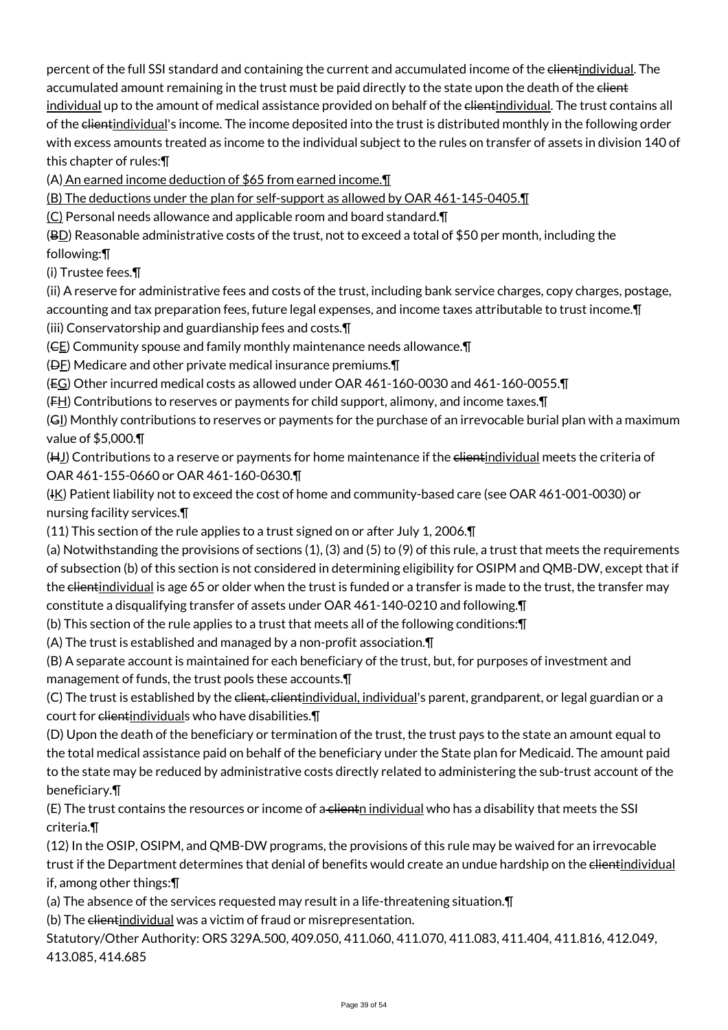percent of the full SSI standard and containing the current and accumulated income of the ~~client~~individual. The accumulated amount remaining in the trust must be paid directly to the state upon the death of the ~~client~~ individual up to the amount of medical assistance provided on behalf of the ~~client~~individual. The trust contains all of the ~~client~~individual's income. The income deposited into the trust is distributed monthly in the following order with excess amounts treated as income to the individual subject to the rules on transfer of assets in division 140 of this chapter of rules:¶

(A) An earned income deduction of $65 from earned income.¶

(B) The deductions under the plan for self-support as allowed by OAR 461-145-0405.¶

(C) Personal needs allowance and applicable room and board standard.¶

(~~B~~D) Reasonable administrative costs of the trust, not to exceed a total of $50 per month, including the following:¶

(i) Trustee fees.¶

(ii) A reserve for administrative fees and costs of the trust, including bank service charges, copy charges, postage, accounting and tax preparation fees, future legal expenses, and income taxes attributable to trust income.¶

(iii) Conservatorship and guardianship fees and costs.¶

(~~C~~E) Community spouse and family monthly maintenance needs allowance.¶

(~~D~~F) Medicare and other private medical insurance premiums.¶

(~~E~~G) Other incurred medical costs as allowed under OAR 461-160-0030 and 461-160-0055.¶

(~~F~~H) Contributions to reserves or payments for child support, alimony, and income taxes.¶

(~~G~~I) Monthly contributions to reserves or payments for the purchase of an irrevocable burial plan with a maximum value of $5,000.¶

(~~H~~J) Contributions to a reserve or payments for home maintenance if the ~~client~~individual meets the criteria of OAR 461-155-0660 or OAR 461-160-0630.¶

(~~I~~K) Patient liability not to exceed the cost of home and community-based care (see OAR 461-001-0030) or nursing facility services.¶

(11) This section of the rule applies to a trust signed on or after July 1, 2006.¶

(a) Notwithstanding the provisions of sections (1), (3) and (5) to (9) of this rule, a trust that meets the requirements of subsection (b) of this section is not considered in determining eligibility for OSIPM and QMB-DW, except that if the ~~client~~individual is age 65 or older when the trust is funded or a transfer is made to the trust, the transfer may constitute a disqualifying transfer of assets under OAR 461-140-0210 and following.¶

(b) This section of the rule applies to a trust that meets all of the following conditions:¶

(A) The trust is established and managed by a non-profit association.¶

(B) A separate account is maintained for each beneficiary of the trust, but, for purposes of investment and management of funds, the trust pools these accounts.¶

(C) The trust is established by the ~~client, client~~individual, individual's parent, grandparent, or legal guardian or a court for ~~client~~individuals who have disabilities.¶

(D) Upon the death of the beneficiary or termination of the trust, the trust pays to the state an amount equal to the total medical assistance paid on behalf of the beneficiary under the State plan for Medicaid. The amount paid to the state may be reduced by administrative costs directly related to administering the sub-trust account of the beneficiary.¶

(E) The trust contains the resources or income of a~~client~~n individual who has a disability that meets the SSI criteria.¶

(12) In the OSIP, OSIPM, and QMB-DW programs, the provisions of this rule may be waived for an irrevocable trust if the Department determines that denial of benefits would create an undue hardship on the ~~client~~individual if, among other things:¶

(a) The absence of the services requested may result in a life-threatening situation.¶

(b) The ~~client~~individual was a victim of fraud or misrepresentation.

Statutory/Other Authority: ORS 329A.500, 409.050, 411.060, 411.070, 411.083, 411.404, 411.816, 412.049, 413.085, 414.685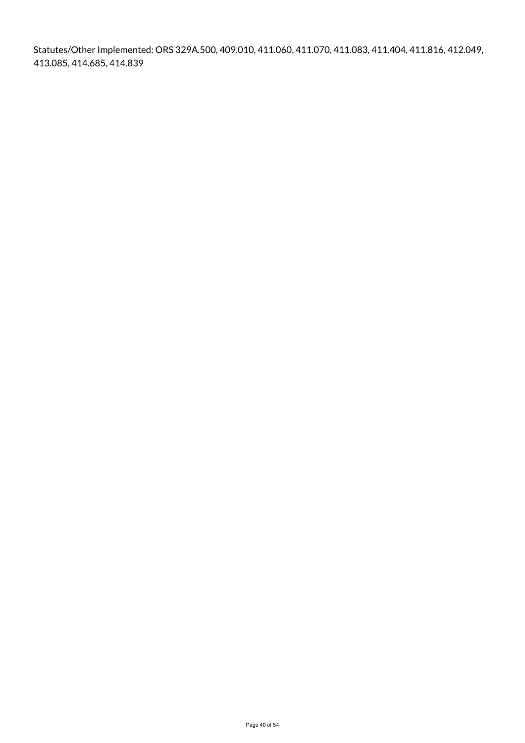Statutes/Other Implemented: ORS 329A.500, 409.010, 411.060, 411.070, 411.083, 411.404, 411.816, 412.049, 413.085, 414.685, 414.839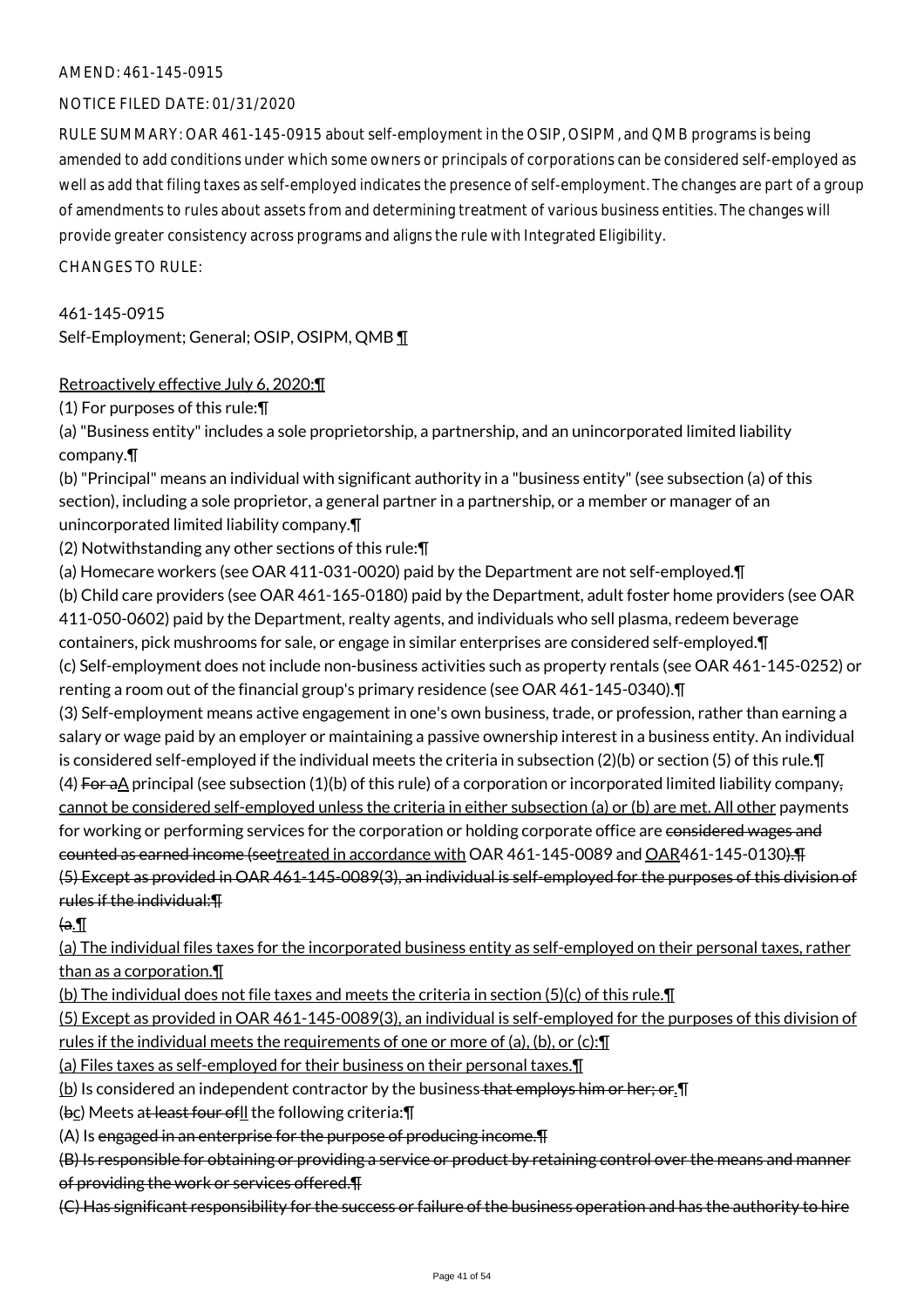AMEND: 461-145-0915

NOTICE FILED DATE: 01/31/2020

RULE SUMMARY: OAR 461-145-0915 about self-employment in the OSIP, OSIPM, and QMB programs is being amended to add conditions under which some owners or principals of corporations can be considered self-employed as well as add that filing taxes as self-employed indicates the presence of self-employment. The changes are part of a group of amendments to rules about assets from and determining treatment of various business entities. The changes will provide greater consistency across programs and aligns the rule with Integrated Eligibility.

CHANGES TO RULE:

461-145-0915
Self-Employment; General; OSIP, OSIPM, QMB ¶

Retroactively effective July 6, 2020:¶

(1) For purposes of this rule:¶

(a) "Business entity" includes a sole proprietorship, a partnership, and an unincorporated limited liability company.¶

(b) "Principal" means an individual with significant authority in a "business entity" (see subsection (a) of this section), including a sole proprietor, a general partner in a partnership, or a member or manager of an unincorporated limited liability company.¶

(2) Notwithstanding any other sections of this rule:¶

(a) Homecare workers (see OAR 411-031-0020) paid by the Department are not self-employed.¶

(b) Child care providers (see OAR 461-165-0180) paid by the Department, adult foster home providers (see OAR 411-050-0602) paid by the Department, realty agents, and individuals who sell plasma, redeem beverage containers, pick mushrooms for sale, or engage in similar enterprises are considered self-employed.¶

(c) Self-employment does not include non-business activities such as property rentals (see OAR 461-145-0252) or renting a room out of the financial group's primary residence (see OAR 461-145-0340).¶

(3) Self-employment means active engagement in one's own business, trade, or profession, rather than earning a salary or wage paid by an employer or maintaining a passive ownership interest in a business entity. An individual is considered self-employed if the individual meets the criteria in subsection (2)(b) or section (5) of this rule.¶

(4) ~~For a~~A principal (see subsection (1)(b) of this rule) of a corporation or incorporated limited liability company~~,~~ cannot be considered self-employed unless the criteria in either subsection (a) or (b) are met. All other payments for working or performing services for the corporation or holding corporate office are ~~considered wages and counted as earned income (see~~treated in accordance with OAR 461-145-0089 and OAR461-145-0130~~).¶~~

~~(5) Except as provided in OAR 461-145-0089(3), an individual is self-employed for the purposes of this division of rules if the individual:¶~~

~~(a.¶~~

(a) The individual files taxes for the incorporated business entity as self-employed on their personal taxes, rather than as a corporation.¶

(b) The individual does not file taxes and meets the criteria in section (5)(c) of this rule.¶

(5) Except as provided in OAR 461-145-0089(3), an individual is self-employed for the purposes of this division of rules if the individual meets the requirements of one or more of (a), (b), or (c):¶

(a) Files taxes as self-employed for their business on their personal taxes.¶

(b) Is considered an independent contractor by the business ~~that employs him or her; or~~.¶

(~~b~~c) Meets a~~t least four of~~ll the following criteria:¶

(A) Is ~~engaged in an enterprise for the purpose of producing income.¶~~

~~(B) Is responsible for obtaining or providing a service or product by retaining control over the means and manner of providing the work or services offered.¶~~

~~(C) Has significant responsibility for the success or failure of the business operation and has the authority to hire~~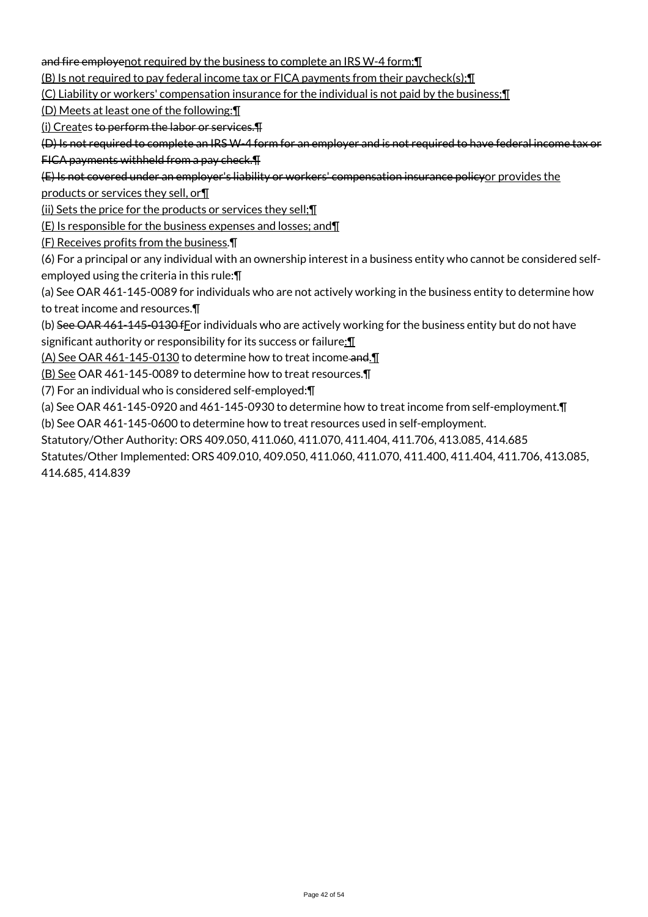~~and fire employe~~<u>not required by the business to complete an IRS W-4 form;</u>¶

<u>(B) Is not required to pay federal income tax or FICA payments from their paycheck(s);</u>¶

<u>(C) Liability or workers' compensation insurance for the individual is not paid by the business;</u>¶

<u>(D) Meets at least one of the following:</u>¶

<u>(i) Creat</u>es ~~to perform the labor or services.~~¶

~~(D) Is not required to complete an IRS W-4 form for an employer and is not required to have federal income tax or FICA payments withheld from a pay check.~~¶

~~(E) Is not covered under an employer's liability or workers' compensation insurance policy~~<u>or provides the products or services they sell, or</u>¶

<u>(ii) Sets the price for the products or services they sell;</u>¶

<u>(E) Is responsible for the business expenses and losses; and</u>¶

<u>(F) Receives profits from the business.</u>¶

(6) For a principal or any individual with an ownership interest in a business entity who cannot be considered self-employed using the criteria in this rule:¶

(a) See OAR 461-145-0089 for individuals who are not actively working in the business entity to determine how to treat income and resources.¶

(b) ~~See OAR 461-145-0130 f~~<u>F</u>or individuals who are actively working for the business entity but do not have significant authority or responsibility for its success or failure<u>:</u>¶

<u>(A) See OAR 461-145-0130</u> to determine how to treat income ~~and~~<u>.</u>¶

<u>(B) See</u> OAR 461-145-0089 to determine how to treat resources.¶

(7) For an individual who is considered self-employed:¶

(a) See OAR 461-145-0920 and 461-145-0930 to determine how to treat income from self-employment.¶

(b) See OAR 461-145-0600 to determine how to treat resources used in self-employment.

Statutory/Other Authority: ORS 409.050, 411.060, 411.070, 411.404, 411.706, 413.085, 414.685

Statutes/Other Implemented: ORS 409.010, 409.050, 411.060, 411.070, 411.400, 411.404, 411.706, 413.085, 414.685, 414.839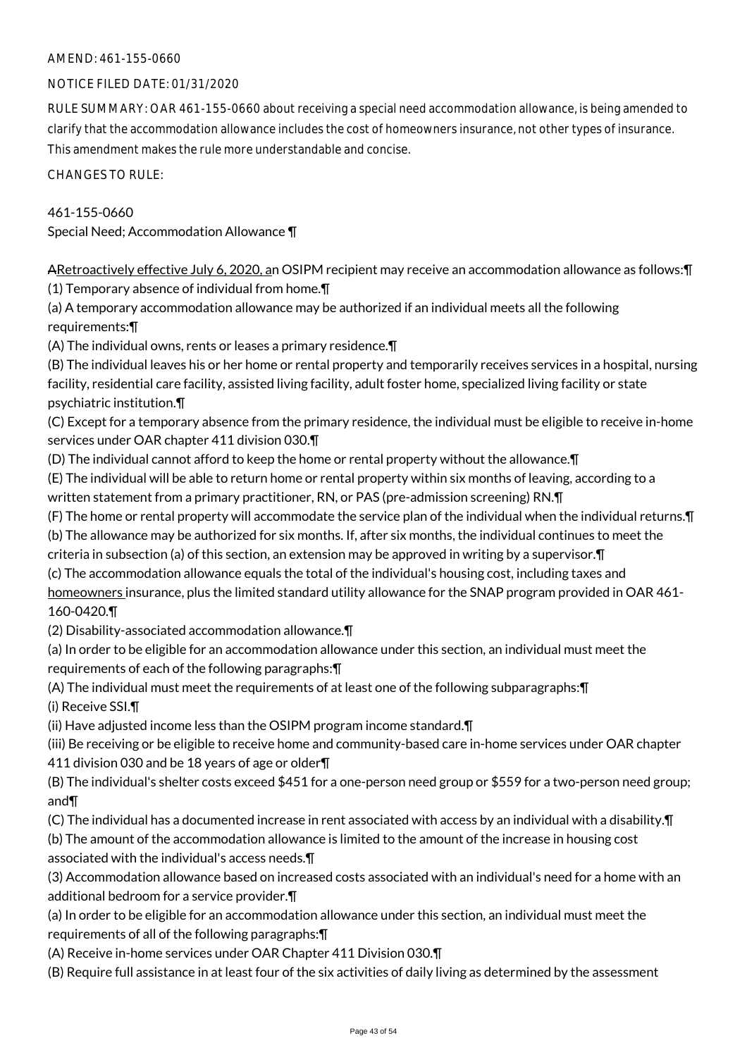AMEND: 461-155-0660

NOTICE FILED DATE: 01/31/2020

RULE SUMMARY: OAR 461-155-0660 about receiving a special need accommodation allowance, is being amended to clarify that the accommodation allowance includes the cost of homeowners insurance, not other types of insurance. This amendment makes the rule more understandable and concise.

CHANGES TO RULE:

461-155-0660
Special Need; Accommodation Allowance ¶

ARetroactively effective July 6, 2020, an OSIPM recipient may receive an accommodation allowance as follows:¶
(1) Temporary absence of individual from home.¶
(a) A temporary accommodation allowance may be authorized if an individual meets all the following requirements:¶
(A) The individual owns, rents or leases a primary residence.¶
(B) The individual leaves his or her home or rental property and temporarily receives services in a hospital, nursing facility, residential care facility, assisted living facility, adult foster home, specialized living facility or state psychiatric institution.¶
(C) Except for a temporary absence from the primary residence, the individual must be eligible to receive in-home services under OAR chapter 411 division 030.¶
(D) The individual cannot afford to keep the home or rental property without the allowance.¶
(E) The individual will be able to return home or rental property within six months of leaving, according to a written statement from a primary practitioner, RN, or PAS (pre-admission screening) RN.¶
(F) The home or rental property will accommodate the service plan of the individual when the individual returns.¶
(b) The allowance may be authorized for six months. If, after six months, the individual continues to meet the criteria in subsection (a) of this section, an extension may be approved in writing by a supervisor.¶
(c) The accommodation allowance equals the total of the individual's housing cost, including taxes and homeowners insurance, plus the limited standard utility allowance for the SNAP program provided in OAR 461-160-0420.¶
(2) Disability-associated accommodation allowance.¶
(a) In order to be eligible for an accommodation allowance under this section, an individual must meet the requirements of each of the following paragraphs:¶
(A) The individual must meet the requirements of at least one of the following subparagraphs:¶
(i) Receive SSI.¶
(ii) Have adjusted income less than the OSIPM program income standard.¶
(iii) Be receiving or be eligible to receive home and community-based care in-home services under OAR chapter 411 division 030 and be 18 years of age or older¶
(B) The individual's shelter costs exceed $451 for a one-person need group or $559 for a two-person need group; and¶
(C) The individual has a documented increase in rent associated with access by an individual with a disability.¶
(b) The amount of the accommodation allowance is limited to the amount of the increase in housing cost associated with the individual's access needs.¶
(3) Accommodation allowance based on increased costs associated with an individual's need for a home with an additional bedroom for a service provider.¶
(a) In order to be eligible for an accommodation allowance under this section, an individual must meet the requirements of all of the following paragraphs:¶
(A) Receive in-home services under OAR Chapter 411 Division 030.¶
(B) Require full assistance in at least four of the six activities of daily living as determined by the assessment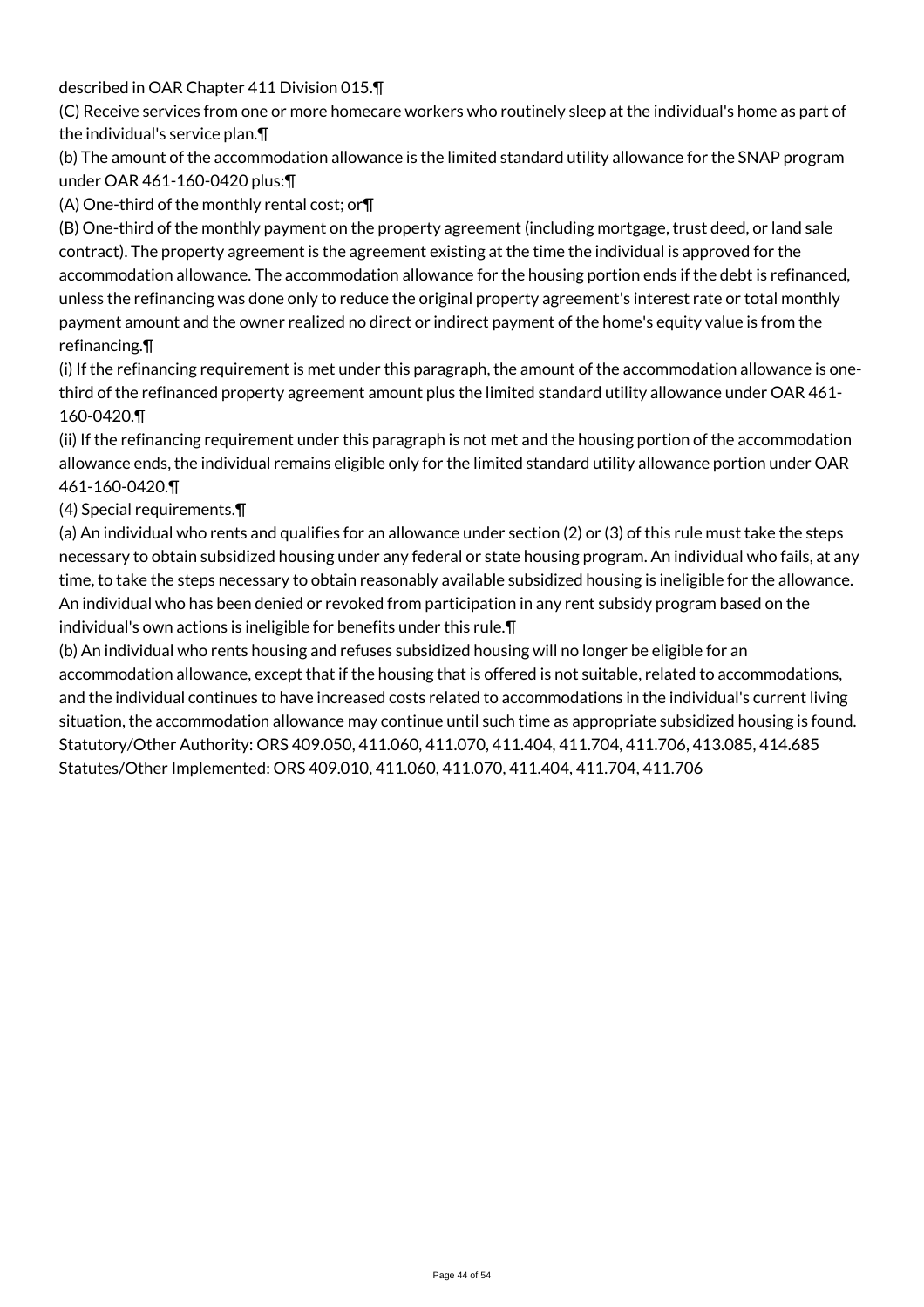described in OAR Chapter 411 Division 015.¶

(C) Receive services from one or more homecare workers who routinely sleep at the individual's home as part of the individual's service plan.¶

(b) The amount of the accommodation allowance is the limited standard utility allowance for the SNAP program under OAR 461-160-0420 plus:¶

(A) One-third of the monthly rental cost; or¶

(B) One-third of the monthly payment on the property agreement (including mortgage, trust deed, or land sale contract). The property agreement is the agreement existing at the time the individual is approved for the accommodation allowance. The accommodation allowance for the housing portion ends if the debt is refinanced, unless the refinancing was done only to reduce the original property agreement's interest rate or total monthly payment amount and the owner realized no direct or indirect payment of the home's equity value is from the refinancing.¶

(i) If the refinancing requirement is met under this paragraph, the amount of the accommodation allowance is one-third of the refinanced property agreement amount plus the limited standard utility allowance under OAR 461-160-0420.¶

(ii) If the refinancing requirement under this paragraph is not met and the housing portion of the accommodation allowance ends, the individual remains eligible only for the limited standard utility allowance portion under OAR 461-160-0420.¶

(4) Special requirements.¶

(a) An individual who rents and qualifies for an allowance under section (2) or (3) of this rule must take the steps necessary to obtain subsidized housing under any federal or state housing program. An individual who fails, at any time, to take the steps necessary to obtain reasonably available subsidized housing is ineligible for the allowance. An individual who has been denied or revoked from participation in any rent subsidy program based on the individual's own actions is ineligible for benefits under this rule.¶

(b) An individual who rents housing and refuses subsidized housing will no longer be eligible for an accommodation allowance, except that if the housing that is offered is not suitable, related to accommodations, and the individual continues to have increased costs related to accommodations in the individual's current living situation, the accommodation allowance may continue until such time as appropriate subsidized housing is found.

Statutory/Other Authority: ORS 409.050, 411.060, 411.070, 411.404, 411.704, 411.706, 413.085, 414.685

Statutes/Other Implemented: ORS 409.010, 411.060, 411.070, 411.404, 411.704, 411.706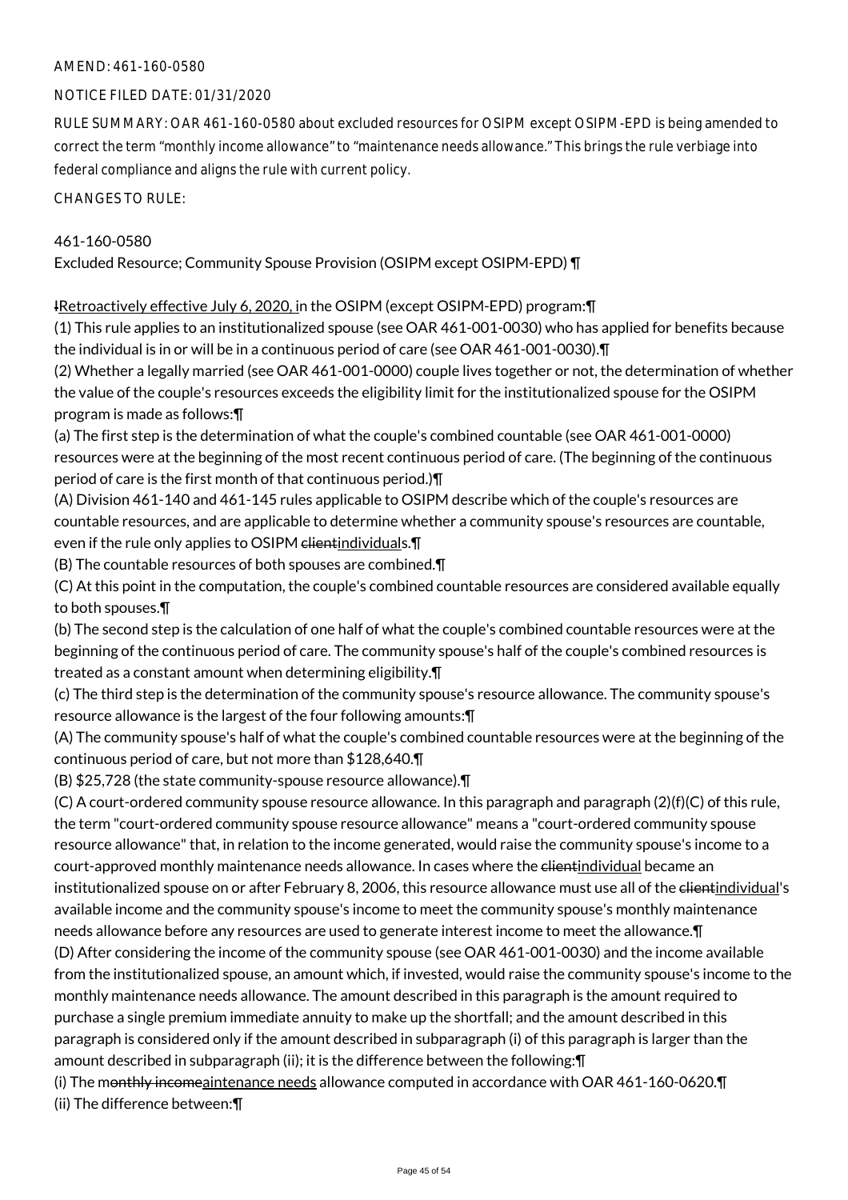AMEND: 461-160-0580

NOTICE FILED DATE: 01/31/2020

RULE SUMMARY: OAR 461-160-0580 about excluded resources for OSIPM except OSIPM-EPD is being amended to correct the term "monthly income allowance" to "maintenance needs allowance." This brings the rule verbiage into federal compliance and aligns the rule with current policy.

CHANGES TO RULE:

461-160-0580

Excluded Resource; Community Spouse Provision (OSIPM except OSIPM-EPD) ¶

~~I~~Retroactively effective July 6, 2020, in the OSIPM (except OSIPM-EPD) program:¶

(1) This rule applies to an institutionalized spouse (see OAR 461-001-0030) who has applied for benefits because the individual is in or will be in a continuous period of care (see OAR 461-001-0030).¶

(2) Whether a legally married (see OAR 461-001-0000) couple lives together or not, the determination of whether the value of the couple's resources exceeds the eligibility limit for the institutionalized spouse for the OSIPM program is made as follows:¶

(a) The first step is the determination of what the couple's combined countable (see OAR 461-001-0000) resources were at the beginning of the most recent continuous period of care. (The beginning of the continuous period of care is the first month of that continuous period.)¶

(A) Division 461-140 and 461-145 rules applicable to OSIPM describe which of the couple's resources are countable resources, and are applicable to determine whether a community spouse's resources are countable, even if the rule only applies to OSIPM ~~client~~individuals.¶

(B) The countable resources of both spouses are combined.¶

(C) At this point in the computation, the couple's combined countable resources are considered available equally to both spouses.¶

(b) The second step is the calculation of one half of what the couple's combined countable resources were at the beginning of the continuous period of care. The community spouse's half of the couple's combined resources is treated as a constant amount when determining eligibility.¶

(c) The third step is the determination of the community spouse's resource allowance. The community spouse's resource allowance is the largest of the four following amounts:¶

(A) The community spouse's half of what the couple's combined countable resources were at the beginning of the continuous period of care, but not more than $128,640.¶

(B) $25,728 (the state community-spouse resource allowance).¶

(C) A court-ordered community spouse resource allowance. In this paragraph and paragraph (2)(f)(C) of this rule, the term "court-ordered community spouse resource allowance" means a "court-ordered community spouse resource allowance" that, in relation to the income generated, would raise the community spouse's income to a court-approved monthly maintenance needs allowance. In cases where the ~~client~~individual became an institutionalized spouse on or after February 8, 2006, this resource allowance must use all of the ~~client~~individual's available income and the community spouse's income to meet the community spouse's monthly maintenance needs allowance before any resources are used to generate interest income to meet the allowance.¶

(D) After considering the income of the community spouse (see OAR 461-001-0030) and the income available from the institutionalized spouse, an amount which, if invested, would raise the community spouse's income to the monthly maintenance needs allowance. The amount described in this paragraph is the amount required to purchase a single premium immediate annuity to make up the shortfall; and the amount described in this paragraph is considered only if the amount described in subparagraph (i) of this paragraph is larger than the amount described in subparagraph (ii); it is the difference between the following:¶

(i) The m~~onthly income~~aintenance needs allowance computed in accordance with OAR 461-160-0620.¶

(ii) The difference between:¶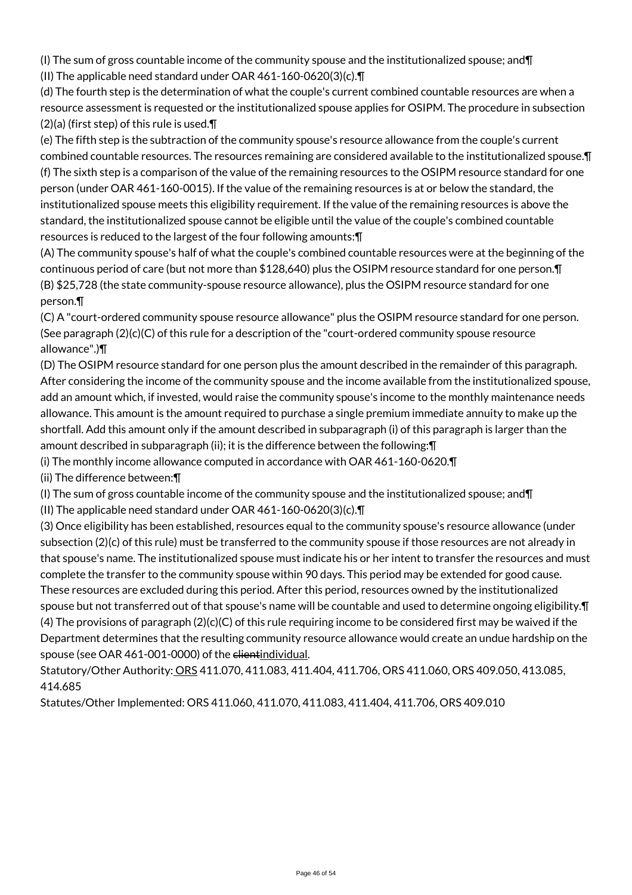(I) The sum of gross countable income of the community spouse and the institutionalized spouse; and¶

(II) The applicable need standard under OAR 461-160-0620(3)(c).¶

(d) The fourth step is the determination of what the couple's current combined countable resources are when a resource assessment is requested or the institutionalized spouse applies for OSIPM. The procedure in subsection (2)(a) (first step) of this rule is used.¶

(e) The fifth step is the subtraction of the community spouse's resource allowance from the couple's current combined countable resources. The resources remaining are considered available to the institutionalized spouse.¶

(f) The sixth step is a comparison of the value of the remaining resources to the OSIPM resource standard for one person (under OAR 461-160-0015). If the value of the remaining resources is at or below the standard, the institutionalized spouse meets this eligibility requirement. If the value of the remaining resources is above the standard, the institutionalized spouse cannot be eligible until the value of the couple's combined countable resources is reduced to the largest of the four following amounts:¶

(A) The community spouse's half of what the couple's combined countable resources were at the beginning of the continuous period of care (but not more than $128,640) plus the OSIPM resource standard for one person.¶

(B) $25,728 (the state community-spouse resource allowance), plus the OSIPM resource standard for one person.¶

(C) A "court-ordered community spouse resource allowance" plus the OSIPM resource standard for one person. (See paragraph (2)(c)(C) of this rule for a description of the "court-ordered community spouse resource allowance".)¶

(D) The OSIPM resource standard for one person plus the amount described in the remainder of this paragraph. After considering the income of the community spouse and the income available from the institutionalized spouse, add an amount which, if invested, would raise the community spouse's income to the monthly maintenance needs allowance. This amount is the amount required to purchase a single premium immediate annuity to make up the shortfall. Add this amount only if the amount described in subparagraph (i) of this paragraph is larger than the amount described in subparagraph (ii); it is the difference between the following:¶

(i) The monthly income allowance computed in accordance with OAR 461-160-0620.¶

(ii) The difference between:¶

(I) The sum of gross countable income of the community spouse and the institutionalized spouse; and¶

(II) The applicable need standard under OAR 461-160-0620(3)(c).¶

(3) Once eligibility has been established, resources equal to the community spouse's resource allowance (under subsection (2)(c) of this rule) must be transferred to the community spouse if those resources are not already in that spouse's name. The institutionalized spouse must indicate his or her intent to transfer the resources and must complete the transfer to the community spouse within 90 days. This period may be extended for good cause. These resources are excluded during this period. After this period, resources owned by the institutionalized spouse but not transferred out of that spouse's name will be countable and used to determine ongoing eligibility.¶

(4) The provisions of paragraph (2)(c)(C) of this rule requiring income to be considered first may be waived if the Department determines that the resulting community resource allowance would create an undue hardship on the spouse (see OAR 461-001-0000) of the ~~client~~individual.

Statutory/Other Authority: ORS 411.070, 411.083, 411.404, 411.706, ORS 411.060, ORS 409.050, 413.085, 414.685

Statutes/Other Implemented: ORS 411.060, 411.070, 411.083, 411.404, 411.706, ORS 409.010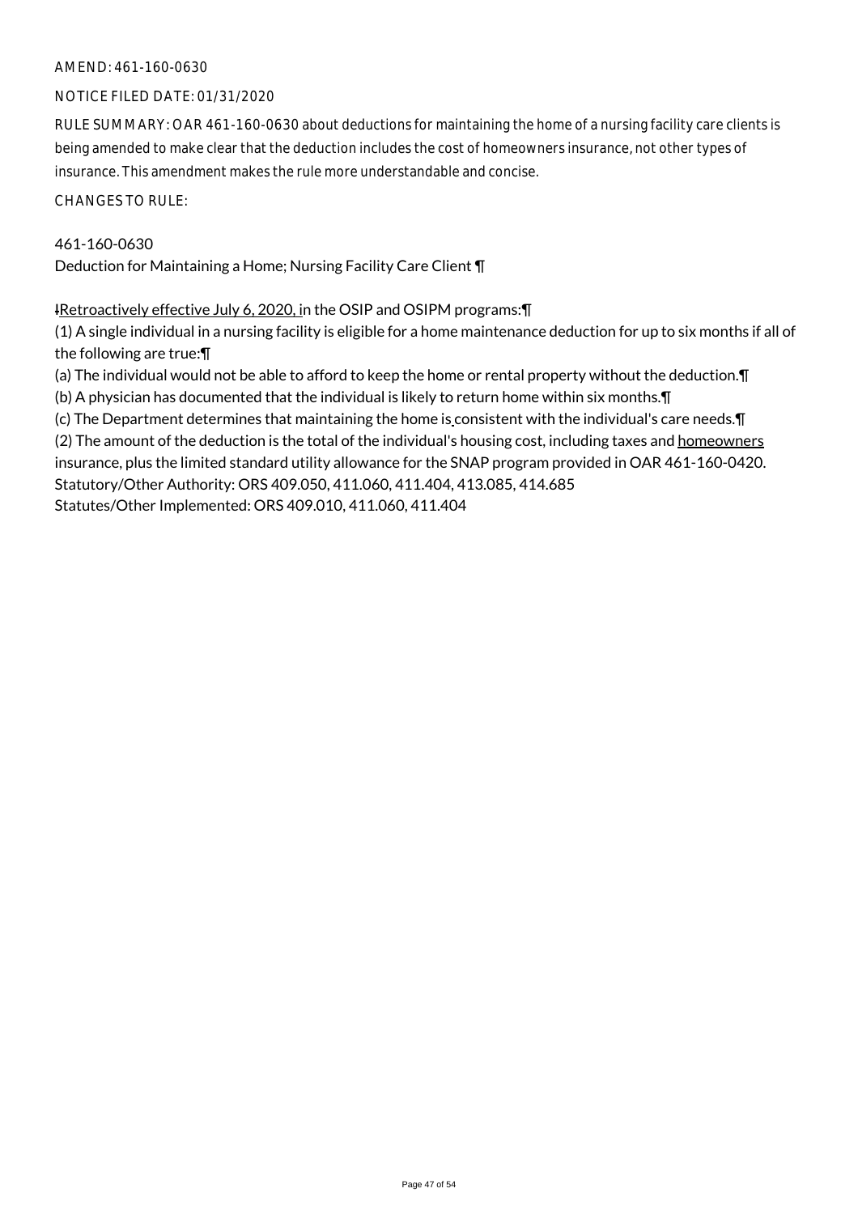AMEND: 461-160-0630

NOTICE FILED DATE: 01/31/2020

RULE SUMMARY: OAR 461-160-0630 about deductions for maintaining the home of a nursing facility care clients is being amended to make clear that the deduction includes the cost of homeowners insurance, not other types of insurance. This amendment makes the rule more understandable and concise.

CHANGES TO RULE:

461-160-0630
Deduction for Maintaining a Home; Nursing Facility Care Client ¶

~~I~~Retroactively effective July 6, 2020, in the OSIP and OSIPM programs:¶

(1) A single individual in a nursing facility is eligible for a home maintenance deduction for up to six months if all of the following are true:¶

(a) The individual would not be able to afford to keep the home or rental property without the deduction.¶

(b) A physician has documented that the individual is likely to return home within six months.¶

(c) The Department determines that maintaining the home is consistent with the individual's care needs.¶

(2) The amount of the deduction is the total of the individual's housing cost, including taxes and homeowners insurance, plus the limited standard utility allowance for the SNAP program provided in OAR 461-160-0420.

Statutory/Other Authority: ORS 409.050, 411.060, 411.404, 413.085, 414.685

Statutes/Other Implemented: ORS 409.010, 411.060, 411.404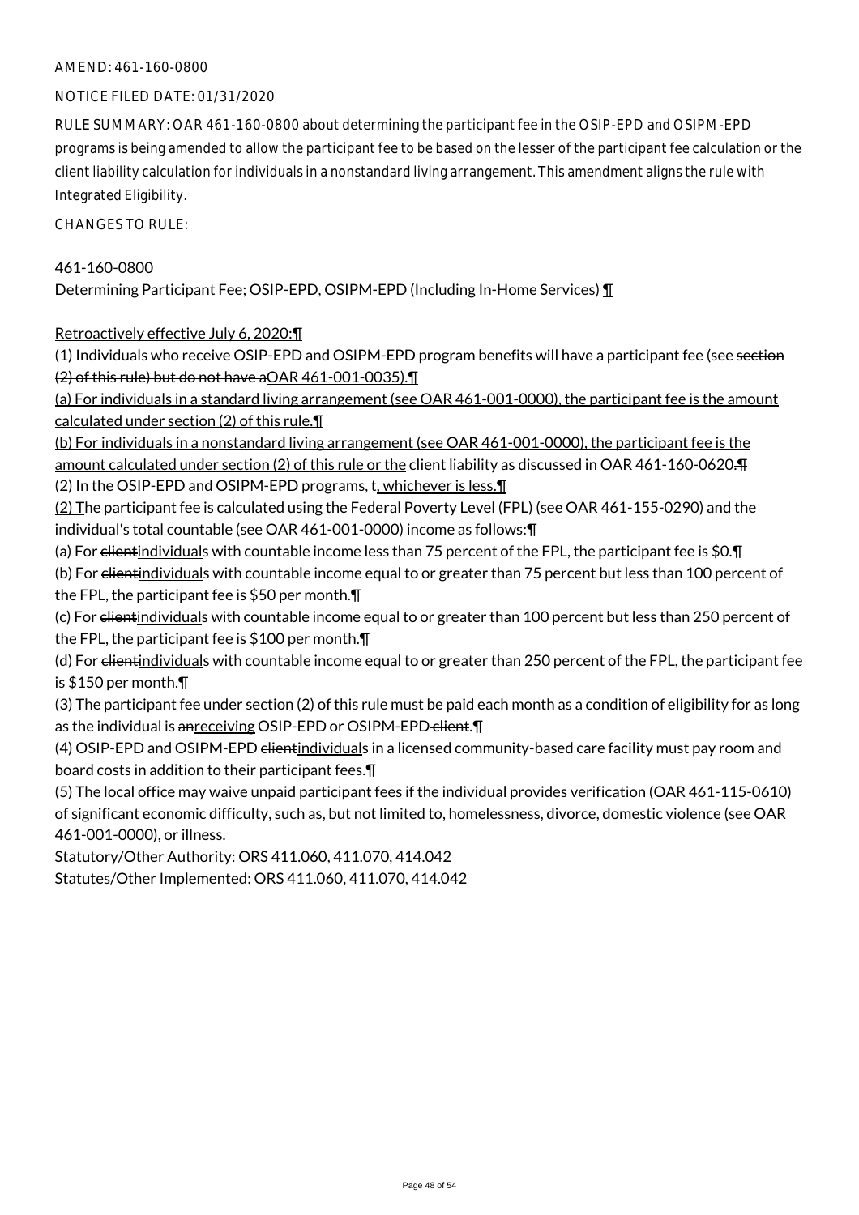AMEND: 461-160-0800

NOTICE FILED DATE: 01/31/2020

RULE SUMMARY: OAR 461-160-0800 about determining the participant fee in the OSIP-EPD and OSIPM-EPD programs is being amended to allow the participant fee to be based on the lesser of the participant fee calculation or the client liability calculation for individuals in a nonstandard living arrangement. This amendment aligns the rule with Integrated Eligibility.

CHANGES TO RULE:

461-160-0800
Determining Participant Fee; OSIP-EPD, OSIPM-EPD (Including In-Home Services) ¶

Retroactively effective July 6, 2020:¶
(1) Individuals who receive OSIP-EPD and OSIPM-EPD program benefits will have a participant fee (see ~~section (2) of this rule) but do not have a~~OAR 461-001-0035).¶
(a) For individuals in a standard living arrangement (see OAR 461-001-0000), the participant fee is the amount calculated under section (2) of this rule.¶
(b) For individuals in a nonstandard living arrangement (see OAR 461-001-0000), the participant fee is the amount calculated under section (2) of this rule or the client liability as discussed in OAR 461-160-0620~~.¶~~
~~(2) In the OSIP-EPD and OSIPM-EPD programs, t~~, whichever is less.¶
(2) The participant fee is calculated using the Federal Poverty Level (FPL) (see OAR 461-155-0290) and the individual's total countable (see OAR 461-001-0000) income as follows:¶
(a) For ~~client~~individuals with countable income less than 75 percent of the FPL, the participant fee is $0.¶
(b) For ~~client~~individuals with countable income equal to or greater than 75 percent but less than 100 percent of the FPL, the participant fee is $50 per month.¶
(c) For ~~client~~individuals with countable income equal to or greater than 100 percent but less than 250 percent of the FPL, the participant fee is $100 per month.¶
(d) For ~~client~~individuals with countable income equal to or greater than 250 percent of the FPL, the participant fee is $150 per month.¶
(3) The participant fee ~~under section (2) of this rule~~ must be paid each month as a condition of eligibility for as long as the individual is ~~an~~receiving OSIP-EPD or OSIPM-EPD ~~client~~.¶
(4) OSIP-EPD and OSIPM-EPD ~~client~~individuals in a licensed community-based care facility must pay room and board costs in addition to their participant fees.¶
(5) The local office may waive unpaid participant fees if the individual provides verification (OAR 461-115-0610) of significant economic difficulty, such as, but not limited to, homelessness, divorce, domestic violence (see OAR 461-001-0000), or illness.

Statutory/Other Authority: ORS 411.060, 411.070, 414.042
Statutes/Other Implemented: ORS 411.060, 411.070, 414.042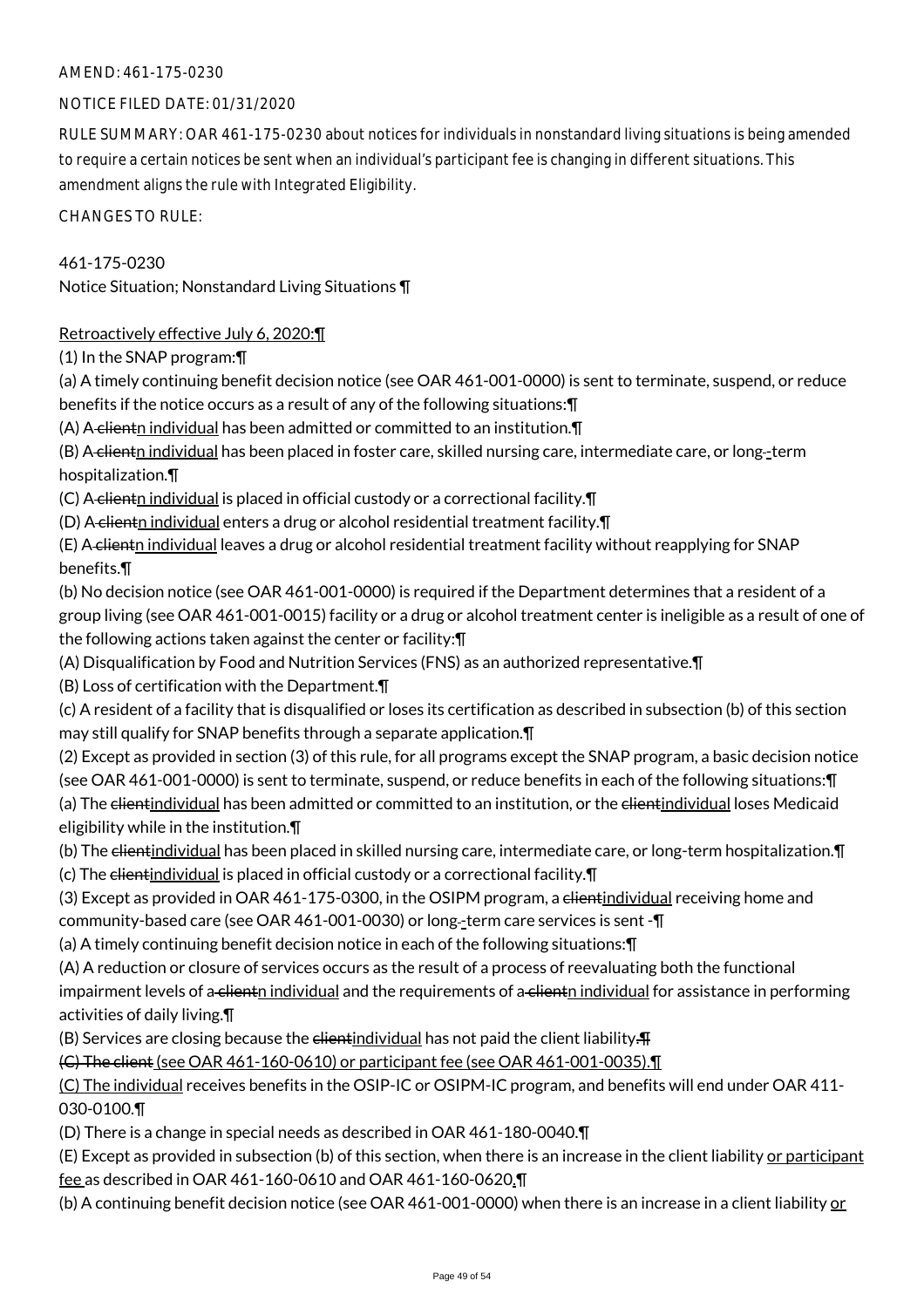AMEND: 461-175-0230

NOTICE FILED DATE: 01/31/2020

RULE SUMMARY: OAR 461-175-0230 about notices for individuals in nonstandard living situations is being amended to require a certain notices be sent when an individual's participant fee is changing in different situations. This amendment aligns the rule with Integrated Eligibility.

CHANGES TO RULE:

461-175-0230
Notice Situation; Nonstandard Living Situations ¶

Retroactively effective July 6, 2020:¶

(1) In the SNAP program:¶

(a) A timely continuing benefit decision notice (see OAR 461-001-0000) is sent to terminate, suspend, or reduce benefits if the notice occurs as a result of any of the following situations:¶

(A) A clientn individual has been admitted or committed to an institution.¶

(B) A clientn individual has been placed in foster care, skilled nursing care, intermediate care, or long--term hospitalization.¶

(C) A clientn individual is placed in official custody or a correctional facility.¶

(D) A clientn individual enters a drug or alcohol residential treatment facility.¶

(E) A clientn individual leaves a drug or alcohol residential treatment facility without reapplying for SNAP benefits.¶

(b) No decision notice (see OAR 461-001-0000) is required if the Department determines that a resident of a group living (see OAR 461-001-0015) facility or a drug or alcohol treatment center is ineligible as a result of one of the following actions taken against the center or facility:¶

(A) Disqualification by Food and Nutrition Services (FNS) as an authorized representative.¶

(B) Loss of certification with the Department.¶

(c) A resident of a facility that is disqualified or loses its certification as described in subsection (b) of this section may still qualify for SNAP benefits through a separate application.¶

(2) Except as provided in section (3) of this rule, for all programs except the SNAP program, a basic decision notice (see OAR 461-001-0000) is sent to terminate, suspend, or reduce benefits in each of the following situations:¶

(a) The clientindividual has been admitted or committed to an institution, or the clientindividual loses Medicaid eligibility while in the institution.¶

(b) The clientindividual has been placed in skilled nursing care, intermediate care, or long-term hospitalization.¶

(c) The clientindividual is placed in official custody or a correctional facility.¶

(3) Except as provided in OAR 461-175-0300, in the OSIPM program, a clientindividual receiving home and community-based care (see OAR 461-001-0030) or long--term care services is sent -¶

(a) A timely continuing benefit decision notice in each of the following situations:¶

(A) A reduction or closure of services occurs as the result of a process of reevaluating both the functional impairment levels of a clientn individual and the requirements of a clientn individual for assistance in performing activities of daily living.¶

(B) Services are closing because the clientindividual has not paid the client liability.¶

(C) The client (see OAR 461-160-0610) or participant fee (see OAR 461-001-0035).¶

(C) The individual receives benefits in the OSIP-IC or OSIPM-IC program, and benefits will end under OAR 411-030-0100.¶

(D) There is a change in special needs as described in OAR 461-180-0040.¶

(E) Except as provided in subsection (b) of this section, when there is an increase in the client liability or participant fee as described in OAR 461-160-0610 and OAR 461-160-0620.¶

(b) A continuing benefit decision notice (see OAR 461-001-0000) when there is an increase in a client liability or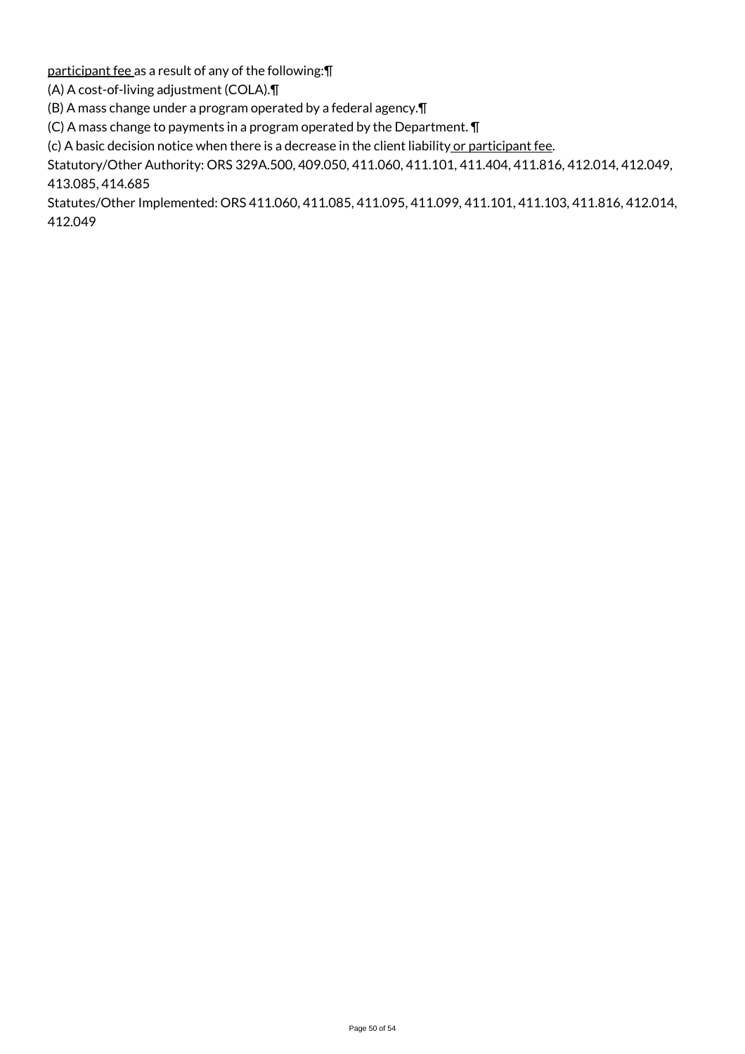<u>participant fee</u> as a result of any of the following:¶

(A) A cost-of-living adjustment (COLA).¶

(B) A mass change under a program operated by a federal agency.¶

(C) A mass change to payments in a program operated by the Department. ¶

(c) A basic decision notice when there is a decrease in the client liability <u>or participant fee</u>.

Statutory/Other Authority: ORS 329A.500, 409.050, 411.060, 411.101, 411.404, 411.816, 412.014, 412.049, 413.085, 414.685

Statutes/Other Implemented: ORS 411.060, 411.085, 411.095, 411.099, 411.101, 411.103, 411.816, 412.014, 412.049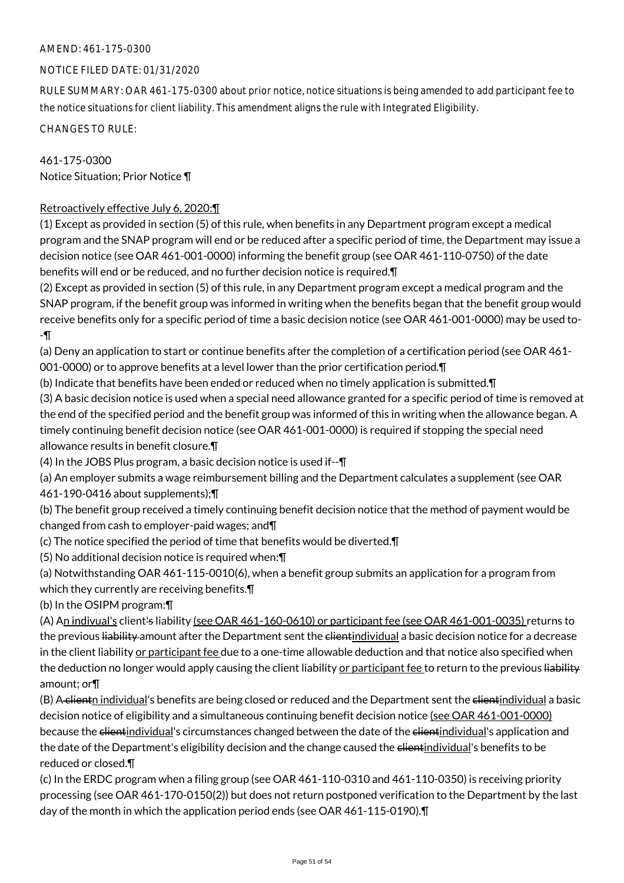AMEND: 461-175-0300

NOTICE FILED DATE: 01/31/2020

RULE SUMMARY: OAR 461-175-0300 about prior notice, notice situations is being amended to add participant fee to the notice situations for client liability. This amendment aligns the rule with Integrated Eligibility.

CHANGES TO RULE:

461-175-0300
Notice Situation; Prior Notice ¶

Retroactively effective July 6, 2020:¶

(1) Except as provided in section (5) of this rule, when benefits in any Department program except a medical program and the SNAP program will end or be reduced after a specific period of time, the Department may issue a decision notice (see OAR 461-001-0000) informing the benefit group (see OAR 461-110-0750) of the date benefits will end or be reduced, and no further decision notice is required.¶

(2) Except as provided in section (5) of this rule, in any Department program except a medical program and the SNAP program, if the benefit group was informed in writing when the benefits began that the benefit group would receive benefits only for a specific period of time a basic decision notice (see OAR 461-001-0000) may be used to--¶

(a) Deny an application to start or continue benefits after the completion of a certification period (see OAR 461-001-0000) or to approve benefits at a level lower than the prior certification period.¶

(b) Indicate that benefits have been ended or reduced when no timely application is submitted.¶

(3) A basic decision notice is used when a special need allowance granted for a specific period of time is removed at the end of the specified period and the benefit group was informed of this in writing when the allowance began. A timely continuing benefit decision notice (see OAR 461-001-0000) is required if stopping the special need allowance results in benefit closure.¶

(4) In the JOBS Plus program, a basic decision notice is used if--¶

(a) An employer submits a wage reimbursement billing and the Department calculates a supplement (see OAR 461-190-0416 about supplements);¶

(b) The benefit group received a timely continuing benefit decision notice that the method of payment would be changed from cash to employer-paid wages; and¶

(c) The notice specified the period of time that benefits would be diverted.¶

(5) No additional decision notice is required when:¶

(a) Notwithstanding OAR 461-115-0010(6), when a benefit group submits an application for a program from which they currently are receiving benefits.¶

(b) In the OSIPM program:¶

(A) An indivual's client's liability (see OAR 461-160-0610) or participant fee (see OAR 461-001-0035) returns to the previous liability amount after the Department sent the clientindividual a basic decision notice for a decrease in the client liability or participant fee due to a one-time allowable deduction and that notice also specified when the deduction no longer would apply causing the client liability or participant fee to return to the previous liability amount; or¶

(B) A clientn individual's benefits are being closed or reduced and the Department sent the clientindividual a basic decision notice of eligibility and a simultaneous continuing benefit decision notice (see OAR 461-001-0000) because the clientindividual's circumstances changed between the date of the clientindividual's application and the date of the Department's eligibility decision and the change caused the clientindividual's benefits to be reduced or closed.¶

(c) In the ERDC program when a filing group (see OAR 461-110-0310 and 461-110-0350) is receiving priority processing (see OAR 461-170-0150(2)) but does not return postponed verification to the Department by the last day of the month in which the application period ends (see OAR 461-115-0190).¶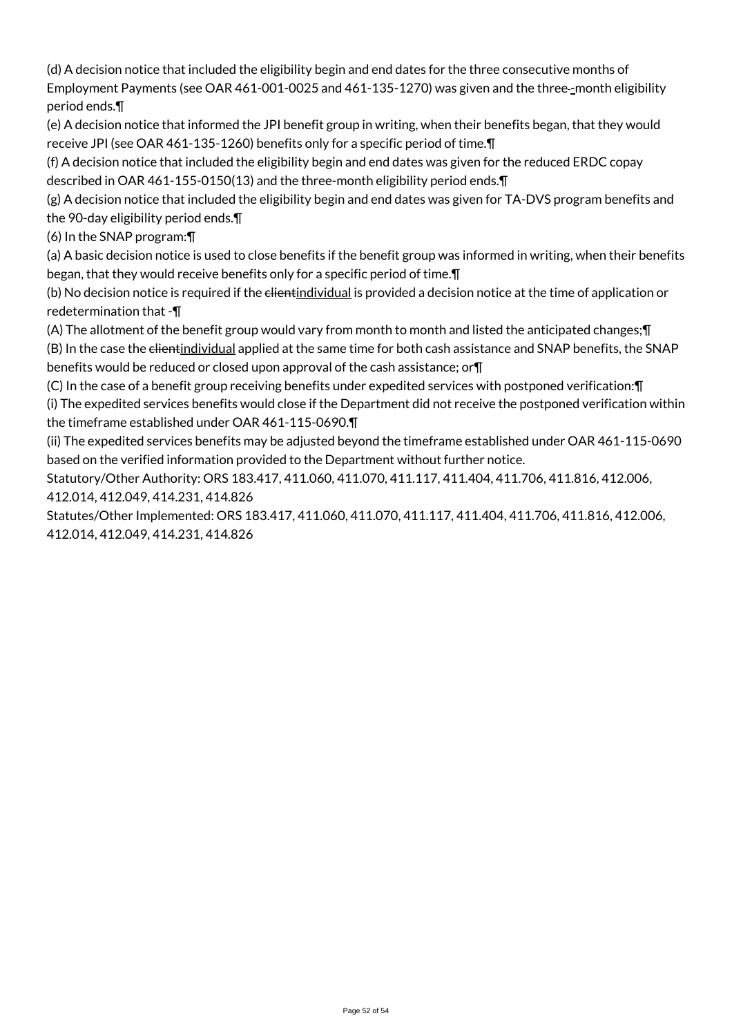(d) A decision notice that included the eligibility begin and end dates for the three consecutive months of Employment Payments (see OAR 461-001-0025 and 461-135-1270) was given and the three--month eligibility period ends.¶

(e) A decision notice that informed the JPI benefit group in writing, when their benefits began, that they would receive JPI (see OAR 461-135-1260) benefits only for a specific period of time.¶

(f) A decision notice that included the eligibility begin and end dates was given for the reduced ERDC copay described in OAR 461-155-0150(13) and the three-month eligibility period ends.¶

(g) A decision notice that included the eligibility begin and end dates was given for TA-DVS program benefits and the 90-day eligibility period ends.¶

(6) In the SNAP program:¶

(a) A basic decision notice is used to close benefits if the benefit group was informed in writing, when their benefits began, that they would receive benefits only for a specific period of time.¶

(b) No decision notice is required if the ~~client~~individual is provided a decision notice at the time of application or redetermination that -¶

(A) The allotment of the benefit group would vary from month to month and listed the anticipated changes;¶

(B) In the case the ~~client~~individual applied at the same time for both cash assistance and SNAP benefits, the SNAP benefits would be reduced or closed upon approval of the cash assistance; or¶

(C) In the case of a benefit group receiving benefits under expedited services with postponed verification:¶

(i) The expedited services benefits would close if the Department did not receive the postponed verification within the timeframe established under OAR 461-115-0690.¶

(ii) The expedited services benefits may be adjusted beyond the timeframe established under OAR 461-115-0690 based on the verified information provided to the Department without further notice.

Statutory/Other Authority: ORS 183.417, 411.060, 411.070, 411.117, 411.404, 411.706, 411.816, 412.006, 412.014, 412.049, 414.231, 414.826

Statutes/Other Implemented: ORS 183.417, 411.060, 411.070, 411.117, 411.404, 411.706, 411.816, 412.006, 412.014, 412.049, 414.231, 414.826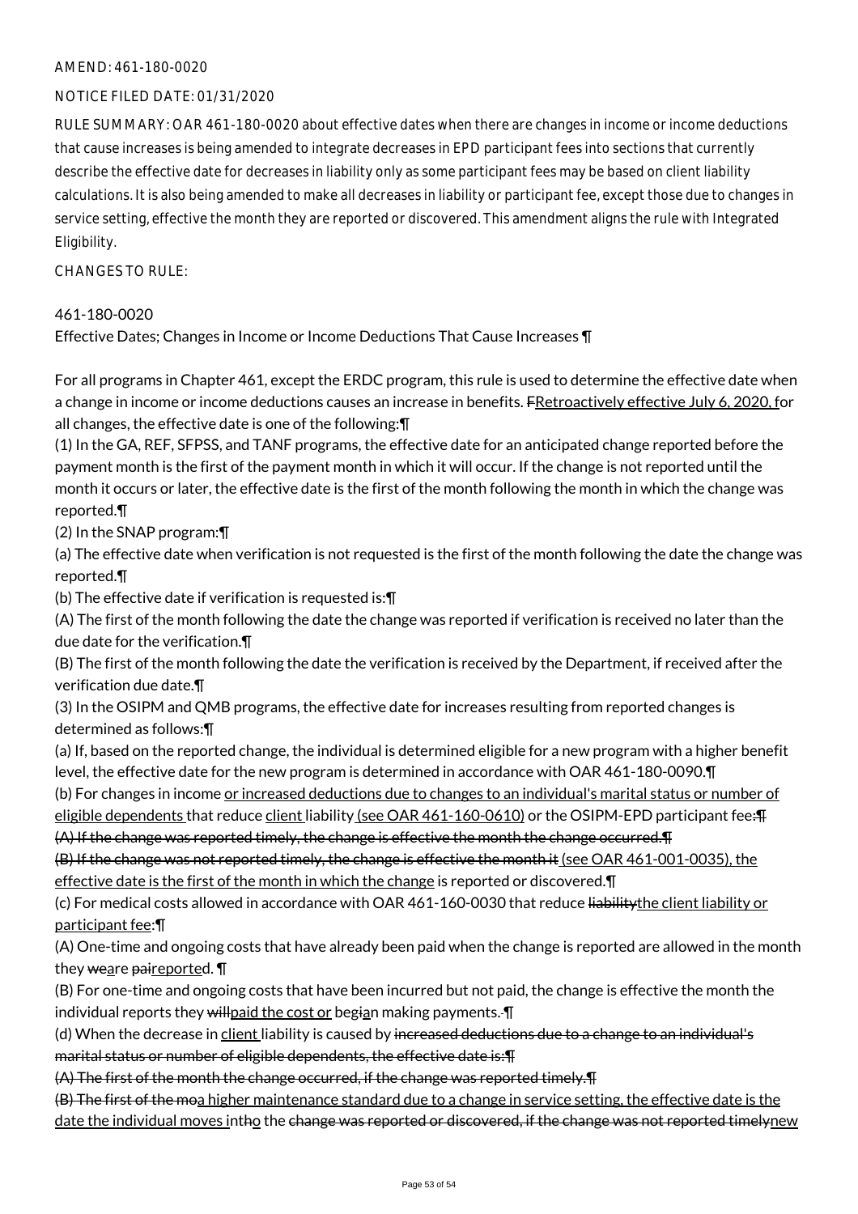AMEND: 461-180-0020

NOTICE FILED DATE: 01/31/2020

RULE SUMMARY: OAR 461-180-0020 about effective dates when there are changes in income or income deductions that cause increases is being amended to integrate decreases in EPD participant fees into sections that currently describe the effective date for decreases in liability only as some participant fees may be based on client liability calculations. It is also being amended to make all decreases in liability or participant fee, except those due to changes in service setting, effective the month they are reported or discovered. This amendment aligns the rule with Integrated Eligibility.

CHANGES TO RULE:

461-180-0020

Effective Dates; Changes in Income or Income Deductions That Cause Increases ¶

For all programs in Chapter 461, except the ERDC program, this rule is used to determine the effective date when a change in income or income deductions causes an increase in benefits. ~~F~~<u>Retroactively effective July 6, 2020, f</u>or all changes, the effective date is one of the following:¶

(1) In the GA, REF, SFPSS, and TANF programs, the effective date for an anticipated change reported before the payment month is the first of the payment month in which it will occur. If the change is not reported until the month it occurs or later, the effective date is the first of the month following the month in which the change was reported.¶

(2) In the SNAP program:¶

(a) The effective date when verification is not requested is the first of the month following the date the change was reported.¶

(b) The effective date if verification is requested is:¶

(A) The first of the month following the date the change was reported if verification is received no later than the due date for the verification.¶

(B) The first of the month following the date the verification is received by the Department, if received after the verification due date.¶

(3) In the OSIPM and QMB programs, the effective date for increases resulting from reported changes is determined as follows:¶

(a) If, based on the reported change, the individual is determined eligible for a new program with a higher benefit level, the effective date for the new program is determined in accordance with OAR 461-180-0090.¶

(b) For changes in income <u>or increased deductions due to changes to an individual's marital status or number of eligible dependents</u> that reduce <u>client</u> liability <u>(see OAR 461-160-0610)</u> or the OSIPM-EPD participant fee~~:¶~~

~~(A) If the change was reported timely, the change is effective the month the change occurred.¶~~

~~(B) If the change was not reported timely, the change is effective the month it~~ <u>(see OAR 461-001-0035), the effective date is the first of the month in which the change</u> is reported or discovered.¶

(c) For medical costs allowed in accordance with OAR 461-160-0030 that reduce ~~liability~~<u>the client liability or participant fee</u>:¶

(A) One-time and ongoing costs that have already been paid when the change is reported are allowed in the month they ~~we~~<u>a</u>re ~~pai~~<u>reporte</u>d. ¶

(B) For one-time and ongoing costs that have been incurred but not paid, the change is effective the month the individual reports they ~~will~~<u>paid the cost or</u> beg~~i~~<u>a</u>n making payments. ¶

(d) When the decrease in <u>client</u> liability is caused by ~~increased deductions due to a change to an individual's marital status or number of eligible dependents, the effective date is:¶~~

~~(A) The first of the month the change occurred, if the change was reported timely.¶~~

~~(B) The first of the mo~~<u>a higher maintenance standard due to a change in service setting, the effective date is the date the individual moves in</u>t~~h~~<u>o</u> the ~~change was reported or discovered, if the change was not reported timely~~<u>new</u>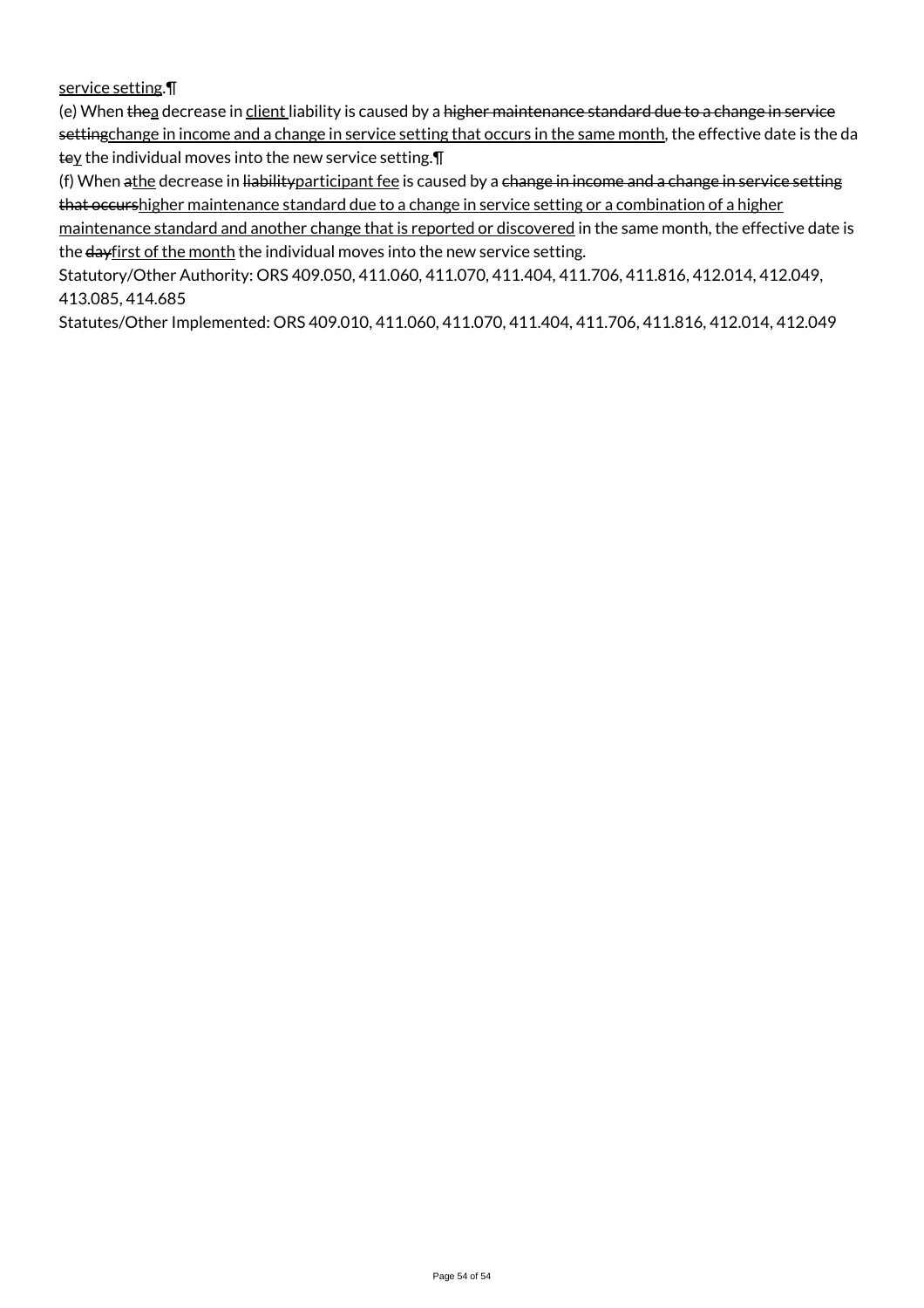<u>service setting</u>.¶

(e) When ~~the~~<u>a</u> decrease in <u>client</u> liability is caused by a ~~higher maintenance standard due to a change in service setting~~<u>change in income and a change in service setting that occurs in the same month</u>, the effective date is the da~~te~~<u>y</u> the individual moves into the new service setting.¶

(f) When ~~a~~<u>the</u> decrease in ~~liability~~<u>participant fee</u> is caused by a ~~change in income and a change in service setting that occurs~~<u>higher maintenance standard due to a change in service setting or a combination of a higher maintenance standard and another change that is reported or discovered</u> in the same month, the effective date is the ~~day~~<u>first of the month</u> the individual moves into the new service setting.

Statutory/Other Authority: ORS 409.050, 411.060, 411.070, 411.404, 411.706, 411.816, 412.014, 412.049, 413.085, 414.685

Statutes/Other Implemented: ORS 409.010, 411.060, 411.070, 411.404, 411.706, 411.816, 412.014, 412.049